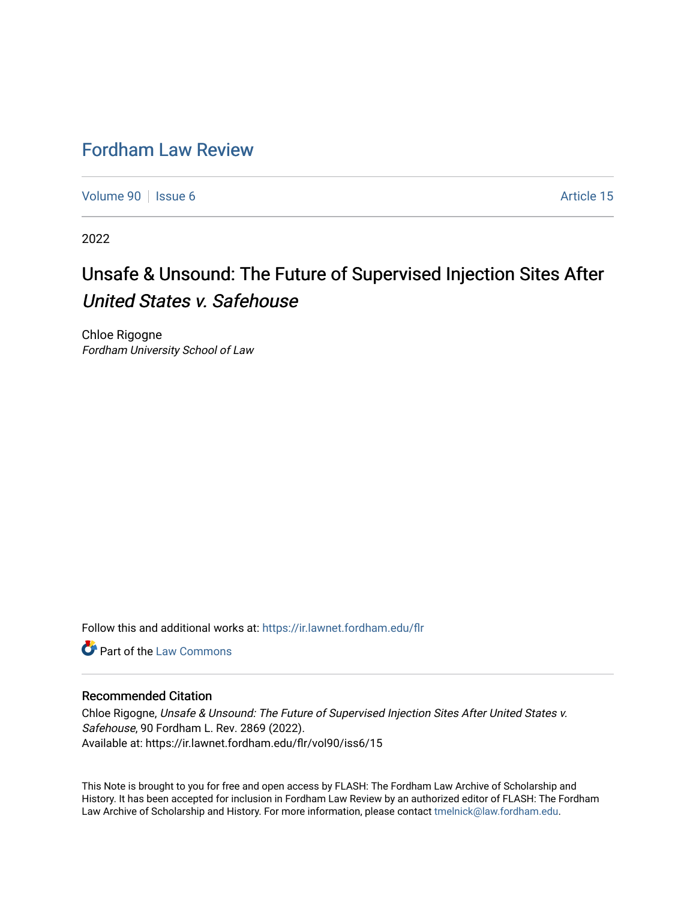# Fordham Law Review

Volume 90 | Issue 6 Article 15

2022

## Unsafe & Unsound: The Future of Supervised Injection Sites After *United States v. Safehouse*

Chloe Rigogne
*Fordham University School of Law*

Follow this and additional works at: https://ir.lawnet.fordham.edu/flr

Part of the Law Commons

### Recommended Citation

Chloe Rigogne, *Unsafe & Unsound: The Future of Supervised Injection Sites After United States v. Safehouse*, 90 Fordham L. Rev. 2869 (2022).
Available at: https://ir.lawnet.fordham.edu/flr/vol90/iss6/15

This Note is brought to you for free and open access by FLASH: The Fordham Law Archive of Scholarship and History. It has been accepted for inclusion in Fordham Law Review by an authorized editor of FLASH: The Fordham Law Archive of Scholarship and History. For more information, please contact tmelnick@law.fordham.edu.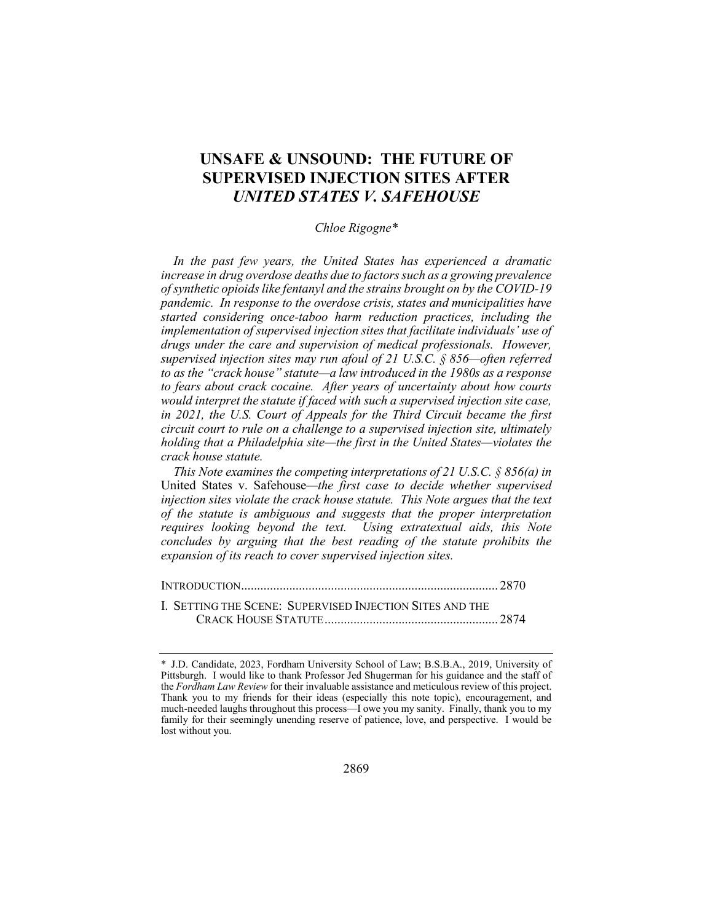# UNSAFE & UNSOUND: THE FUTURE OF SUPERVISED INJECTION SITES AFTER *UNITED STATES V. SAFEHOUSE*

*Chloe Rigogne\**

*In the past few years, the United States has experienced a dramatic increase in drug overdose deaths due to factors such as a growing prevalence of synthetic opioids like fentanyl and the strains brought on by the COVID-19 pandemic. In response to the overdose crisis, states and municipalities have started considering once-taboo harm reduction practices, including the implementation of supervised injection sites that facilitate individuals' use of drugs under the care and supervision of medical professionals. However, supervised injection sites may run afoul of 21 U.S.C. § 856—often referred to as the "crack house" statute—a law introduced in the 1980s as a response to fears about crack cocaine. After years of uncertainty about how courts would interpret the statute if faced with such a supervised injection site case, in 2021, the U.S. Court of Appeals for the Third Circuit became the first circuit court to rule on a challenge to a supervised injection site, ultimately holding that a Philadelphia site—the first in the United States—violates the crack house statute.*

*This Note examines the competing interpretations of 21 U.S.C. § 856(a) in* United States v. Safehouse*—the first case to decide whether supervised injection sites violate the crack house statute. This Note argues that the text of the statute is ambiguous and suggests that the proper interpretation requires looking beyond the text. Using extratextual aids, this Note concludes by arguing that the best reading of the statute prohibits the expansion of its reach to cover supervised injection sites.*

INTRODUCTION .............................................................................. 2870

I. SETTING THE SCENE: SUPERVISED INJECTION SITES AND THE CRACK HOUSE STATUTE ..................................................... 2874

\* J.D. Candidate, 2023, Fordham University School of Law; B.S.B.A., 2019, University of Pittsburgh. I would like to thank Professor Jed Shugerman for his guidance and the staff of the *Fordham Law Review* for their invaluable assistance and meticulous review of this project. Thank you to my friends for their ideas (especially this note topic), encouragement, and much-needed laughs throughout this process—I owe you my sanity. Finally, thank you to my family for their seemingly unending reserve of patience, love, and perspective. I would be lost without you.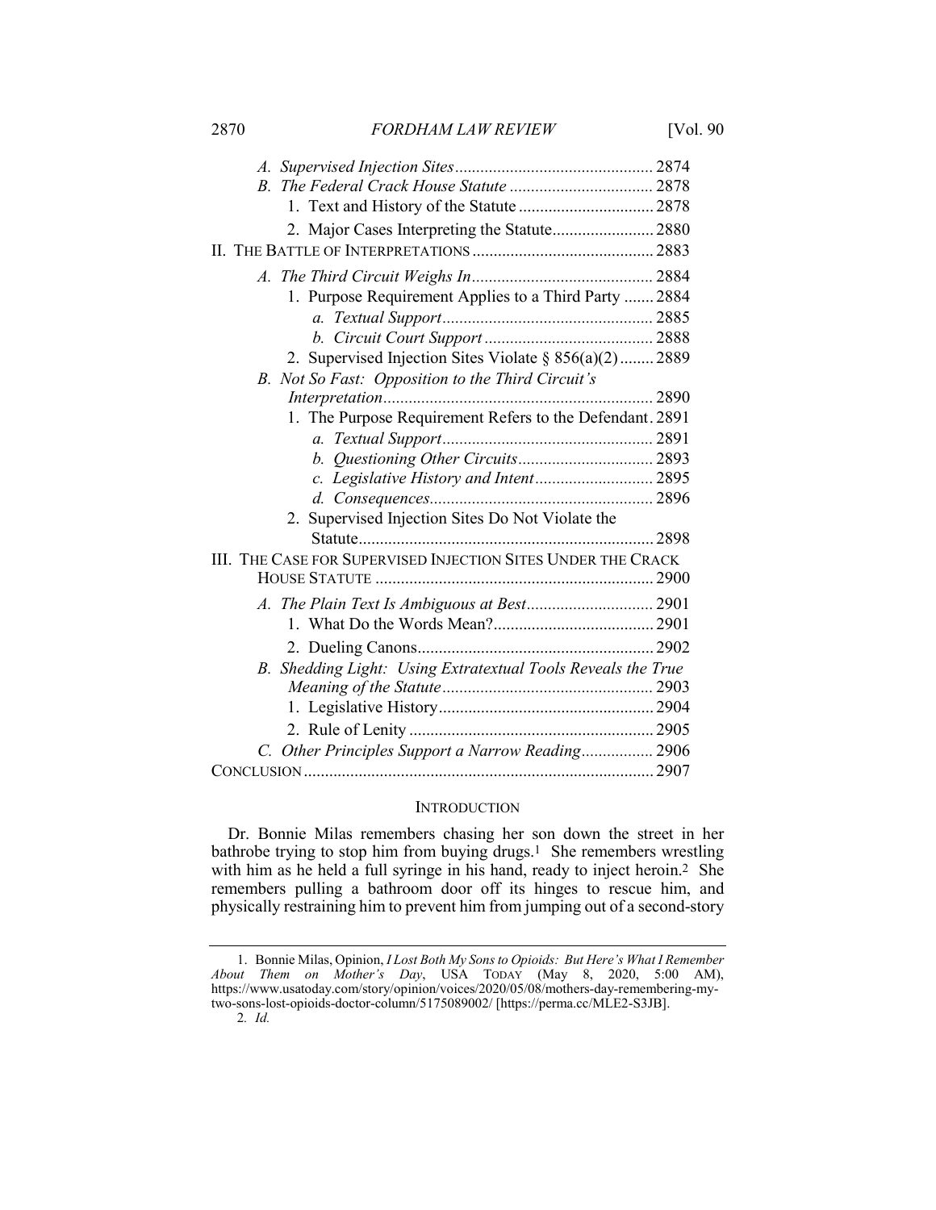- *A. Supervised Injection Sites* ............................................... 2874
- *B. The Federal Crack House Statute* .................................. 2878
  - 1. Text and History of the Statute ................................ 2878
  - 2. Major Cases Interpreting the Statute........................ 2880

II. THE BATTLE OF INTERPRETATIONS ........................................... 2883

- *A. The Third Circuit Weighs In*............................................ 2884
  - 1. Purpose Requirement Applies to a Third Party ....... 2884
    - *a. Textual Support*.................................................. 2885
    - *b. Circuit Court Support* ........................................ 2888
  - 2. Supervised Injection Sites Violate § 856(a)(2) ........ 2889
- *B. Not So Fast: Opposition to the Third Circuit's Interpretation*................................................................ 2890
  - 1. The Purpose Requirement Refers to the Defendant. 2891
    - *a. Textual Support*.................................................. 2891
    - *b. Questioning Other Circuits*................................ 2893
    - *c. Legislative History and Intent*............................ 2895
    - *d. Consequences*..................................................... 2896
  - 2. Supervised Injection Sites Do Not Violate the Statute....................................................................... 2898

III. THE CASE FOR SUPERVISED INJECTION SITES UNDER THE CRACK HOUSE STATUTE .................................................................. 2900

- *A. The Plain Text Is Ambiguous at Best*.............................. 2901
  - 1. What Do the Words Mean?...................................... 2901
  - 2. Dueling Canons........................................................ 2902
- *B. Shedding Light: Using Extratextual Tools Reveals the True Meaning of the Statute*.................................................. 2903
  - 1. Legislative History................................................... 2904
  - 2. Rule of Lenity .......................................................... 2905
- *C. Other Principles Support a Narrow Reading*................. 2906

CONCLUSION ................................................................................... 2907

## INTRODUCTION

Dr. Bonnie Milas remembers chasing her son down the street in her bathrobe trying to stop him from buying drugs.[1] She remembers wrestling with him as he held a full syringe in his hand, ready to inject heroin.[2] She remembers pulling a bathroom door off its hinges to rescue him, and physically restraining him to prevent him from jumping out of a second-story

---

1. Bonnie Milas, Opinion, *I Lost Both My Sons to Opioids: But Here's What I Remember About Them on Mother's Day*, USA TODAY (May 8, 2020, 5:00 AM), https://www.usatoday.com/story/opinion/voices/2020/05/08/mothers-day-remembering-my-two-sons-lost-opioids-doctor-column/5175089002/ [https://perma.cc/MLE2-S3JB].

2. *Id.*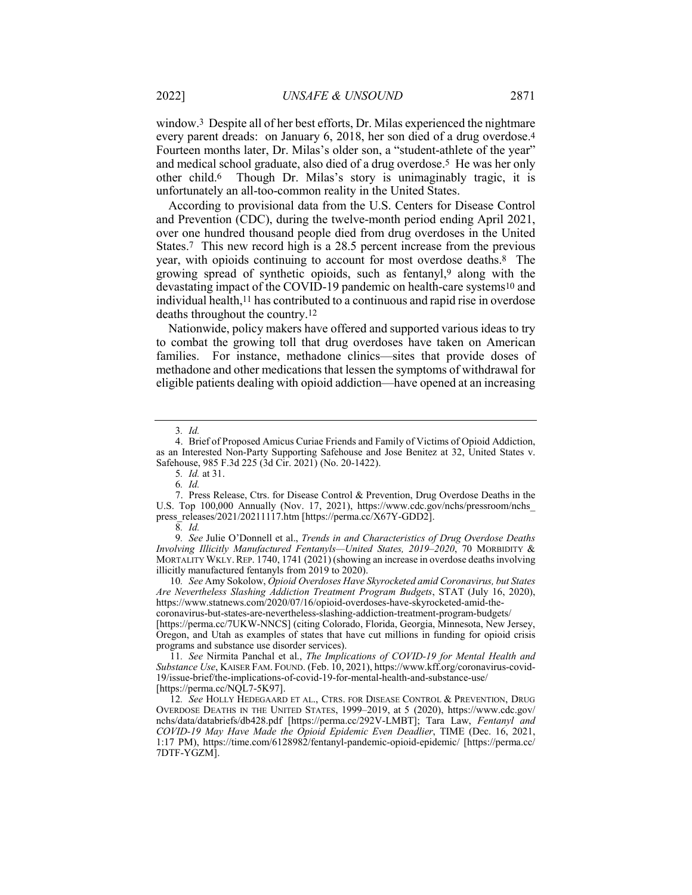window.[3] Despite all of her best efforts, Dr. Milas experienced the nightmare every parent dreads: on January 6, 2018, her son died of a drug overdose.[4] Fourteen months later, Dr. Milas's older son, a "student-athlete of the year" and medical school graduate, also died of a drug overdose.[5] He was her only other child.[6] Though Dr. Milas's story is unimaginably tragic, it is unfortunately an all-too-common reality in the United States.

According to provisional data from the U.S. Centers for Disease Control and Prevention (CDC), during the twelve-month period ending April 2021, over one hundred thousand people died from drug overdoses in the United States.[7] This new record high is a 28.5 percent increase from the previous year, with opioids continuing to account for most overdose deaths.[8] The growing spread of synthetic opioids, such as fentanyl,[9] along with the devastating impact of the COVID-19 pandemic on health-care systems[10] and individual health,[11] has contributed to a continuous and rapid rise in overdose deaths throughout the country.[12]

Nationwide, policy makers have offered and supported various ideas to try to combat the growing toll that drug overdoses have taken on American families. For instance, methadone clinics—sites that provide doses of methadone and other medications that lessen the symptoms of withdrawal for eligible patients dealing with opioid addiction—have opened at an increasing

---

3. *Id.*

4. Brief of Proposed Amicus Curiae Friends and Family of Victims of Opioid Addiction, as an Interested Non-Party Supporting Safehouse and Jose Benitez at 32, United States v. Safehouse, 985 F.3d 225 (3d Cir. 2021) (No. 20-1422).

5. *Id.* at 31.

6. *Id.*

7. Press Release, Ctrs. for Disease Control & Prevention, Drug Overdose Deaths in the U.S. Top 100,000 Annually (Nov. 17, 2021), https://www.cdc.gov/nchs/pressroom/nchs_press_releases/2021/20211117.htm [https://perma.cc/X67Y-GDD2].

8. *Id.*

9. *See* Julie O'Donnell et al., *Trends in and Characteristics of Drug Overdose Deaths Involving Illicitly Manufactured Fentanyls—United States, 2019–2020*, 70 MORBIDITY & MORTALITY WKLY. REP. 1740, 1741 (2021) (showing an increase in overdose deaths involving illicitly manufactured fentanyls from 2019 to 2020).

10. *See* Amy Sokolow, *Opioid Overdoses Have Skyrocketed amid Coronavirus, but States Are Nevertheless Slashing Addiction Treatment Program Budgets*, STAT (July 16, 2020), https://www.statnews.com/2020/07/16/opioid-overdoses-have-skyrocketed-amid-the-coronavirus-but-states-are-nevertheless-slashing-addiction-treatment-program-budgets/ [https://perma.cc/7UKW-NNCS] (citing Colorado, Florida, Georgia, Minnesota, New Jersey, Oregon, and Utah as examples of states that have cut millions in funding for opioid crisis programs and substance use disorder services).

11. *See* Nirmita Panchal et al., *The Implications of COVID-19 for Mental Health and Substance Use*, KAISER FAM. FOUND. (Feb. 10, 2021), https://www.kff.org/coronavirus-covid-19/issue-brief/the-implications-of-covid-19-for-mental-health-and-substance-use/ [https://perma.cc/NQL7-5K97].

12. *See* HOLLY HEDEGAARD ET AL., CTRS. FOR DISEASE CONTROL & PREVENTION, DRUG OVERDOSE DEATHS IN THE UNITED STATES, 1999–2019, at 5 (2020), https://www.cdc.gov/nchs/data/databriefs/db428.pdf [https://perma.cc/292V-LMBT]; Tara Law, *Fentanyl and COVID-19 May Have Made the Opioid Epidemic Even Deadlier*, TIME (Dec. 16, 2021, 1:17 PM), https://time.com/6128982/fentanyl-pandemic-opioid-epidemic/ [https://perma.cc/7DTF-YGZM].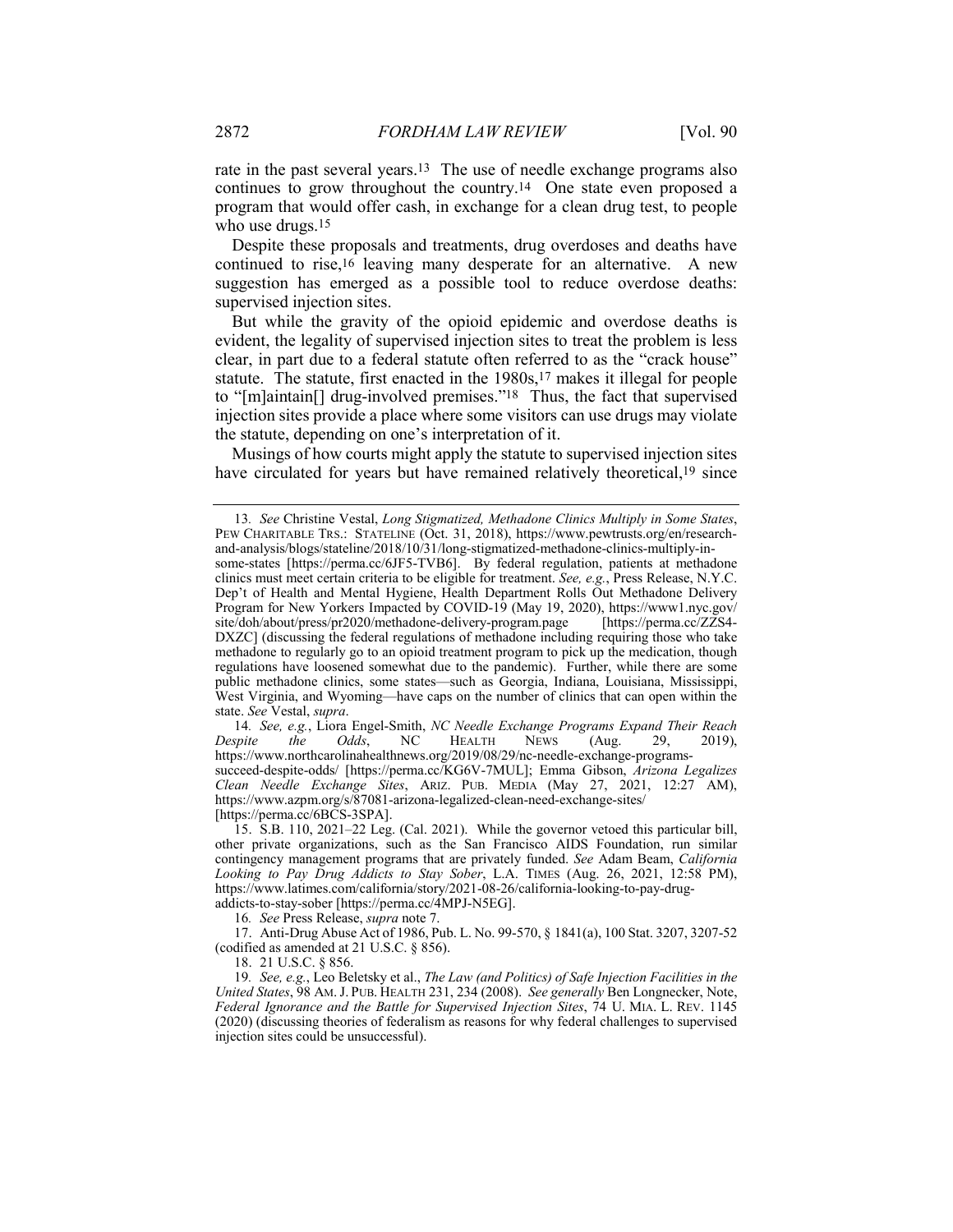rate in the past several years.[13] The use of needle exchange programs also continues to grow throughout the country.[14] One state even proposed a program that would offer cash, in exchange for a clean drug test, to people who use drugs.[15]

Despite these proposals and treatments, drug overdoses and deaths have continued to rise,[16] leaving many desperate for an alternative. A new suggestion has emerged as a possible tool to reduce overdose deaths: supervised injection sites.

But while the gravity of the opioid epidemic and overdose deaths is evident, the legality of supervised injection sites to treat the problem is less clear, in part due to a federal statute often referred to as the "crack house" statute. The statute, first enacted in the 1980s,[17] makes it illegal for people to "[m]aintain[] drug-involved premises."[18] Thus, the fact that supervised injection sites provide a place where some visitors can use drugs may violate the statute, depending on one's interpretation of it.

Musings of how courts might apply the statute to supervised injection sites have circulated for years but have remained relatively theoretical,[19] since

---

13. *See* Christine Vestal, *Long Stigmatized, Methadone Clinics Multiply in Some States*, PEW CHARITABLE TRS.: STATELINE (Oct. 31, 2018), https://www.pewtrusts.org/en/research-and-analysis/blogs/stateline/2018/10/31/long-stigmatized-methadone-clinics-multiply-in-some-states [https://perma.cc/6JF5-TVB6]. By federal regulation, patients at methadone clinics must meet certain criteria to be eligible for treatment. *See, e.g.*, Press Release, N.Y.C. Dep't of Health and Mental Hygiene, Health Department Rolls Out Methadone Delivery Program for New Yorkers Impacted by COVID-19 (May 19, 2020), https://www1.nyc.gov/site/doh/about/press/pr2020/methadone-delivery-program.page [https://perma.cc/ZZS4-DXZC] (discussing the federal regulations of methadone including requiring those who take methadone to regularly go to an opioid treatment program to pick up the medication, though regulations have loosened somewhat due to the pandemic). Further, while there are some public methadone clinics, some states—such as Georgia, Indiana, Louisiana, Mississippi, West Virginia, and Wyoming—have caps on the number of clinics that can open within the state. *See* Vestal, *supra*.

14. *See, e.g.*, Liora Engel-Smith, *NC Needle Exchange Programs Expand Their Reach Despite the Odds*, NC HEALTH NEWS (Aug. 29, 2019), https://www.northcarolinahealthnews.org/2019/08/29/nc-needle-exchange-programs-succeed-despite-odds/ [https://perma.cc/KG6V-7MUL]; Emma Gibson, *Arizona Legalizes Clean Needle Exchange Sites*, ARIZ. PUB. MEDIA (May 27, 2021, 12:27 AM), https://www.azpm.org/s/87081-arizona-legalized-clean-need-exchange-sites/ [https://perma.cc/6BCS-3SPA].

15. S.B. 110, 2021–22 Leg. (Cal. 2021). While the governor vetoed this particular bill, other private organizations, such as the San Francisco AIDS Foundation, run similar contingency management programs that are privately funded. *See* Adam Beam, *California Looking to Pay Drug Addicts to Stay Sober*, L.A. TIMES (Aug. 26, 2021, 12:58 PM), https://www.latimes.com/california/story/2021-08-26/california-looking-to-pay-drug-addicts-to-stay-sober [https://perma.cc/4MPJ-N5EG].

16. *See* Press Release, *supra* note 7.

17. Anti-Drug Abuse Act of 1986, Pub. L. No. 99-570, § 1841(a), 100 Stat. 3207, 3207-52 (codified as amended at 21 U.S.C. § 856).

18. 21 U.S.C. § 856.

19. *See, e.g.*, Leo Beletsky et al., *The Law (and Politics) of Safe Injection Facilities in the United States*, 98 AM. J. PUB. HEALTH 231, 234 (2008). *See generally* Ben Longnecker, Note, *Federal Ignorance and the Battle for Supervised Injection Sites*, 74 U. MIA. L. REV. 1145 (2020) (discussing theories of federalism as reasons for why federal challenges to supervised injection sites could be unsuccessful).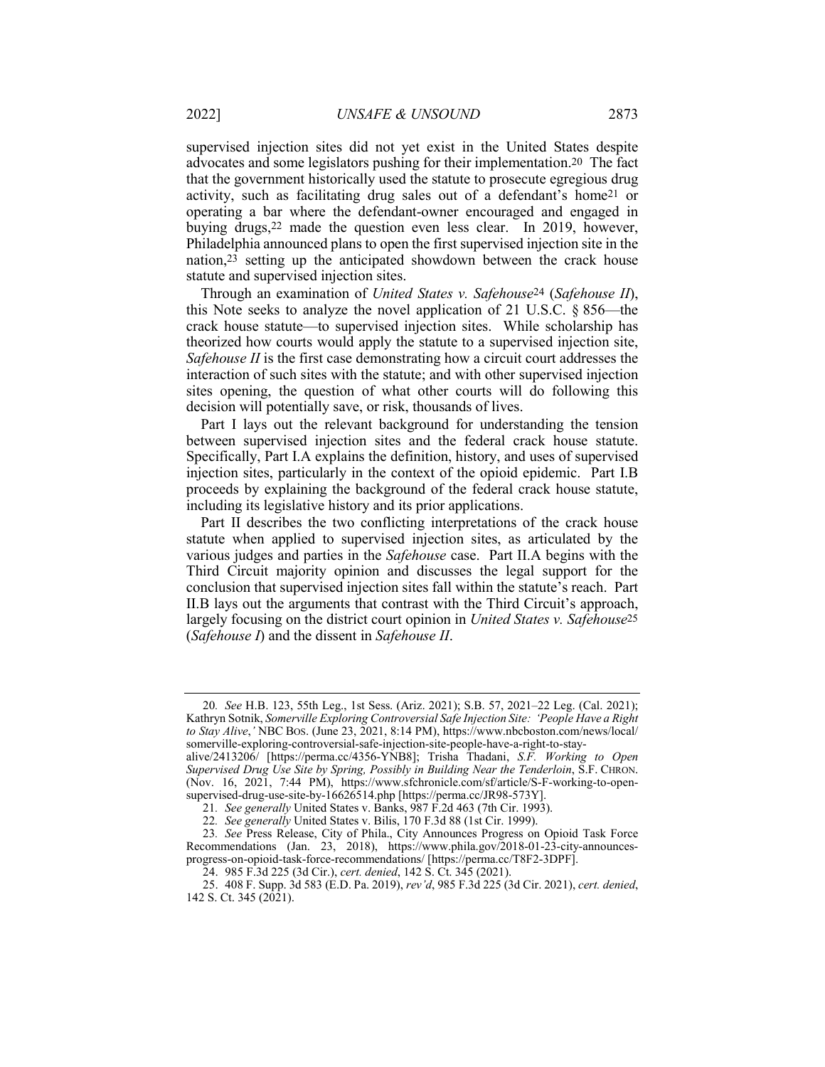supervised injection sites did not yet exist in the United States despite advocates and some legislators pushing for their implementation.[20] The fact that the government historically used the statute to prosecute egregious drug activity, such as facilitating drug sales out of a defendant's home[21] or operating a bar where the defendant-owner encouraged and engaged in buying drugs,[22] made the question even less clear. In 2019, however, Philadelphia announced plans to open the first supervised injection site in the nation,[23] setting up the anticipated showdown between the crack house statute and supervised injection sites.

Through an examination of *United States v. Safehouse*[24] (*Safehouse II*), this Note seeks to analyze the novel application of 21 U.S.C. § 856—the crack house statute—to supervised injection sites. While scholarship has theorized how courts would apply the statute to a supervised injection site, *Safehouse II* is the first case demonstrating how a circuit court addresses the interaction of such sites with the statute; and with other supervised injection sites opening, the question of what other courts will do following this decision will potentially save, or risk, thousands of lives.

Part I lays out the relevant background for understanding the tension between supervised injection sites and the federal crack house statute. Specifically, Part I.A explains the definition, history, and uses of supervised injection sites, particularly in the context of the opioid epidemic. Part I.B proceeds by explaining the background of the federal crack house statute, including its legislative history and its prior applications.

Part II describes the two conflicting interpretations of the crack house statute when applied to supervised injection sites, as articulated by the various judges and parties in the *Safehouse* case. Part II.A begins with the Third Circuit majority opinion and discusses the legal support for the conclusion that supervised injection sites fall within the statute's reach. Part II.B lays out the arguments that contrast with the Third Circuit's approach, largely focusing on the district court opinion in *United States v. Safehouse*[25] (*Safehouse I*) and the dissent in *Safehouse II*.

---

20. *See* H.B. 123, 55th Leg., 1st Sess. (Ariz. 2021); S.B. 57, 2021–22 Leg. (Cal. 2021); Kathryn Sotnik, *Somerville Exploring Controversial Safe Injection Site: 'People Have a Right to Stay Alive*,*'* NBC BOS. (June 23, 2021, 8:14 PM), https://www.nbcboston.com/news/local/somerville-exploring-controversial-safe-injection-site-people-have-a-right-to-stay-alive/2413206/ [https://perma.cc/4356-YNB8]; Trisha Thadani, *S.F. Working to Open Supervised Drug Use Site by Spring, Possibly in Building Near the Tenderloin*, S.F. CHRON. (Nov. 16, 2021, 7:44 PM), https://www.sfchronicle.com/sf/article/S-F-working-to-open-supervised-drug-use-site-by-16626514.php [https://perma.cc/JR98-573Y].

21. *See generally* United States v. Banks, 987 F.2d 463 (7th Cir. 1993).

22. *See generally* United States v. Bilis, 170 F.3d 88 (1st Cir. 1999).

23. *See* Press Release, City of Phila., City Announces Progress on Opioid Task Force Recommendations (Jan. 23, 2018), https://www.phila.gov/2018-01-23-city-announces-progress-on-opioid-task-force-recommendations/ [https://perma.cc/T8F2-3DPF].

24. 985 F.3d 225 (3d Cir.), *cert. denied*, 142 S. Ct. 345 (2021).

25. 408 F. Supp. 3d 583 (E.D. Pa. 2019), *rev'd*, 985 F.3d 225 (3d Cir. 2021), *cert. denied*, 142 S. Ct. 345 (2021).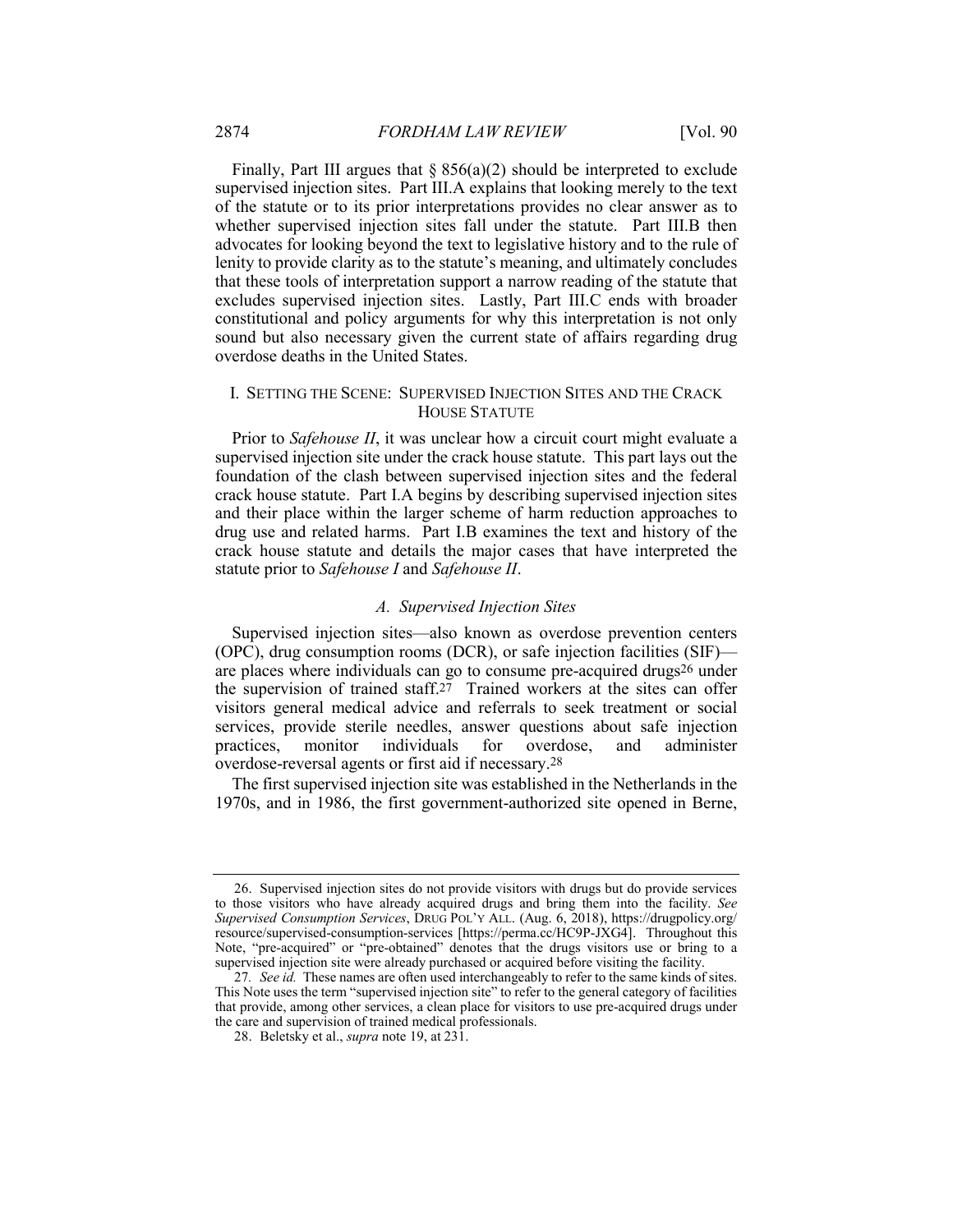Finally, Part III argues that § 856(a)(2) should be interpreted to exclude supervised injection sites. Part III.A explains that looking merely to the text of the statute or to its prior interpretations provides no clear answer as to whether supervised injection sites fall under the statute. Part III.B then advocates for looking beyond the text to legislative history and to the rule of lenity to provide clarity as to the statute's meaning, and ultimately concludes that these tools of interpretation support a narrow reading of the statute that excludes supervised injection sites. Lastly, Part III.C ends with broader constitutional and policy arguments for why this interpretation is not only sound but also necessary given the current state of affairs regarding drug overdose deaths in the United States.

## I. SETTING THE SCENE: SUPERVISED INJECTION SITES AND THE CRACK HOUSE STATUTE

Prior to *Safehouse II*, it was unclear how a circuit court might evaluate a supervised injection site under the crack house statute. This part lays out the foundation of the clash between supervised injection sites and the federal crack house statute. Part I.A begins by describing supervised injection sites and their place within the larger scheme of harm reduction approaches to drug use and related harms. Part I.B examines the text and history of the crack house statute and details the major cases that have interpreted the statute prior to *Safehouse I* and *Safehouse II*.

### A. Supervised Injection Sites

Supervised injection sites—also known as overdose prevention centers (OPC), drug consumption rooms (DCR), or safe injection facilities (SIF)—are places where individuals can go to consume pre-acquired drugs[26] under the supervision of trained staff.[27] Trained workers at the sites can offer visitors general medical advice and referrals to seek treatment or social services, provide sterile needles, answer questions about safe injection practices, monitor individuals for overdose, and administer overdose-reversal agents or first aid if necessary.[28]

The first supervised injection site was established in the Netherlands in the 1970s, and in 1986, the first government-authorized site opened in Berne,

---

26. Supervised injection sites do not provide visitors with drugs but do provide services to those visitors who have already acquired drugs and bring them into the facility. *See Supervised Consumption Services*, DRUG POL'Y ALL. (Aug. 6, 2018), https://drugpolicy.org/resource/supervised-consumption-services [https://perma.cc/HC9P-JXG4]. Throughout this Note, "pre-acquired" or "pre-obtained" denotes that the drugs visitors use or bring to a supervised injection site were already purchased or acquired before visiting the facility.

27. *See id.* These names are often used interchangeably to refer to the same kinds of sites. This Note uses the term "supervised injection site" to refer to the general category of facilities that provide, among other services, a clean place for visitors to use pre-acquired drugs under the care and supervision of trained medical professionals.

28. Beletsky et al., *supra* note 19, at 231.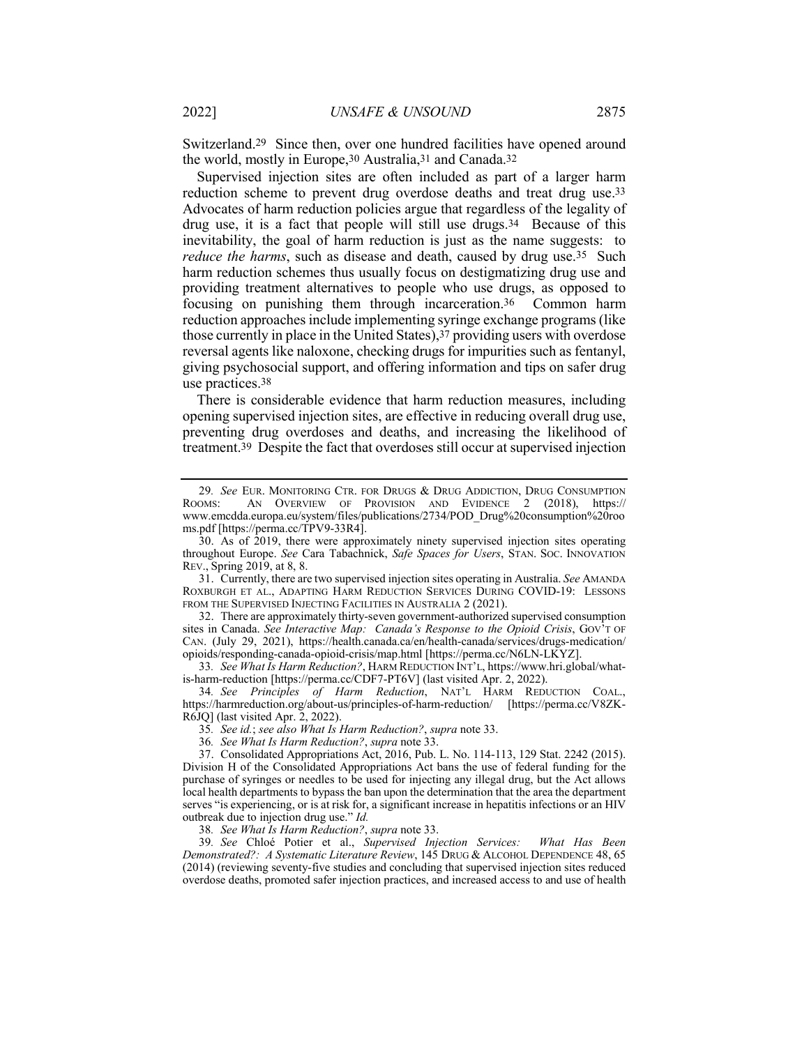Switzerland.[29] Since then, over one hundred facilities have opened around the world, mostly in Europe,[30] Australia,[31] and Canada.[32]

Supervised injection sites are often included as part of a larger harm reduction scheme to prevent drug overdose deaths and treat drug use.[33] Advocates of harm reduction policies argue that regardless of the legality of drug use, it is a fact that people will still use drugs.[34] Because of this inevitability, the goal of harm reduction is just as the name suggests: to *reduce the harms*, such as disease and death, caused by drug use.[35] Such harm reduction schemes thus usually focus on destigmatizing drug use and providing treatment alternatives to people who use drugs, as opposed to focusing on punishing them through incarceration.[36] Common harm reduction approaches include implementing syringe exchange programs (like those currently in place in the United States),[37] providing users with overdose reversal agents like naloxone, checking drugs for impurities such as fentanyl, giving psychosocial support, and offering information and tips on safer drug use practices.[38]

There is considerable evidence that harm reduction measures, including opening supervised injection sites, are effective in reducing overall drug use, preventing drug overdoses and deaths, and increasing the likelihood of treatment.[39] Despite the fact that overdoses still occur at supervised injection

---

29. *See* EUR. MONITORING CTR. FOR DRUGS & DRUG ADDICTION, DRUG CONSUMPTION ROOMS: AN OVERVIEW OF PROVISION AND EVIDENCE 2 (2018), https://www.emcdda.europa.eu/system/files/publications/2734/POD_Drug%20consumption%20rooms.pdf [https://perma.cc/TPV9-33R4].

30. As of 2019, there were approximately ninety supervised injection sites operating throughout Europe. *See* Cara Tabachnick, *Safe Spaces for Users*, STAN. SOC. INNOVATION REV., Spring 2019, at 8, 8.

31. Currently, there are two supervised injection sites operating in Australia. *See* AMANDA ROXBURGH ET AL., ADAPTING HARM REDUCTION SERVICES DURING COVID-19: LESSONS FROM THE SUPERVISED INJECTING FACILITIES IN AUSTRALIA 2 (2021).

32. There are approximately thirty-seven government-authorized supervised consumption sites in Canada. *See Interactive Map: Canada's Response to the Opioid Crisis*, GOV'T OF CAN. (July 29, 2021), https://health.canada.ca/en/health-canada/services/drugs-medication/opioids/responding-canada-opioid-crisis/map.html [https://perma.cc/N6LN-LKYZ].

33. *See What Is Harm Reduction?*, HARM REDUCTION INT'L, https://www.hri.global/what-is-harm-reduction [https://perma.cc/CDF7-PT6V] (last visited Apr. 2, 2022).

34. *See Principles of Harm Reduction*, NAT'L HARM REDUCTION COAL., https://harmreduction.org/about-us/principles-of-harm-reduction/ [https://perma.cc/V8ZK-R6JQ] (last visited Apr. 2, 2022).

35. *See id.*; *see also What Is Harm Reduction?*, *supra* note 33.

36. *See What Is Harm Reduction?*, *supra* note 33.

37. Consolidated Appropriations Act, 2016, Pub. L. No. 114-113, 129 Stat. 2242 (2015). Division H of the Consolidated Appropriations Act bans the use of federal funding for the purchase of syringes or needles to be used for injecting any illegal drug, but the Act allows local health departments to bypass the ban upon the determination that the area the department serves "is experiencing, or is at risk for, a significant increase in hepatitis infections or an HIV outbreak due to injection drug use." *Id.*

38. *See What Is Harm Reduction?*, *supra* note 33.

39. *See* Chloé Potier et al., *Supervised Injection Services: What Has Been Demonstrated?: A Systematic Literature Review*, 145 DRUG & ALCOHOL DEPENDENCE 48, 65 (2014) (reviewing seventy-five studies and concluding that supervised injection sites reduced overdose deaths, promoted safer injection practices, and increased access to and use of health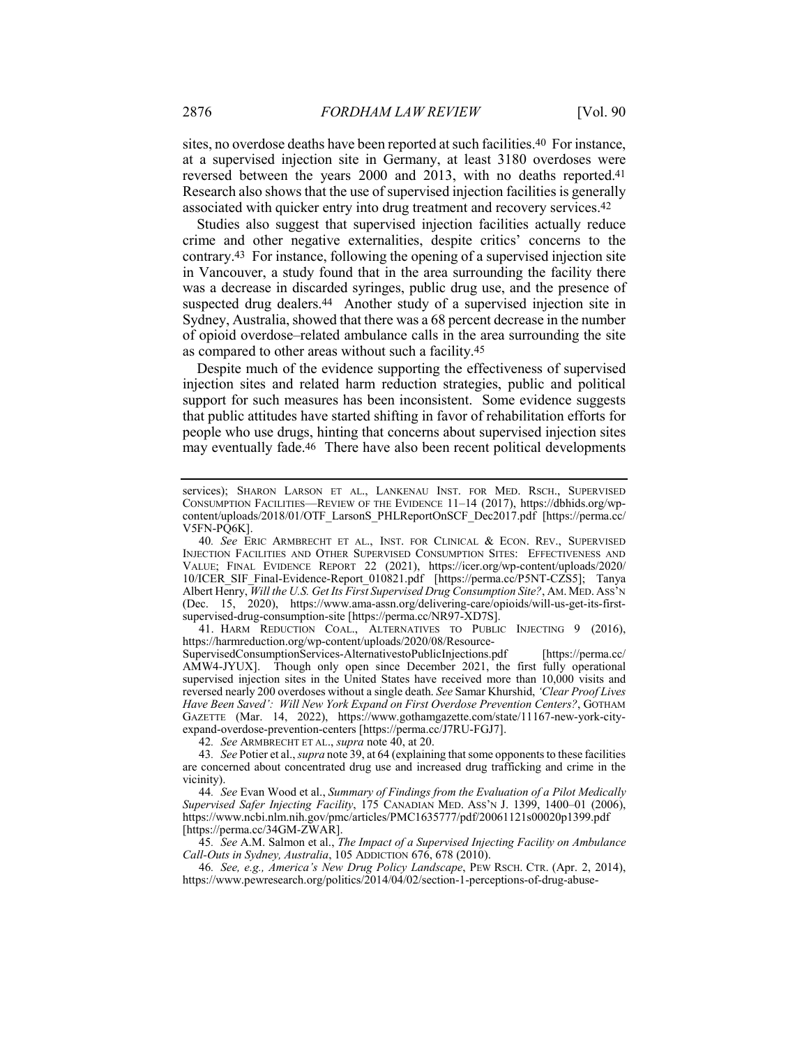sites, no overdose deaths have been reported at such facilities.[40] For instance, at a supervised injection site in Germany, at least 3180 overdoses were reversed between the years 2000 and 2013, with no deaths reported.[41] Research also shows that the use of supervised injection facilities is generally associated with quicker entry into drug treatment and recovery services.[42]

Studies also suggest that supervised injection facilities actually reduce crime and other negative externalities, despite critics' concerns to the contrary.[43] For instance, following the opening of a supervised injection site in Vancouver, a study found that in the area surrounding the facility there was a decrease in discarded syringes, public drug use, and the presence of suspected drug dealers.[44] Another study of a supervised injection site in Sydney, Australia, showed that there was a 68 percent decrease in the number of opioid overdose–related ambulance calls in the area surrounding the site as compared to other areas without such a facility.[45]

Despite much of the evidence supporting the effectiveness of supervised injection sites and related harm reduction strategies, public and political support for such measures has been inconsistent. Some evidence suggests that public attitudes have started shifting in favor of rehabilitation efforts for people who use drugs, hinting that concerns about supervised injection sites may eventually fade.[46] There have also been recent political developments

---

services); SHARON LARSON ET AL., LANKENAU INST. FOR MED. RSCH., SUPERVISED CONSUMPTION FACILITIES—REVIEW OF THE EVIDENCE 11–14 (2017), https://dbhids.org/wp-content/uploads/2018/01/OTF_LarsonS_PHLReportOnSCF_Dec2017.pdf [https://perma.cc/V5FN-PQ6K].

40. *See* ERIC ARMBRECHT ET AL., INST. FOR CLINICAL & ECON. REV., SUPERVISED INJECTION FACILITIES AND OTHER SUPERVISED CONSUMPTION SITES: EFFECTIVENESS AND VALUE; FINAL EVIDENCE REPORT 22 (2021), https://icer.org/wp-content/uploads/2020/10/ICER_SIF_Final-Evidence-Report_010821.pdf [https://perma.cc/P5NT-CZS5]; Tanya Albert Henry, *Will the U.S. Get Its First Supervised Drug Consumption Site?*, AM. MED. ASS'N (Dec. 15, 2020), https://www.ama-assn.org/delivering-care/opioids/will-us-get-its-first-supervised-drug-consumption-site [https://perma.cc/NR97-XD7S].

41. HARM REDUCTION COAL., ALTERNATIVES TO PUBLIC INJECTING 9 (2016), https://harmreduction.org/wp-content/uploads/2020/08/Resource-SupervisedConsumptionServices-AlternativestoPublicInjections.pdf [https://perma.cc/AMW4-JYUX]. Though only open since December 2021, the first fully operational supervised injection sites in the United States have received more than 10,000 visits and reversed nearly 200 overdoses without a single death. *See* Samar Khurshid, *'Clear Proof Lives Have Been Saved': Will New York Expand on First Overdose Prevention Centers?*, GOTHAM GAZETTE (Mar. 14, 2022), https://www.gothamgazette.com/state/11167-new-york-city-expand-overdose-prevention-centers [https://perma.cc/J7RU-FGJ7].

42. *See* ARMBRECHT ET AL., *supra* note 40, at 20.

43. *See* Potier et al., *supra* note 39, at 64 (explaining that some opponents to these facilities are concerned about concentrated drug use and increased drug trafficking and crime in the vicinity).

44. *See* Evan Wood et al., *Summary of Findings from the Evaluation of a Pilot Medically Supervised Safer Injecting Facility*, 175 CANADIAN MED. ASS'N J. 1399, 1400–01 (2006), https://www.ncbi.nlm.nih.gov/pmc/articles/PMC1635777/pdf/20061121s00020p1399.pdf [https://perma.cc/34GM-ZWAR].

45. *See* A.M. Salmon et al., *The Impact of a Supervised Injecting Facility on Ambulance Call-Outs in Sydney, Australia*, 105 ADDICTION 676, 678 (2010).

46. *See, e.g.*, *America's New Drug Policy Landscape*, PEW RSCH. CTR. (Apr. 2, 2014), https://www.pewresearch.org/politics/2014/04/02/section-1-perceptions-of-drug-abuse-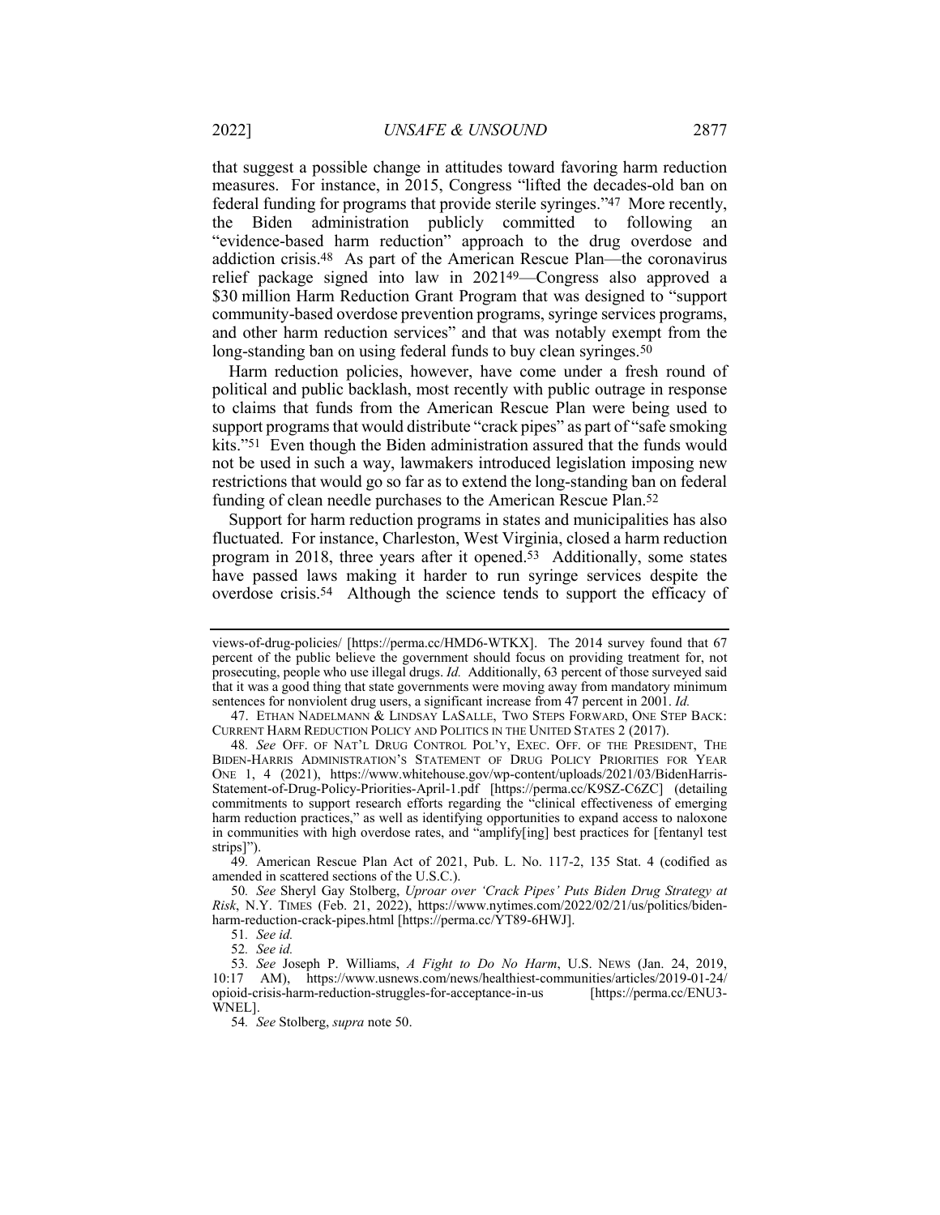that suggest a possible change in attitudes toward favoring harm reduction measures. For instance, in 2015, Congress "lifted the decades-old ban on federal funding for programs that provide sterile syringes."[47] More recently, the Biden administration publicly committed to following an "evidence-based harm reduction" approach to the drug overdose and addiction crisis.[48] As part of the American Rescue Plan—the coronavirus relief package signed into law in 2021[49]—Congress also approved a $30 million Harm Reduction Grant Program that was designed to "support community-based overdose prevention programs, syringe services programs, and other harm reduction services" and that was notably exempt from the long-standing ban on using federal funds to buy clean syringes.[50]

Harm reduction policies, however, have come under a fresh round of political and public backlash, most recently with public outrage in response to claims that funds from the American Rescue Plan were being used to support programs that would distribute "crack pipes" as part of "safe smoking kits."[51] Even though the Biden administration assured that the funds would not be used in such a way, lawmakers introduced legislation imposing new restrictions that would go so far as to extend the long-standing ban on federal funding of clean needle purchases to the American Rescue Plan.[52]

Support for harm reduction programs in states and municipalities has also fluctuated. For instance, Charleston, West Virginia, closed a harm reduction program in 2018, three years after it opened.[53] Additionally, some states have passed laws making it harder to run syringe services despite the overdose crisis.[54] Although the science tends to support the efficacy of

---

views-of-drug-policies/ [https://perma.cc/HMD6-WTKX]. The 2014 survey found that 67 percent of the public believe the government should focus on providing treatment for, not prosecuting, people who use illegal drugs. *Id.* Additionally, 63 percent of those surveyed said that it was a good thing that state governments were moving away from mandatory minimum sentences for nonviolent drug users, a significant increase from 47 percent in 2001. *Id.*

47. ETHAN NADELMANN & LINDSAY LASALLE, TWO STEPS FORWARD, ONE STEP BACK: CURRENT HARM REDUCTION POLICY AND POLITICS IN THE UNITED STATES 2 (2017).

48. *See* OFF. OF NAT'L DRUG CONTROL POL'Y, EXEC. OFF. OF THE PRESIDENT, THE BIDEN-HARRIS ADMINISTRATION'S STATEMENT OF DRUG POLICY PRIORITIES FOR YEAR ONE 1, 4 (2021), https://www.whitehouse.gov/wp-content/uploads/2021/03/BidenHarris-Statement-of-Drug-Policy-Priorities-April-1.pdf [https://perma.cc/K9SZ-C6ZC] (detailing commitments to support research efforts regarding the "clinical effectiveness of emerging harm reduction practices," as well as identifying opportunities to expand access to naloxone in communities with high overdose rates, and "amplify[ing] best practices for [fentanyl test strips]").

49. American Rescue Plan Act of 2021, Pub. L. No. 117-2, 135 Stat. 4 (codified as amended in scattered sections of the U.S.C.).

50. *See* Sheryl Gay Stolberg, *Uproar over 'Crack Pipes' Puts Biden Drug Strategy at Risk*, N.Y. TIMES (Feb. 21, 2022), https://www.nytimes.com/2022/02/21/us/politics/biden-harm-reduction-crack-pipes.html [https://perma.cc/YT89-6HWJ].

51. *See id.*

52. *See id.*

53. *See* Joseph P. Williams, *A Fight to Do No Harm*, U.S. NEWS (Jan. 24, 2019, 10:17 AM), https://www.usnews.com/news/healthiest-communities/articles/2019-01-24/opioid-crisis-harm-reduction-struggles-for-acceptance-in-us [https://perma.cc/ENU3-WNEL].

54. *See* Stolberg, *supra* note 50.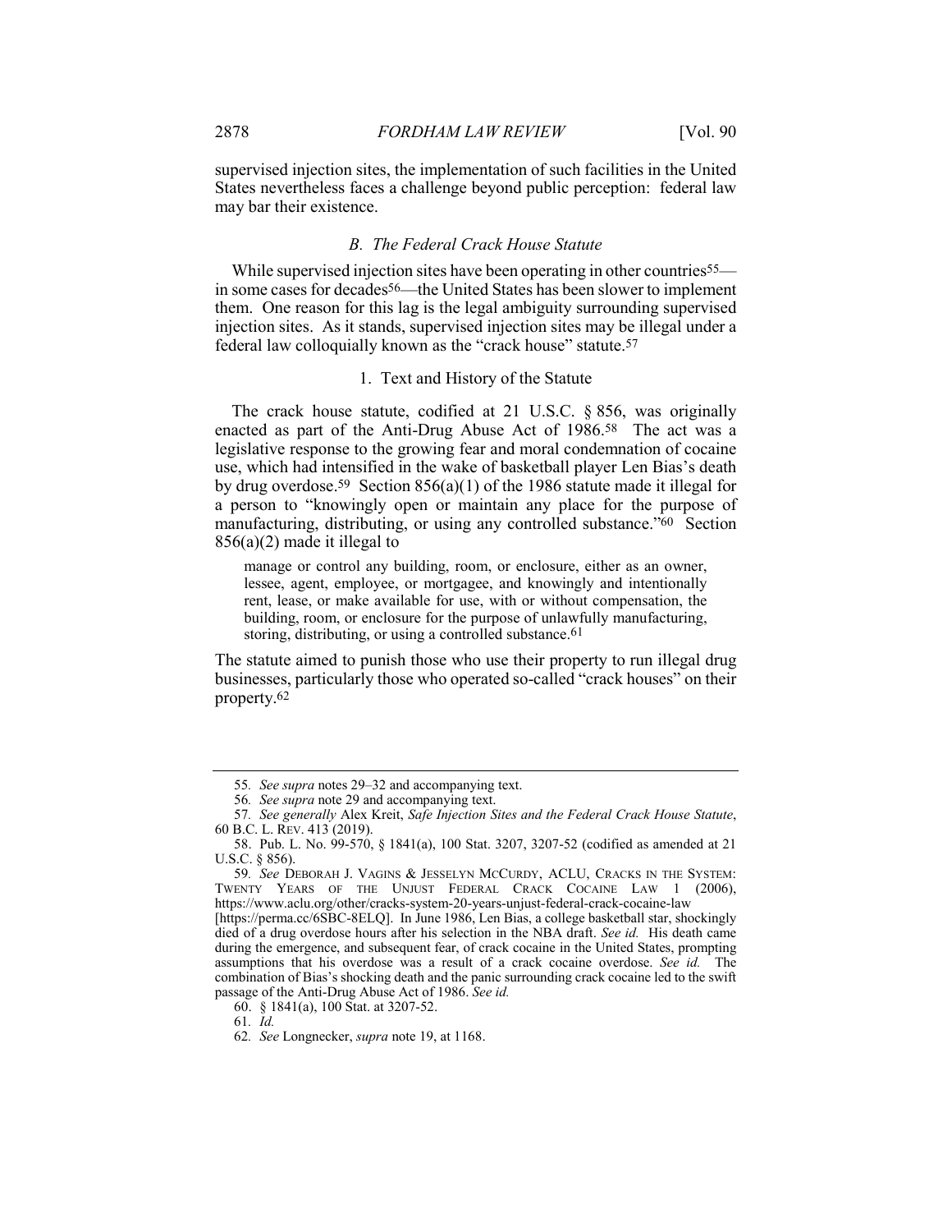supervised injection sites, the implementation of such facilities in the United States nevertheless faces a challenge beyond public perception: federal law may bar their existence.

### *B. The Federal Crack House Statute*

While supervised injection sites have been operating in other countries[55]—in some cases for decades[56]—the United States has been slower to implement them. One reason for this lag is the legal ambiguity surrounding supervised injection sites. As it stands, supervised injection sites may be illegal under a federal law colloquially known as the "crack house" statute.[57]

#### 1. Text and History of the Statute

The crack house statute, codified at 21 U.S.C. § 856, was originally enacted as part of the Anti-Drug Abuse Act of 1986.[58] The act was a legislative response to the growing fear and moral condemnation of cocaine use, which had intensified in the wake of basketball player Len Bias's death by drug overdose.[59] Section 856(a)(1) of the 1986 statute made it illegal for a person to "knowingly open or maintain any place for the purpose of manufacturing, distributing, or using any controlled substance."[60] Section 856(a)(2) made it illegal to

> manage or control any building, room, or enclosure, either as an owner, lessee, agent, employee, or mortgagee, and knowingly and intentionally rent, lease, or make available for use, with or without compensation, the building, room, or enclosure for the purpose of unlawfully manufacturing, storing, distributing, or using a controlled substance.[61]

The statute aimed to punish those who use their property to run illegal drug businesses, particularly those who operated so-called "crack houses" on their property.[62]

---

55. *See supra* notes 29–32 and accompanying text.

56. *See supra* note 29 and accompanying text.

57. *See generally* Alex Kreit, *Safe Injection Sites and the Federal Crack House Statute*, 60 B.C. L. REV. 413 (2019).

58. Pub. L. No. 99-570, § 1841(a), 100 Stat. 3207, 3207-52 (codified as amended at 21 U.S.C. § 856).

59. *See* DEBORAH J. VAGINS & JESSELYN MCCURDY, ACLU, CRACKS IN THE SYSTEM: TWENTY YEARS OF THE UNJUST FEDERAL CRACK COCAINE LAW 1 (2006), https://www.aclu.org/other/cracks-system-20-years-unjust-federal-crack-cocaine-law [https://perma.cc/6SBC-8ELQ]. In June 1986, Len Bias, a college basketball star, shockingly died of a drug overdose hours after his selection in the NBA draft. *See id.* His death came during the emergence, and subsequent fear, of crack cocaine in the United States, prompting assumptions that his overdose was a result of a crack cocaine overdose. *See id.* The combination of Bias's shocking death and the panic surrounding crack cocaine led to the swift passage of the Anti-Drug Abuse Act of 1986. *See id.*

60. § 1841(a), 100 Stat. at 3207-52.

61. *Id.*

62. *See* Longnecker, *supra* note 19, at 1168.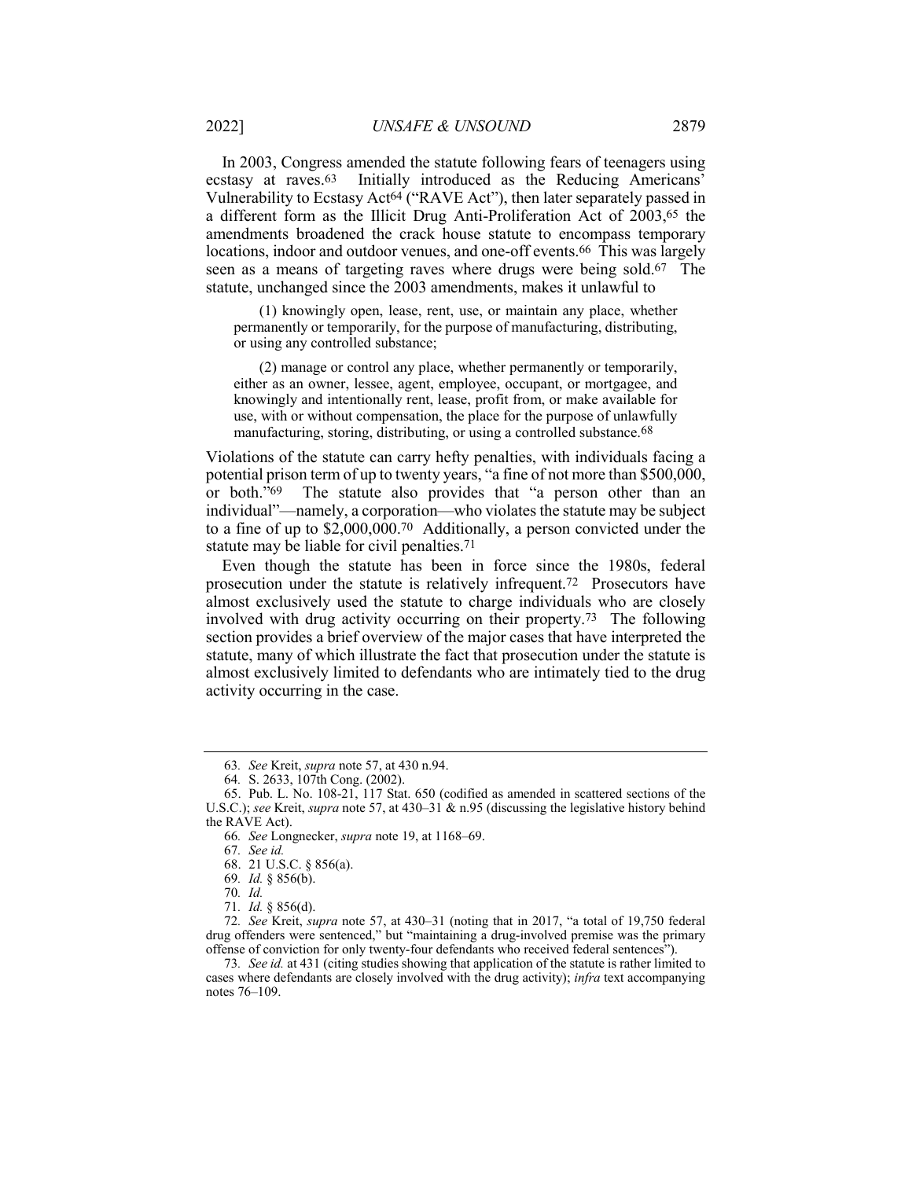In 2003, Congress amended the statute following fears of teenagers using ecstasy at raves.[63] Initially introduced as the Reducing Americans' Vulnerability to Ecstasy Act[64] ("RAVE Act"), then later separately passed in a different form as the Illicit Drug Anti-Proliferation Act of 2003,[65] the amendments broadened the crack house statute to encompass temporary locations, indoor and outdoor venues, and one-off events.[66] This was largely seen as a means of targeting raves where drugs were being sold.[67] The statute, unchanged since the 2003 amendments, makes it unlawful to

> (1) knowingly open, lease, rent, use, or maintain any place, whether permanently or temporarily, for the purpose of manufacturing, distributing, or using any controlled substance;
>
> (2) manage or control any place, whether permanently or temporarily, either as an owner, lessee, agent, employee, occupant, or mortgagee, and knowingly and intentionally rent, lease, profit from, or make available for use, with or without compensation, the place for the purpose of unlawfully manufacturing, storing, distributing, or using a controlled substance.[68]

Violations of the statute can carry hefty penalties, with individuals facing a potential prison term of up to twenty years, "a fine of not more than $500,000, or both."[69] The statute also provides that "a person other than an individual"—namely, a corporation—who violates the statute may be subject to a fine of up to $2,000,000.[70] Additionally, a person convicted under the statute may be liable for civil penalties.[71]

Even though the statute has been in force since the 1980s, federal prosecution under the statute is relatively infrequent.[72] Prosecutors have almost exclusively used the statute to charge individuals who are closely involved with drug activity occurring on their property.[73] The following section provides a brief overview of the major cases that have interpreted the statute, many of which illustrate the fact that prosecution under the statute is almost exclusively limited to defendants who are intimately tied to the drug activity occurring in the case.

---

63. *See* Kreit, *supra* note 57, at 430 n.94.

64. S. 2633, 107th Cong. (2002).

65. Pub. L. No. 108-21, 117 Stat. 650 (codified as amended in scattered sections of the U.S.C.); *see* Kreit, *supra* note 57, at 430–31 & n.95 (discussing the legislative history behind the RAVE Act).

66. *See* Longnecker, *supra* note 19, at 1168–69.

67. *See id.*

68. 21 U.S.C. § 856(a).

69. *Id.* § 856(b).

70. *Id.*

71. *Id.* § 856(d).

72. *See* Kreit, *supra* note 57, at 430–31 (noting that in 2017, "a total of 19,750 federal drug offenders were sentenced," but "maintaining a drug-involved premise was the primary offense of conviction for only twenty-four defendants who received federal sentences").

73. *See id.* at 431 (citing studies showing that application of the statute is rather limited to cases where defendants are closely involved with the drug activity); *infra* text accompanying notes 76–109.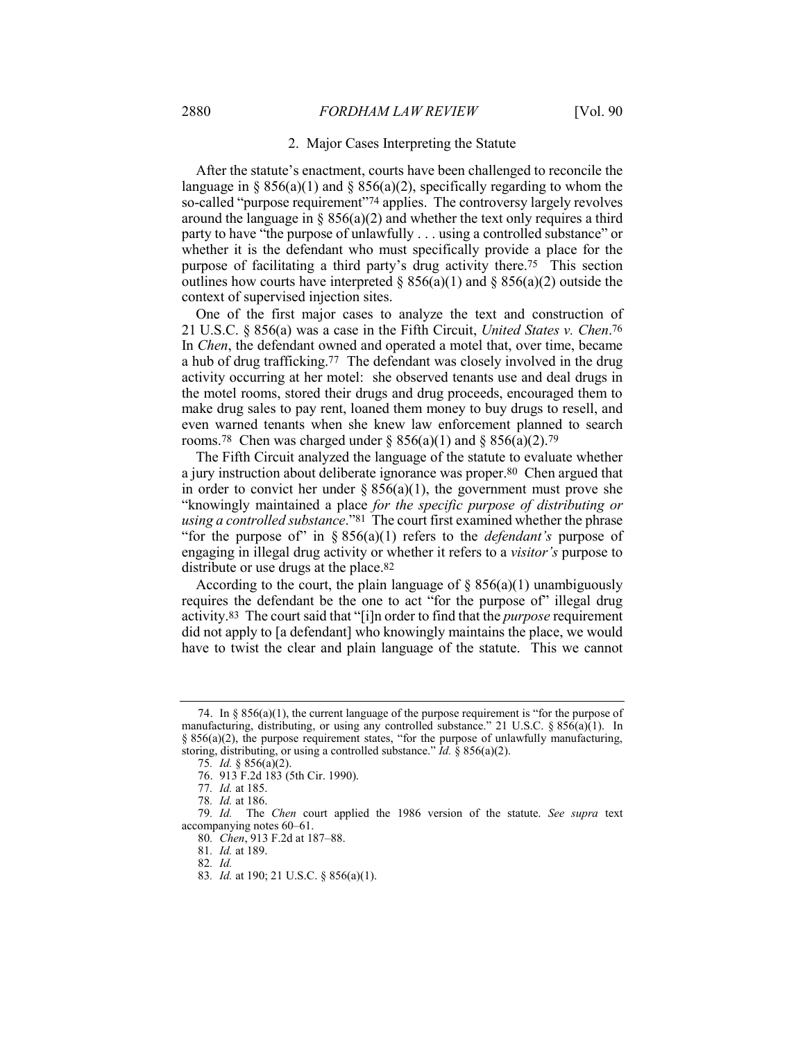### 2. Major Cases Interpreting the Statute

After the statute's enactment, courts have been challenged to reconcile the language in § 856(a)(1) and § 856(a)(2), specifically regarding to whom the so-called "purpose requirement"[74] applies. The controversy largely revolves around the language in § 856(a)(2) and whether the text only requires a third party to have "the purpose of unlawfully . . . using a controlled substance" or whether it is the defendant who must specifically provide a place for the purpose of facilitating a third party's drug activity there.[75] This section outlines how courts have interpreted § 856(a)(1) and § 856(a)(2) outside the context of supervised injection sites.

One of the first major cases to analyze the text and construction of 21 U.S.C. § 856(a) was a case in the Fifth Circuit, *United States v. Chen*.[76] In *Chen*, the defendant owned and operated a motel that, over time, became a hub of drug trafficking.[77] The defendant was closely involved in the drug activity occurring at her motel: she observed tenants use and deal drugs in the motel rooms, stored their drugs and drug proceeds, encouraged them to make drug sales to pay rent, loaned them money to buy drugs to resell, and even warned tenants when she knew law enforcement planned to search rooms.[78] Chen was charged under § 856(a)(1) and § 856(a)(2).[79]

The Fifth Circuit analyzed the language of the statute to evaluate whether a jury instruction about deliberate ignorance was proper.[80] Chen argued that in order to convict her under § 856(a)(1), the government must prove she "knowingly maintained a place *for the specific purpose of distributing or using a controlled substance*."[81] The court first examined whether the phrase "for the purpose of" in § 856(a)(1) refers to the *defendant's* purpose of engaging in illegal drug activity or whether it refers to a *visitor's* purpose to distribute or use drugs at the place.[82]

According to the court, the plain language of § 856(a)(1) unambiguously requires the defendant be the one to act "for the purpose of" illegal drug activity.[83] The court said that "[i]n order to find that the *purpose* requirement did not apply to [a defendant] who knowingly maintains the place, we would have to twist the clear and plain language of the statute. This we cannot

---

74. In § 856(a)(1), the current language of the purpose requirement is "for the purpose of manufacturing, distributing, or using any controlled substance." 21 U.S.C. § 856(a)(1). In § 856(a)(2), the purpose requirement states, "for the purpose of unlawfully manufacturing, storing, distributing, or using a controlled substance." *Id.* § 856(a)(2).

75. *Id.* § 856(a)(2).

76. 913 F.2d 183 (5th Cir. 1990).

77. *Id.* at 185.

78. *Id.* at 186.

79. *Id.* The *Chen* court applied the 1986 version of the statute. *See supra* text accompanying notes 60–61.

80. *Chen*, 913 F.2d at 187–88.

81. *Id.* at 189.

82. *Id.*

83. *Id.* at 190; 21 U.S.C. § 856(a)(1).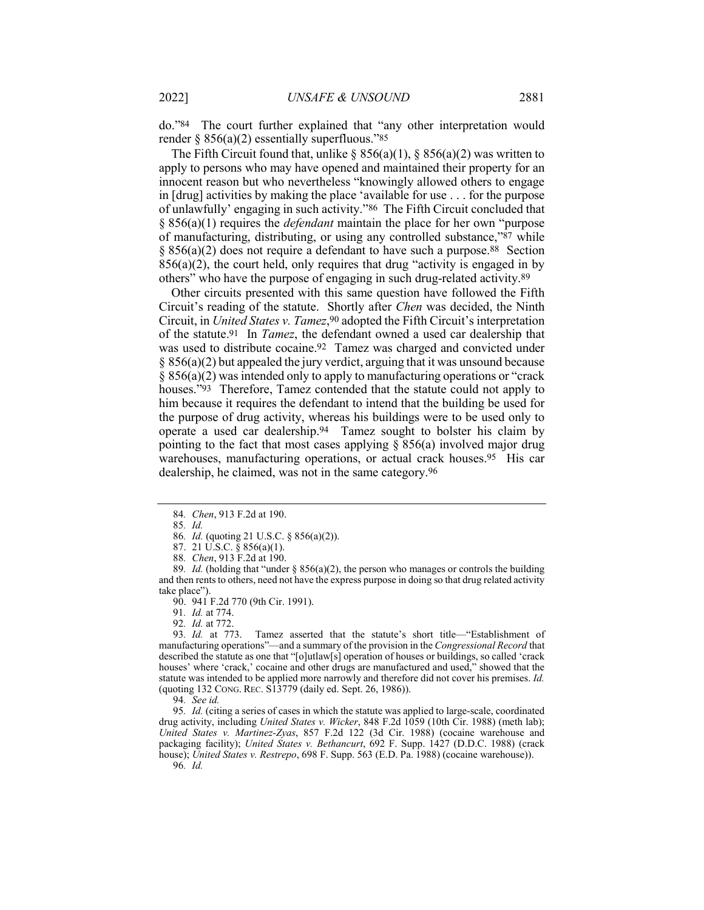do."[84] The court further explained that "any other interpretation would render § 856(a)(2) essentially superfluous."[85]

The Fifth Circuit found that, unlike § 856(a)(1), § 856(a)(2) was written to apply to persons who may have opened and maintained their property for an innocent reason but who nevertheless "knowingly allowed others to engage in [drug] activities by making the place 'available for use . . . for the purpose of unlawfully' engaging in such activity."[86] The Fifth Circuit concluded that § 856(a)(1) requires the *defendant* maintain the place for her own "purpose of manufacturing, distributing, or using any controlled substance,"[87] while § 856(a)(2) does not require a defendant to have such a purpose.[88] Section 856(a)(2), the court held, only requires that drug "activity is engaged in by others" who have the purpose of engaging in such drug-related activity.[89]

Other circuits presented with this same question have followed the Fifth Circuit's reading of the statute. Shortly after *Chen* was decided, the Ninth Circuit, in *United States v. Tamez*,[90] adopted the Fifth Circuit's interpretation of the statute.[91] In *Tamez*, the defendant owned a used car dealership that was used to distribute cocaine.[92] Tamez was charged and convicted under § 856(a)(2) but appealed the jury verdict, arguing that it was unsound because § 856(a)(2) was intended only to apply to manufacturing operations or "crack houses."[93] Therefore, Tamez contended that the statute could not apply to him because it requires the defendant to intend that the building be used for the purpose of drug activity, whereas his buildings were to be used only to operate a used car dealership.[94] Tamez sought to bolster his claim by pointing to the fact that most cases applying § 856(a) involved major drug warehouses, manufacturing operations, or actual crack houses.[95] His car dealership, he claimed, was not in the same category.[96]

---

84. *Chen*, 913 F.2d at 190.

85. *Id.*

86. *Id.* (quoting 21 U.S.C. § 856(a)(2)).

87. 21 U.S.C. § 856(a)(1).

88. *Chen*, 913 F.2d at 190.

89. *Id.* (holding that "under § 856(a)(2), the person who manages or controls the building and then rents to others, need not have the express purpose in doing so that drug related activity take place").

90. 941 F.2d 770 (9th Cir. 1991).

91. *Id.* at 774.

92. *Id.* at 772.

93. *Id.* at 773. Tamez asserted that the statute's short title—"Establishment of manufacturing operations"—and a summary of the provision in the *Congressional Record* that described the statute as one that "[o]utlaw[s] operation of houses or buildings, so called 'crack houses' where 'crack,' cocaine and other drugs are manufactured and used," showed that the statute was intended to be applied more narrowly and therefore did not cover his premises. *Id.* (quoting 132 CONG. REC. S13779 (daily ed. Sept. 26, 1986)).

94. *See id.*

95. *Id.* (citing a series of cases in which the statute was applied to large-scale, coordinated drug activity, including *United States v. Wicker*, 848 F.2d 1059 (10th Cir. 1988) (meth lab); *United States v. Martinez-Zyas*, 857 F.2d 122 (3d Cir. 1988) (cocaine warehouse and packaging facility); *United States v. Bethancurt*, 692 F. Supp. 1427 (D.D.C. 1988) (crack house); *United States v. Restrepo*, 698 F. Supp. 563 (E.D. Pa. 1988) (cocaine warehouse)).

96. *Id.*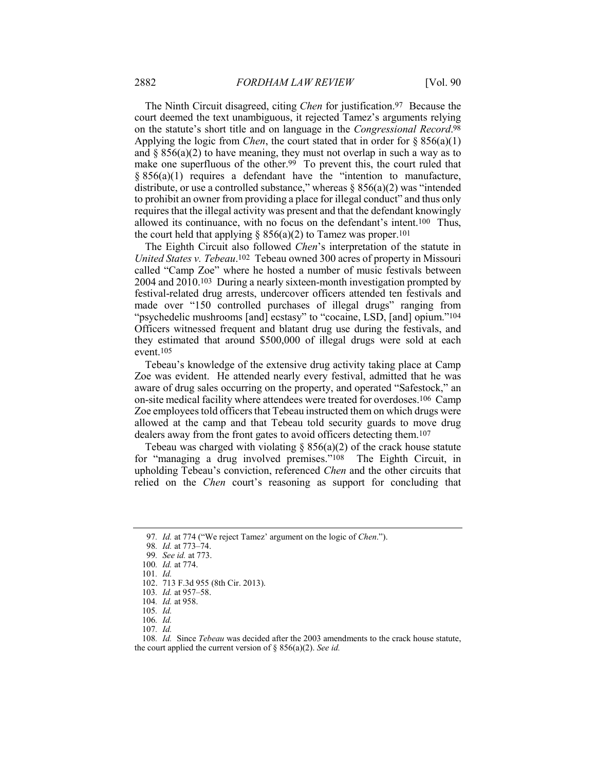The Ninth Circuit disagreed, citing *Chen* for justification.[97] Because the court deemed the text unambiguous, it rejected Tamez's arguments relying on the statute's short title and on language in the *Congressional Record*.[98] Applying the logic from *Chen*, the court stated that in order for § 856(a)(1) and § 856(a)(2) to have meaning, they must not overlap in such a way as to make one superfluous of the other.[99] To prevent this, the court ruled that § 856(a)(1) requires a defendant have the "intention to manufacture, distribute, or use a controlled substance," whereas § 856(a)(2) was "intended to prohibit an owner from providing a place for illegal conduct" and thus only requires that the illegal activity was present and that the defendant knowingly allowed its continuance, with no focus on the defendant's intent.[100] Thus, the court held that applying § 856(a)(2) to Tamez was proper.[101]

The Eighth Circuit also followed *Chen*'s interpretation of the statute in *United States v. Tebeau*.[102] Tebeau owned 300 acres of property in Missouri called "Camp Zoe" where he hosted a number of music festivals between 2004 and 2010.[103] During a nearly sixteen-month investigation prompted by festival-related drug arrests, undercover officers attended ten festivals and made over "150 controlled purchases of illegal drugs" ranging from "psychedelic mushrooms [and] ecstasy" to "cocaine, LSD, [and] opium."[104] Officers witnessed frequent and blatant drug use during the festivals, and they estimated that around $500,000 of illegal drugs were sold at each event.[105]

Tebeau's knowledge of the extensive drug activity taking place at Camp Zoe was evident. He attended nearly every festival, admitted that he was aware of drug sales occurring on the property, and operated "Safestock," an on-site medical facility where attendees were treated for overdoses.[106] Camp Zoe employees told officers that Tebeau instructed them on which drugs were allowed at the camp and that Tebeau told security guards to move drug dealers away from the front gates to avoid officers detecting them.[107]

Tebeau was charged with violating § 856(a)(2) of the crack house statute for "managing a drug involved premises."[108] The Eighth Circuit, in upholding Tebeau's conviction, referenced *Chen* and the other circuits that relied on the *Chen* court's reasoning as support for concluding that

---

97. *Id.* at 774 ("We reject Tamez' argument on the logic of *Chen*.").

98. *Id.* at 773–74.

99. *See id.* at 773.

100. *Id.* at 774.

101. *Id.*

102. 713 F.3d 955 (8th Cir. 2013).

103. *Id.* at 957–58.

104. *Id.* at 958.

105. *Id.*

106. *Id.*

107. *Id.*

108. *Id.* Since *Tebeau* was decided after the 2003 amendments to the crack house statute, the court applied the current version of § 856(a)(2). *See id.*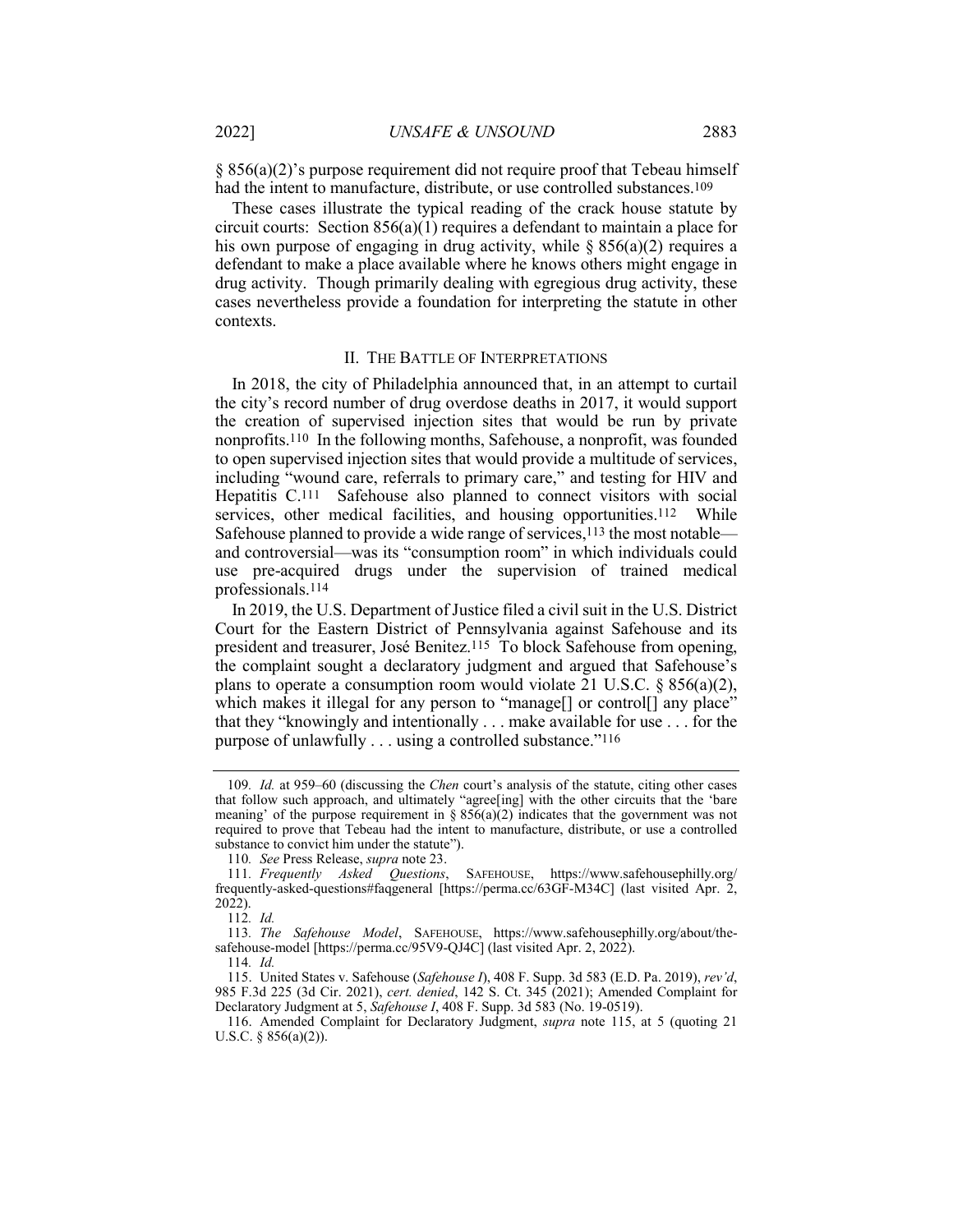§ 856(a)(2)'s purpose requirement did not require proof that Tebeau himself had the intent to manufacture, distribute, or use controlled substances.[109]

These cases illustrate the typical reading of the crack house statute by circuit courts: Section 856(a)(1) requires a defendant to maintain a place for his own purpose of engaging in drug activity, while § 856(a)(2) requires a defendant to make a place available where he knows others might engage in drug activity. Though primarily dealing with egregious drug activity, these cases nevertheless provide a foundation for interpreting the statute in other contexts.

## II. THE BATTLE OF INTERPRETATIONS

In 2018, the city of Philadelphia announced that, in an attempt to curtail the city's record number of drug overdose deaths in 2017, it would support the creation of supervised injection sites that would be run by private nonprofits.[110] In the following months, Safehouse, a nonprofit, was founded to open supervised injection sites that would provide a multitude of services, including "wound care, referrals to primary care," and testing for HIV and Hepatitis C.[111] Safehouse also planned to connect visitors with social services, other medical facilities, and housing opportunities.[112] While Safehouse planned to provide a wide range of services,[113] the most notable—and controversial—was its "consumption room" in which individuals could use pre-acquired drugs under the supervision of trained medical professionals.[114]

In 2019, the U.S. Department of Justice filed a civil suit in the U.S. District Court for the Eastern District of Pennsylvania against Safehouse and its president and treasurer, José Benitez.[115] To block Safehouse from opening, the complaint sought a declaratory judgment and argued that Safehouse's plans to operate a consumption room would violate 21 U.S.C. § 856(a)(2), which makes it illegal for any person to "manage[] or control[] any place" that they "knowingly and intentionally . . . make available for use . . . for the purpose of unlawfully . . . using a controlled substance."[116]

---

109. *Id.* at 959–60 (discussing the *Chen* court's analysis of the statute, citing other cases that follow such approach, and ultimately "agree[ing] with the other circuits that the 'bare meaning' of the purpose requirement in § 856(a)(2) indicates that the government was not required to prove that Tebeau had the intent to manufacture, distribute, or use a controlled substance to convict him under the statute").

110. *See* Press Release, *supra* note 23.

111. *Frequently Asked Questions*, SAFEHOUSE, https://www.safehousephilly.org/frequently-asked-questions#faqgeneral [https://perma.cc/63GF-M34C] (last visited Apr. 2, 2022).

112. *Id.*

113. *The Safehouse Model*, SAFEHOUSE, https://www.safehousephilly.org/about/the-safehouse-model [https://perma.cc/95V9-QJ4C] (last visited Apr. 2, 2022).

114. *Id.*

115. United States v. Safehouse (*Safehouse I*), 408 F. Supp. 3d 583 (E.D. Pa. 2019), *rev'd*, 985 F.3d 225 (3d Cir. 2021), *cert. denied*, 142 S. Ct. 345 (2021); Amended Complaint for Declaratory Judgment at 5, *Safehouse I*, 408 F. Supp. 3d 583 (No. 19-0519).

116. Amended Complaint for Declaratory Judgment, *supra* note 115, at 5 (quoting 21 U.S.C. § 856(a)(2)).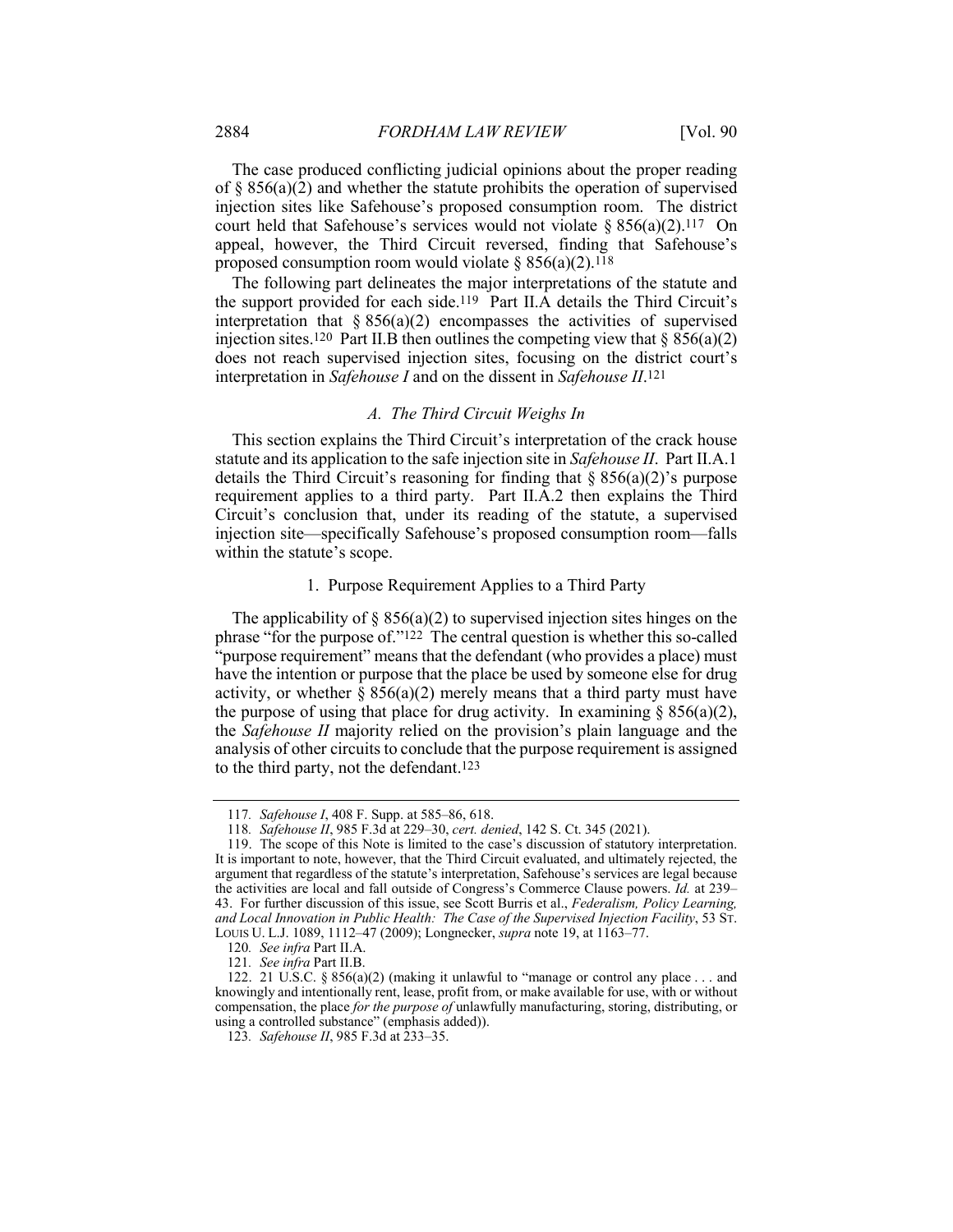The case produced conflicting judicial opinions about the proper reading of § 856(a)(2) and whether the statute prohibits the operation of supervised injection sites like Safehouse's proposed consumption room. The district court held that Safehouse's services would not violate § 856(a)(2).[117] On appeal, however, the Third Circuit reversed, finding that Safehouse's proposed consumption room would violate § 856(a)(2).[118]

The following part delineates the major interpretations of the statute and the support provided for each side.[119] Part II.A details the Third Circuit's interpretation that § 856(a)(2) encompasses the activities of supervised injection sites.[120] Part II.B then outlines the competing view that § 856(a)(2) does not reach supervised injection sites, focusing on the district court's interpretation in *Safehouse I* and on the dissent in *Safehouse II*.[121]

### *A. The Third Circuit Weighs In*

This section explains the Third Circuit's interpretation of the crack house statute and its application to the safe injection site in *Safehouse II*. Part II.A.1 details the Third Circuit's reasoning for finding that § 856(a)(2)'s purpose requirement applies to a third party. Part II.A.2 then explains the Third Circuit's conclusion that, under its reading of the statute, a supervised injection site—specifically Safehouse's proposed consumption room—falls within the statute's scope.

#### 1. Purpose Requirement Applies to a Third Party

The applicability of § 856(a)(2) to supervised injection sites hinges on the phrase "for the purpose of."[122] The central question is whether this so-called "purpose requirement" means that the defendant (who provides a place) must have the intention or purpose that the place be used by someone else for drug activity, or whether § 856(a)(2) merely means that a third party must have the purpose of using that place for drug activity. In examining § 856(a)(2), the *Safehouse II* majority relied on the provision's plain language and the analysis of other circuits to conclude that the purpose requirement is assigned to the third party, not the defendant.[123]

---

117. *Safehouse I*, 408 F. Supp. at 585–86, 618.

118. *Safehouse II*, 985 F.3d at 229–30, *cert. denied*, 142 S. Ct. 345 (2021).

119. The scope of this Note is limited to the case's discussion of statutory interpretation. It is important to note, however, that the Third Circuit evaluated, and ultimately rejected, the argument that regardless of the statute's interpretation, Safehouse's services are legal because the activities are local and fall outside of Congress's Commerce Clause powers. *Id.* at 239–43. For further discussion of this issue, see Scott Burris et al., *Federalism, Policy Learning, and Local Innovation in Public Health: The Case of the Supervised Injection Facility*, 53 ST. LOUIS U. L.J. 1089, 1112–47 (2009); Longnecker, *supra* note 19, at 1163–77.

120. *See infra* Part II.A.

121. *See infra* Part II.B.

122. 21 U.S.C. § 856(a)(2) (making it unlawful to "manage or control any place . . . and knowingly and intentionally rent, lease, profit from, or make available for use, with or without compensation, the place *for the purpose of* unlawfully manufacturing, storing, distributing, or using a controlled substance" (emphasis added)).

123. *Safehouse II*, 985 F.3d at 233–35.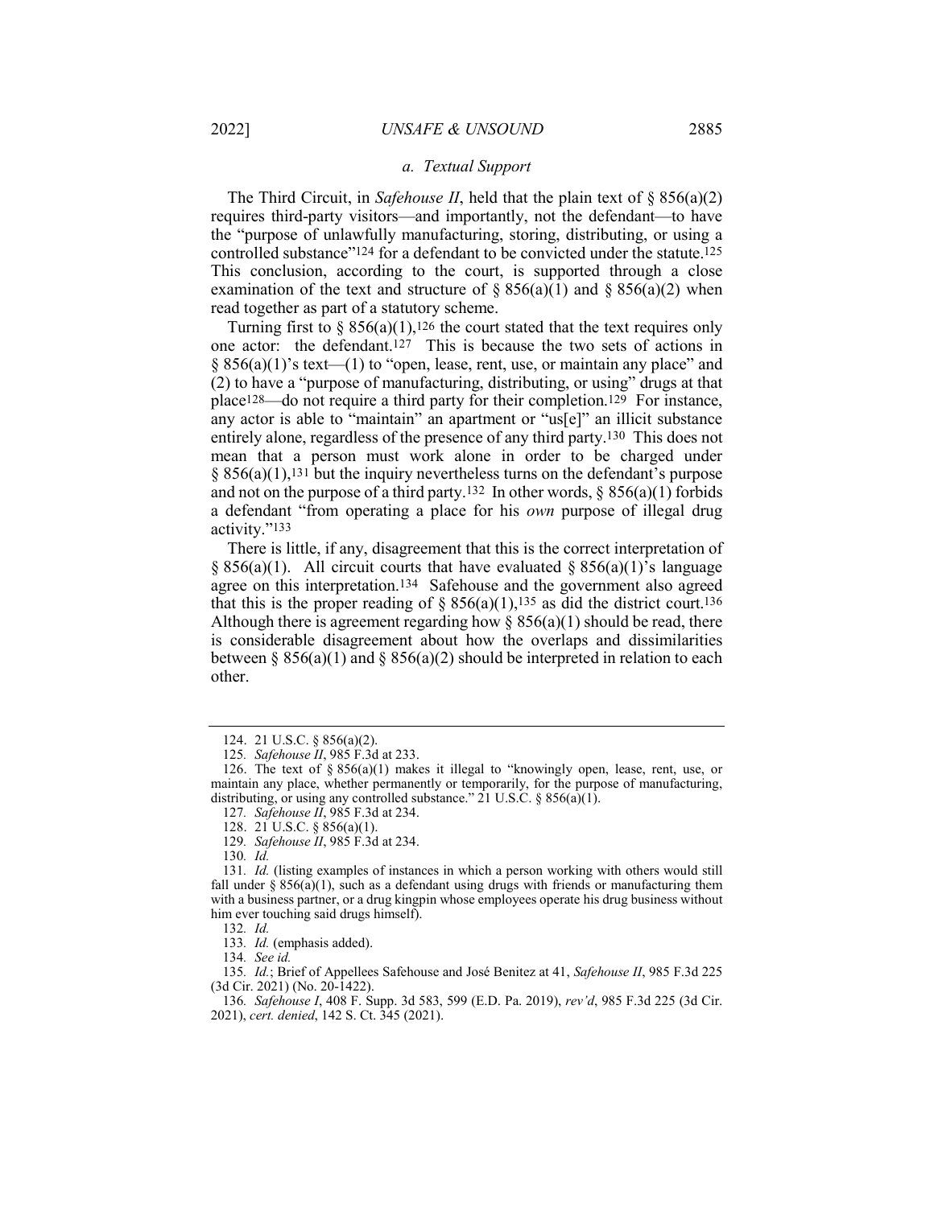### a. Textual Support

The Third Circuit, in *Safehouse II*, held that the plain text of § 856(a)(2) requires third-party visitors—and importantly, not the defendant—to have the "purpose of unlawfully manufacturing, storing, distributing, or using a controlled substance"[124] for a defendant to be convicted under the statute.[125] This conclusion, according to the court, is supported through a close examination of the text and structure of § 856(a)(1) and § 856(a)(2) when read together as part of a statutory scheme.

Turning first to § 856(a)(1),[126] the court stated that the text requires only one actor: the defendant.[127] This is because the two sets of actions in § 856(a)(1)'s text—(1) to "open, lease, rent, use, or maintain any place" and (2) to have a "purpose of manufacturing, distributing, or using" drugs at that place[128]—do not require a third party for their completion.[129] For instance, any actor is able to "maintain" an apartment or "us[e]" an illicit substance entirely alone, regardless of the presence of any third party.[130] This does not mean that a person must work alone in order to be charged under § 856(a)(1),[131] but the inquiry nevertheless turns on the defendant's purpose and not on the purpose of a third party.[132] In other words, § 856(a)(1) forbids a defendant "from operating a place for his *own* purpose of illegal drug activity."[133]

There is little, if any, disagreement that this is the correct interpretation of § 856(a)(1). All circuit courts that have evaluated § 856(a)(1)'s language agree on this interpretation.[134] Safehouse and the government also agreed that this is the proper reading of § 856(a)(1),[135] as did the district court.[136] Although there is agreement regarding how § 856(a)(1) should be read, there is considerable disagreement about how the overlaps and dissimilarities between § 856(a)(1) and § 856(a)(2) should be interpreted in relation to each other.

---

124. 21 U.S.C. § 856(a)(2).

125. *Safehouse II*, 985 F.3d at 233.

126. The text of § 856(a)(1) makes it illegal to "knowingly open, lease, rent, use, or maintain any place, whether permanently or temporarily, for the purpose of manufacturing, distributing, or using any controlled substance." 21 U.S.C. § 856(a)(1).

127. *Safehouse II*, 985 F.3d at 234.

128. 21 U.S.C. § 856(a)(1).

129. *Safehouse II*, 985 F.3d at 234.

130. *Id.*

131. *Id.* (listing examples of instances in which a person working with others would still fall under § 856(a)(1), such as a defendant using drugs with friends or manufacturing them with a business partner, or a drug kingpin whose employees operate his drug business without him ever touching said drugs himself).

132. *Id.*

133. *Id.* (emphasis added).

134. *See id.*

135. *Id.*; Brief of Appellees Safehouse and José Benitez at 41, *Safehouse II*, 985 F.3d 225 (3d Cir. 2021) (No. 20-1422).

136. *Safehouse I*, 408 F. Supp. 3d 583, 599 (E.D. Pa. 2019), *rev'd*, 985 F.3d 225 (3d Cir. 2021), *cert. denied*, 142 S. Ct. 345 (2021).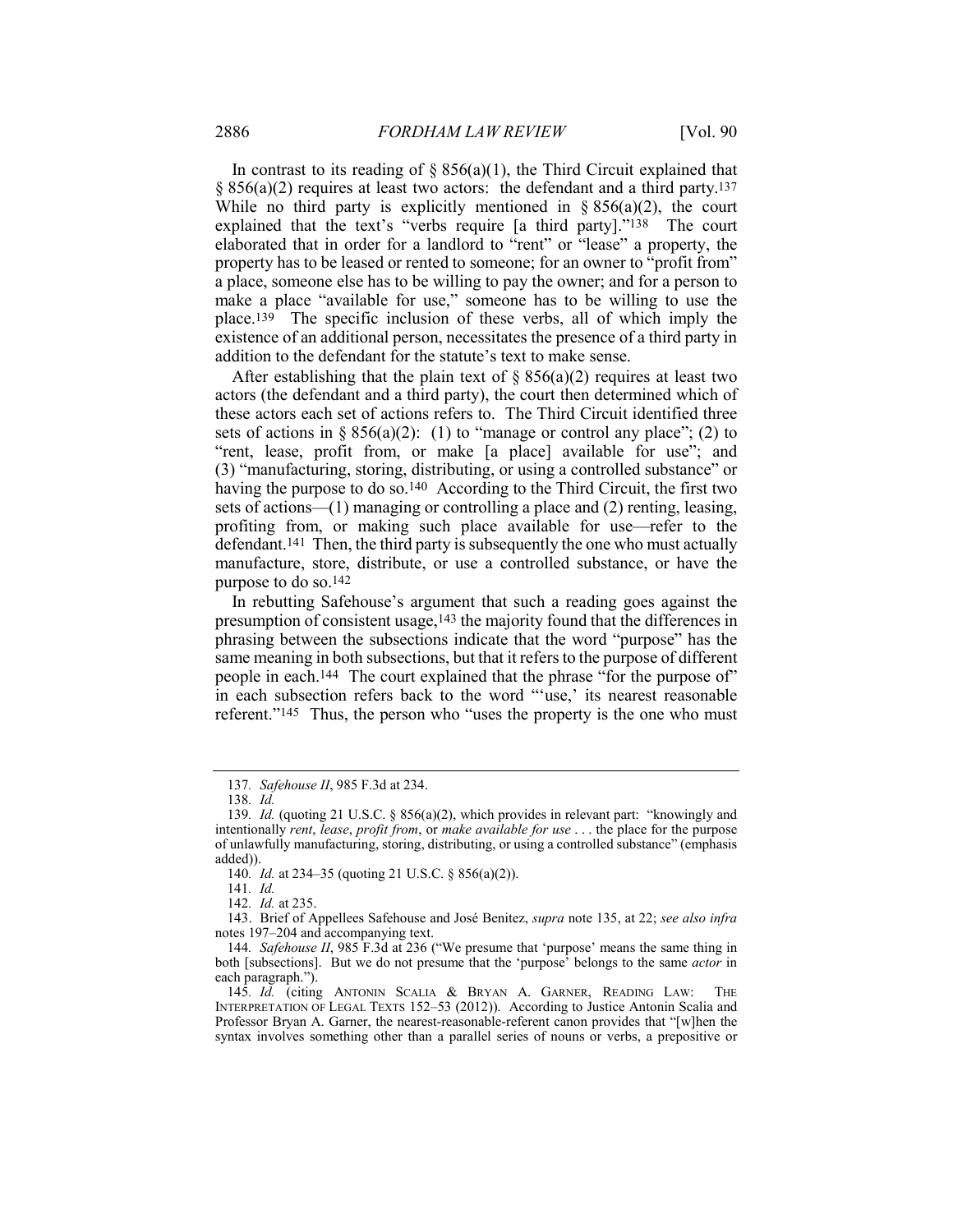In contrast to its reading of § 856(a)(1), the Third Circuit explained that § 856(a)(2) requires at least two actors: the defendant and a third party.[137] While no third party is explicitly mentioned in § 856(a)(2), the court explained that the text's "verbs require [a third party]."[138] The court elaborated that in order for a landlord to "rent" or "lease" a property, the property has to be leased or rented to someone; for an owner to "profit from" a place, someone else has to be willing to pay the owner; and for a person to make a place "available for use," someone has to be willing to use the place.[139] The specific inclusion of these verbs, all of which imply the existence of an additional person, necessitates the presence of a third party in addition to the defendant for the statute's text to make sense.

After establishing that the plain text of § 856(a)(2) requires at least two actors (the defendant and a third party), the court then determined which of these actors each set of actions refers to. The Third Circuit identified three sets of actions in § 856(a)(2): (1) to "manage or control any place"; (2) to "rent, lease, profit from, or make [a place] available for use"; and (3) "manufacturing, storing, distributing, or using a controlled substance" or having the purpose to do so.[140] According to the Third Circuit, the first two sets of actions—(1) managing or controlling a place and (2) renting, leasing, profiting from, or making such place available for use—refer to the defendant.[141] Then, the third party is subsequently the one who must actually manufacture, store, distribute, or use a controlled substance, or have the purpose to do so.[142]

In rebutting Safehouse's argument that such a reading goes against the presumption of consistent usage,[143] the majority found that the differences in phrasing between the subsections indicate that the word "purpose" has the same meaning in both subsections, but that it refers to the purpose of different people in each.[144] The court explained that the phrase "for the purpose of" in each subsection refers back to the word "'use,' its nearest reasonable referent."[145] Thus, the person who "uses the property is the one who must

---

137. *Safehouse II*, 985 F.3d at 234.

138. *Id.*

139. *Id.* (quoting 21 U.S.C. § 856(a)(2), which provides in relevant part: "knowingly and intentionally *rent*, *lease*, *profit from*, or *make available for use* . . . the place for the purpose of unlawfully manufacturing, storing, distributing, or using a controlled substance" (emphasis added)).

140. *Id.* at 234–35 (quoting 21 U.S.C. § 856(a)(2)).

141. *Id.*

142. *Id.* at 235.

143. Brief of Appellees Safehouse and José Benitez, *supra* note 135, at 22; *see also infra* notes 197–204 and accompanying text.

144. *Safehouse II*, 985 F.3d at 236 ("We presume that 'purpose' means the same thing in both [subsections]. But we do not presume that the 'purpose' belongs to the same *actor* in each paragraph.").

145. *Id.* (citing ANTONIN SCALIA & BRYAN A. GARNER, READING LAW: THE INTERPRETATION OF LEGAL TEXTS 152–53 (2012)). According to Justice Antonin Scalia and Professor Bryan A. Garner, the nearest-reasonable-referent canon provides that "[w]hen the syntax involves something other than a parallel series of nouns or verbs, a prepositive or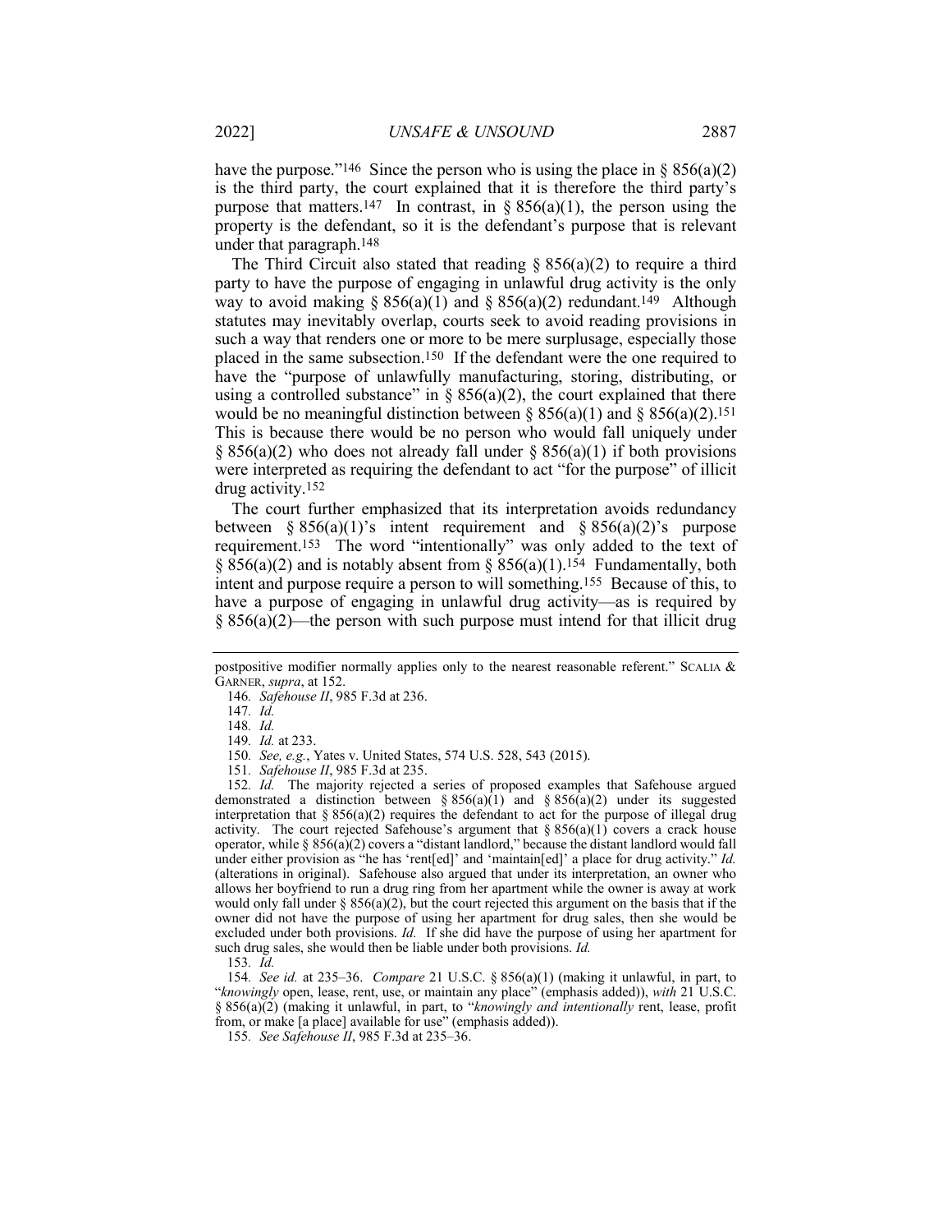have the purpose."[146] Since the person who is using the place in § 856(a)(2) is the third party, the court explained that it is therefore the third party's purpose that matters.[147] In contrast, in § 856(a)(1), the person using the property is the defendant, so it is the defendant's purpose that is relevant under that paragraph.[148]

The Third Circuit also stated that reading § 856(a)(2) to require a third party to have the purpose of engaging in unlawful drug activity is the only way to avoid making § 856(a)(1) and § 856(a)(2) redundant.[149] Although statutes may inevitably overlap, courts seek to avoid reading provisions in such a way that renders one or more to be mere surplusage, especially those placed in the same subsection.[150] If the defendant were the one required to have the "purpose of unlawfully manufacturing, storing, distributing, or using a controlled substance" in § 856(a)(2), the court explained that there would be no meaningful distinction between § 856(a)(1) and § 856(a)(2).[151] This is because there would be no person who would fall uniquely under § 856(a)(2) who does not already fall under § 856(a)(1) if both provisions were interpreted as requiring the defendant to act "for the purpose" of illicit drug activity.[152]

The court further emphasized that its interpretation avoids redundancy between § 856(a)(1)'s intent requirement and § 856(a)(2)'s purpose requirement.[153] The word "intentionally" was only added to the text of § 856(a)(2) and is notably absent from § 856(a)(1).[154] Fundamentally, both intent and purpose require a person to will something.[155] Because of this, to have a purpose of engaging in unlawful drug activity—as is required by § 856(a)(2)—the person with such purpose must intend for that illicit drug

---

postpositive modifier normally applies only to the nearest reasonable referent." SCALIA & GARNER, *supra*, at 152.

146. *Safehouse II*, 985 F.3d at 236.

147. *Id.*

148. *Id.*

149. *Id.* at 233.

150. *See, e.g.*, Yates v. United States, 574 U.S. 528, 543 (2015).

151. *Safehouse II*, 985 F.3d at 235.

152. *Id.* The majority rejected a series of proposed examples that Safehouse argued demonstrated a distinction between § 856(a)(1) and § 856(a)(2) under its suggested interpretation that § 856(a)(2) requires the defendant to act for the purpose of illegal drug activity. The court rejected Safehouse's argument that § 856(a)(1) covers a crack house operator, while § 856(a)(2) covers a "distant landlord," because the distant landlord would fall under either provision as "he has 'rent[ed]' and 'maintain[ed]' a place for drug activity." *Id.* (alterations in original). Safehouse also argued that under its interpretation, an owner who allows her boyfriend to run a drug ring from her apartment while the owner is away at work would only fall under § 856(a)(2), but the court rejected this argument on the basis that if the owner did not have the purpose of using her apartment for drug sales, then she would be excluded under both provisions. *Id.* If she did have the purpose of using her apartment for such drug sales, she would then be liable under both provisions. *Id.*

153. *Id.*

154. *See id.* at 235–36. *Compare* 21 U.S.C. § 856(a)(1) (making it unlawful, in part, to "*knowingly* open, lease, rent, use, or maintain any place" (emphasis added)), *with* 21 U.S.C. § 856(a)(2) (making it unlawful, in part, to "*knowingly and intentionally* rent, lease, profit from, or make [a place] available for use" (emphasis added)).

155. *See Safehouse II*, 985 F.3d at 235–36.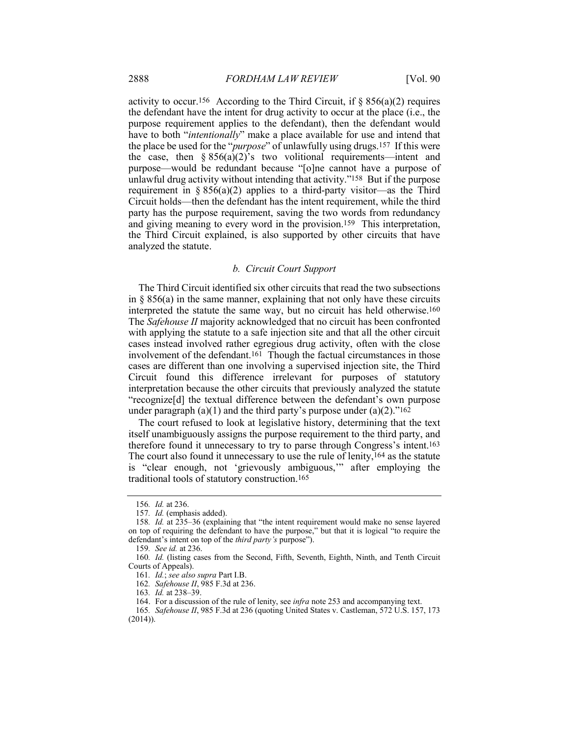activity to occur.[156] According to the Third Circuit, if § 856(a)(2) requires the defendant have the intent for drug activity to occur at the place (i.e., the purpose requirement applies to the defendant), then the defendant would have to both "*intentionally*" make a place available for use and intend that the place be used for the "*purpose*" of unlawfully using drugs.[157] If this were the case, then § 856(a)(2)'s two volitional requirements—intent and purpose—would be redundant because "[o]ne cannot have a purpose of unlawful drug activity without intending that activity."[158] But if the purpose requirement in § 856(a)(2) applies to a third-party visitor—as the Third Circuit holds—then the defendant has the intent requirement, while the third party has the purpose requirement, saving the two words from redundancy and giving meaning to every word in the provision.[159] This interpretation, the Third Circuit explained, is also supported by other circuits that have analyzed the statute.

### *b. Circuit Court Support*

The Third Circuit identified six other circuits that read the two subsections in § 856(a) in the same manner, explaining that not only have these circuits interpreted the statute the same way, but no circuit has held otherwise.[160] The *Safehouse II* majority acknowledged that no circuit has been confronted with applying the statute to a safe injection site and that all the other circuit cases instead involved rather egregious drug activity, often with the close involvement of the defendant.[161] Though the factual circumstances in those cases are different than one involving a supervised injection site, the Third Circuit found this difference irrelevant for purposes of statutory interpretation because the other circuits that previously analyzed the statute "recognize[d] the textual difference between the defendant's own purpose under paragraph (a)(1) and the third party's purpose under (a)(2)."[162]

The court refused to look at legislative history, determining that the text itself unambiguously assigns the purpose requirement to the third party, and therefore found it unnecessary to try to parse through Congress's intent.[163] The court also found it unnecessary to use the rule of lenity,[164] as the statute is "clear enough, not 'grievously ambiguous,'" after employing the traditional tools of statutory construction.[165]

---

156. *Id.* at 236.

157. *Id.* (emphasis added).

158. *Id.* at 235–36 (explaining that "the intent requirement would make no sense layered on top of requiring the defendant to have the purpose," but that it is logical "to require the defendant's intent on top of the *third party's* purpose").

159. *See id.* at 236.

160. *Id.* (listing cases from the Second, Fifth, Seventh, Eighth, Ninth, and Tenth Circuit Courts of Appeals).

161. *Id.*; *see also supra* Part I.B.

162. *Safehouse II*, 985 F.3d at 236.

163. *Id.* at 238–39.

164. For a discussion of the rule of lenity, see *infra* note 253 and accompanying text.

165. *Safehouse II*, 985 F.3d at 236 (quoting United States v. Castleman, 572 U.S. 157, 173 (2014)).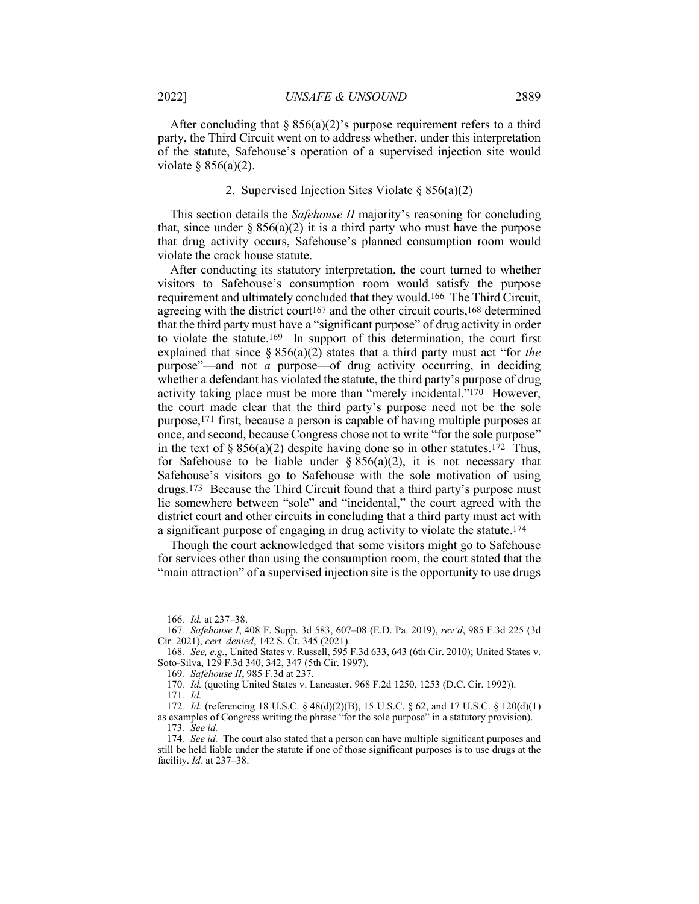After concluding that § 856(a)(2)'s purpose requirement refers to a third party, the Third Circuit went on to address whether, under this interpretation of the statute, Safehouse's operation of a supervised injection site would violate § 856(a)(2).

### 2. Supervised Injection Sites Violate § 856(a)(2)

This section details the *Safehouse II* majority's reasoning for concluding that, since under § 856(a)(2) it is a third party who must have the purpose that drug activity occurs, Safehouse's planned consumption room would violate the crack house statute.

After conducting its statutory interpretation, the court turned to whether visitors to Safehouse's consumption room would satisfy the purpose requirement and ultimately concluded that they would.[166] The Third Circuit, agreeing with the district court[167] and the other circuit courts,[168] determined that the third party must have a "significant purpose" of drug activity in order to violate the statute.[169] In support of this determination, the court first explained that since § 856(a)(2) states that a third party must act "for *the* purpose"—and not *a* purpose—of drug activity occurring, in deciding whether a defendant has violated the statute, the third party's purpose of drug activity taking place must be more than "merely incidental."[170] However, the court made clear that the third party's purpose need not be the sole purpose,[171] first, because a person is capable of having multiple purposes at once, and second, because Congress chose not to write "for the sole purpose" in the text of § 856(a)(2) despite having done so in other statutes.[172] Thus, for Safehouse to be liable under § 856(a)(2), it is not necessary that Safehouse's visitors go to Safehouse with the sole motivation of using drugs.[173] Because the Third Circuit found that a third party's purpose must lie somewhere between "sole" and "incidental," the court agreed with the district court and other circuits in concluding that a third party must act with a significant purpose of engaging in drug activity to violate the statute.[174]

Though the court acknowledged that some visitors might go to Safehouse for services other than using the consumption room, the court stated that the "main attraction" of a supervised injection site is the opportunity to use drugs

---

166. *Id.* at 237–38.

167. *Safehouse I*, 408 F. Supp. 3d 583, 607–08 (E.D. Pa. 2019), *rev'd*, 985 F.3d 225 (3d Cir. 2021), *cert. denied*, 142 S. Ct. 345 (2021).

168. *See, e.g.*, United States v. Russell, 595 F.3d 633, 643 (6th Cir. 2010); United States v. Soto-Silva, 129 F.3d 340, 342, 347 (5th Cir. 1997).

169. *Safehouse II*, 985 F.3d at 237.

170. *Id.* (quoting United States v. Lancaster, 968 F.2d 1250, 1253 (D.C. Cir. 1992)).

171. *Id.*

172. *Id.* (referencing 18 U.S.C. § 48(d)(2)(B), 15 U.S.C. § 62, and 17 U.S.C. § 120(d)(1) as examples of Congress writing the phrase "for the sole purpose" in a statutory provision).

173. *See id.*

174. *See id.* The court also stated that a person can have multiple significant purposes and still be held liable under the statute if one of those significant purposes is to use drugs at the facility. *Id.* at 237–38.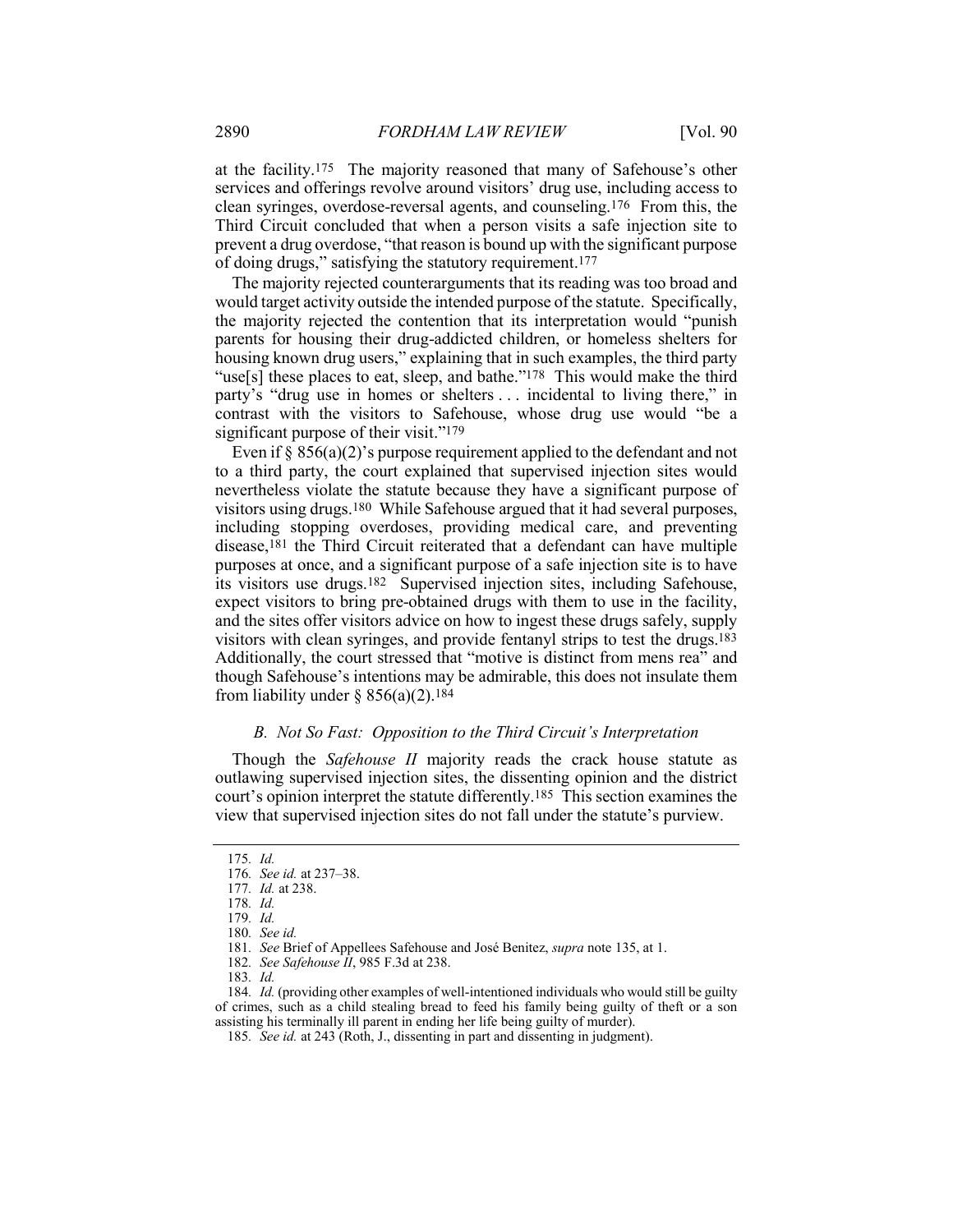at the facility.[175] The majority reasoned that many of Safehouse's other services and offerings revolve around visitors' drug use, including access to clean syringes, overdose-reversal agents, and counseling.[176] From this, the Third Circuit concluded that when a person visits a safe injection site to prevent a drug overdose, "that reason is bound up with the significant purpose of doing drugs," satisfying the statutory requirement.[177]

The majority rejected counterarguments that its reading was too broad and would target activity outside the intended purpose of the statute. Specifically, the majority rejected the contention that its interpretation would "punish parents for housing their drug-addicted children, or homeless shelters for housing known drug users," explaining that in such examples, the third party "use[s] these places to eat, sleep, and bathe."[178] This would make the third party's "drug use in homes or shelters . . . incidental to living there," in contrast with the visitors to Safehouse, whose drug use would "be a significant purpose of their visit."[179]

Even if § 856(a)(2)'s purpose requirement applied to the defendant and not to a third party, the court explained that supervised injection sites would nevertheless violate the statute because they have a significant purpose of visitors using drugs.[180] While Safehouse argued that it had several purposes, including stopping overdoses, providing medical care, and preventing disease,[181] the Third Circuit reiterated that a defendant can have multiple purposes at once, and a significant purpose of a safe injection site is to have its visitors use drugs.[182] Supervised injection sites, including Safehouse, expect visitors to bring pre-obtained drugs with them to use in the facility, and the sites offer visitors advice on how to ingest these drugs safely, supply visitors with clean syringes, and provide fentanyl strips to test the drugs.[183] Additionally, the court stressed that "motive is distinct from mens rea" and though Safehouse's intentions may be admirable, this does not insulate them from liability under § 856(a)(2).[184]

### *B. Not So Fast: Opposition to the Third Circuit's Interpretation*

Though the *Safehouse II* majority reads the crack house statute as outlawing supervised injection sites, the dissenting opinion and the district court's opinion interpret the statute differently.[185] This section examines the view that supervised injection sites do not fall under the statute's purview.

---

175. *Id.*

176. *See id.* at 237–38.

177. *Id.* at 238.

178. *Id.*

179. *Id.*

180. *See id.*

181. *See* Brief of Appellees Safehouse and José Benitez, *supra* note 135, at 1.

182. *See Safehouse II*, 985 F.3d at 238.

183. *Id.*

184. *Id.* (providing other examples of well-intentioned individuals who would still be guilty of crimes, such as a child stealing bread to feed his family being guilty of theft or a son assisting his terminally ill parent in ending her life being guilty of murder).

185. *See id.* at 243 (Roth, J., dissenting in part and dissenting in judgment).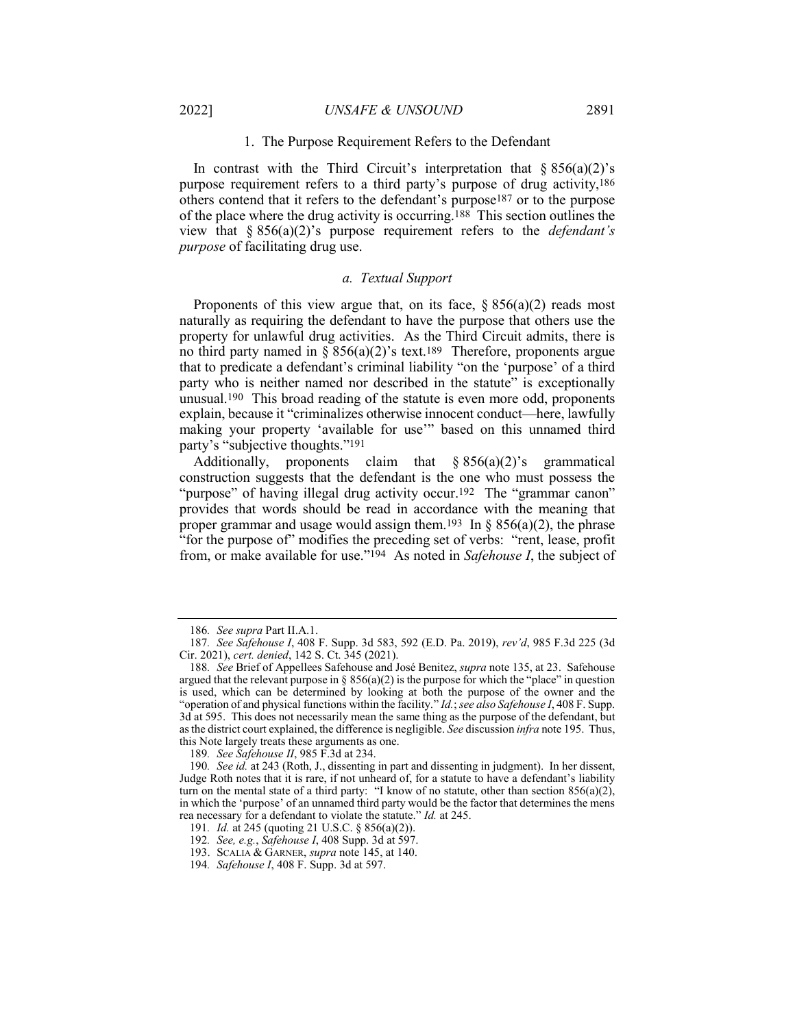### 1. The Purpose Requirement Refers to the Defendant

In contrast with the Third Circuit's interpretation that § 856(a)(2)'s purpose requirement refers to a third party's purpose of drug activity,[186] others contend that it refers to the defendant's purpose[187] or to the purpose of the place where the drug activity is occurring.[188] This section outlines the view that § 856(a)(2)'s purpose requirement refers to the *defendant's purpose* of facilitating drug use.

#### *a. Textual Support*

Proponents of this view argue that, on its face, § 856(a)(2) reads most naturally as requiring the defendant to have the purpose that others use the property for unlawful drug activities. As the Third Circuit admits, there is no third party named in § 856(a)(2)'s text.[189] Therefore, proponents argue that to predicate a defendant's criminal liability "on the 'purpose' of a third party who is neither named nor described in the statute" is exceptionally unusual.[190] This broad reading of the statute is even more odd, proponents explain, because it "criminalizes otherwise innocent conduct—here, lawfully making your property 'available for use'" based on this unnamed third party's "subjective thoughts."[191]

Additionally, proponents claim that § 856(a)(2)'s grammatical construction suggests that the defendant is the one who must possess the "purpose" of having illegal drug activity occur.[192] The "grammar canon" provides that words should be read in accordance with the meaning that proper grammar and usage would assign them.[193] In § 856(a)(2), the phrase "for the purpose of" modifies the preceding set of verbs: "rent, lease, profit from, or make available for use."[194] As noted in *Safehouse I*, the subject of

---

186. *See supra* Part II.A.1.

187. *See Safehouse I*, 408 F. Supp. 3d 583, 592 (E.D. Pa. 2019), *rev'd*, 985 F.3d 225 (3d Cir. 2021), *cert. denied*, 142 S. Ct. 345 (2021).

188. *See* Brief of Appellees Safehouse and José Benitez, *supra* note 135, at 23. Safehouse argued that the relevant purpose in § 856(a)(2) is the purpose for which the "place" in question is used, which can be determined by looking at both the purpose of the owner and the "operation of and physical functions within the facility." *Id.*; *see also Safehouse I*, 408 F. Supp. 3d at 595. This does not necessarily mean the same thing as the purpose of the defendant, but as the district court explained, the difference is negligible. *See* discussion *infra* note 195. Thus, this Note largely treats these arguments as one.

189. *See Safehouse II*, 985 F.3d at 234.

190. *See id.* at 243 (Roth, J., dissenting in part and dissenting in judgment). In her dissent, Judge Roth notes that it is rare, if not unheard of, for a statute to have a defendant's liability turn on the mental state of a third party: "I know of no statute, other than section 856(a)(2), in which the 'purpose' of an unnamed third party would be the factor that determines the mens rea necessary for a defendant to violate the statute." *Id.* at 245.

191. *Id.* at 245 (quoting 21 U.S.C. § 856(a)(2)).

192. *See, e.g.*, *Safehouse I*, 408 Supp. 3d at 597.

193. SCALIA & GARNER, *supra* note 145, at 140.

194. *Safehouse I*, 408 F. Supp. 3d at 597.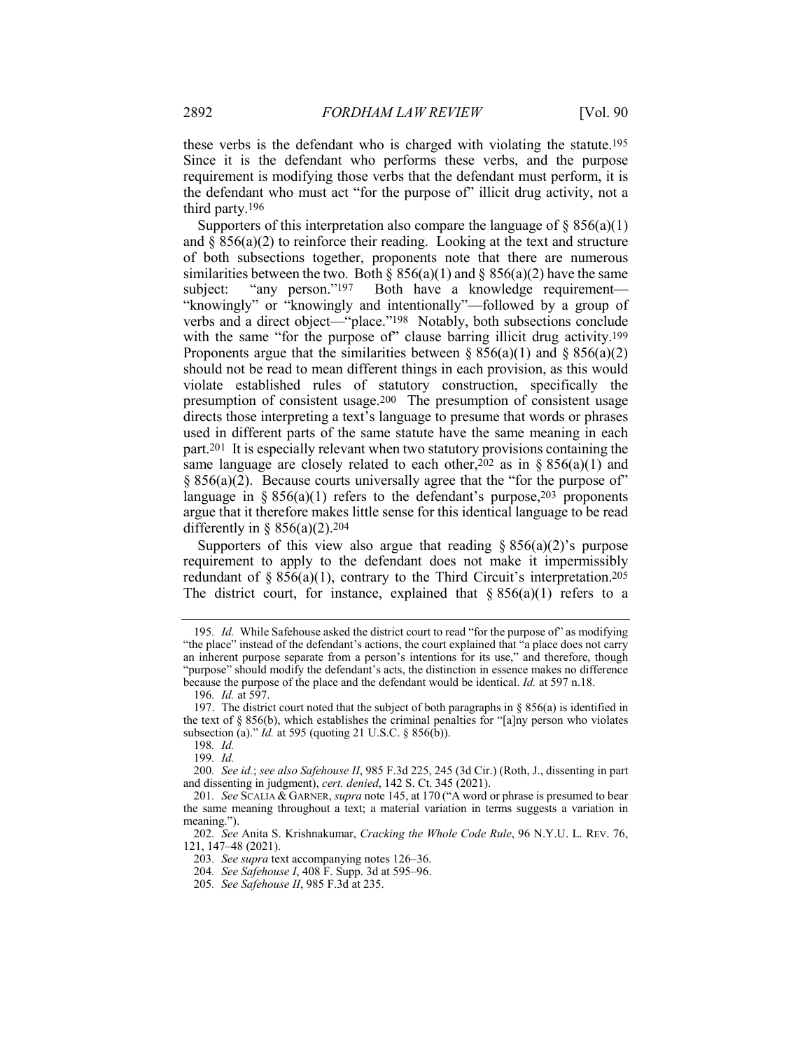these verbs is the defendant who is charged with violating the statute.[195] Since it is the defendant who performs these verbs, and the purpose requirement is modifying those verbs that the defendant must perform, it is the defendant who must act "for the purpose of" illicit drug activity, not a third party.[196]

Supporters of this interpretation also compare the language of § 856(a)(1) and § 856(a)(2) to reinforce their reading. Looking at the text and structure of both subsections together, proponents note that there are numerous similarities between the two. Both § 856(a)(1) and § 856(a)(2) have the same subject: "any person."[197] Both have a knowledge requirement—"knowingly" or "knowingly and intentionally"—followed by a group of verbs and a direct object—"place."[198] Notably, both subsections conclude with the same "for the purpose of" clause barring illicit drug activity.[199] Proponents argue that the similarities between § 856(a)(1) and § 856(a)(2) should not be read to mean different things in each provision, as this would violate established rules of statutory construction, specifically the presumption of consistent usage.[200] The presumption of consistent usage directs those interpreting a text's language to presume that words or phrases used in different parts of the same statute have the same meaning in each part.[201] It is especially relevant when two statutory provisions containing the same language are closely related to each other,[202] as in § 856(a)(1) and § 856(a)(2). Because courts universally agree that the "for the purpose of" language in § 856(a)(1) refers to the defendant's purpose,[203] proponents argue that it therefore makes little sense for this identical language to be read differently in § 856(a)(2).[204]

Supporters of this view also argue that reading § 856(a)(2)'s purpose requirement to apply to the defendant does not make it impermissibly redundant of § 856(a)(1), contrary to the Third Circuit's interpretation.[205] The district court, for instance, explained that § 856(a)(1) refers to a

---

195. *Id.* While Safehouse asked the district court to read "for the purpose of" as modifying "the place" instead of the defendant's actions, the court explained that "a place does not carry an inherent purpose separate from a person's intentions for its use," and therefore, though "purpose" should modify the defendant's acts, the distinction in essence makes no difference because the purpose of the place and the defendant would be identical. *Id.* at 597 n.18.

196. *Id.* at 597.

197. The district court noted that the subject of both paragraphs in § 856(a) is identified in the text of § 856(b), which establishes the criminal penalties for "[a]ny person who violates subsection (a)." *Id.* at 595 (quoting 21 U.S.C. § 856(b)).

198. *Id.*

199. *Id.*

200. *See id.*; *see also Safehouse II*, 985 F.3d 225, 245 (3d Cir.) (Roth, J., dissenting in part and dissenting in judgment), *cert. denied*, 142 S. Ct. 345 (2021).

201. *See* SCALIA & GARNER, *supra* note 145, at 170 ("A word or phrase is presumed to bear the same meaning throughout a text; a material variation in terms suggests a variation in meaning.").

202. *See* Anita S. Krishnakumar, *Cracking the Whole Code Rule*, 96 N.Y.U. L. REV. 76, 121, 147–48 (2021).

203. *See supra* text accompanying notes 126–36.

204. *See Safehouse I*, 408 F. Supp. 3d at 595–96.

205. *See Safehouse II*, 985 F.3d at 235.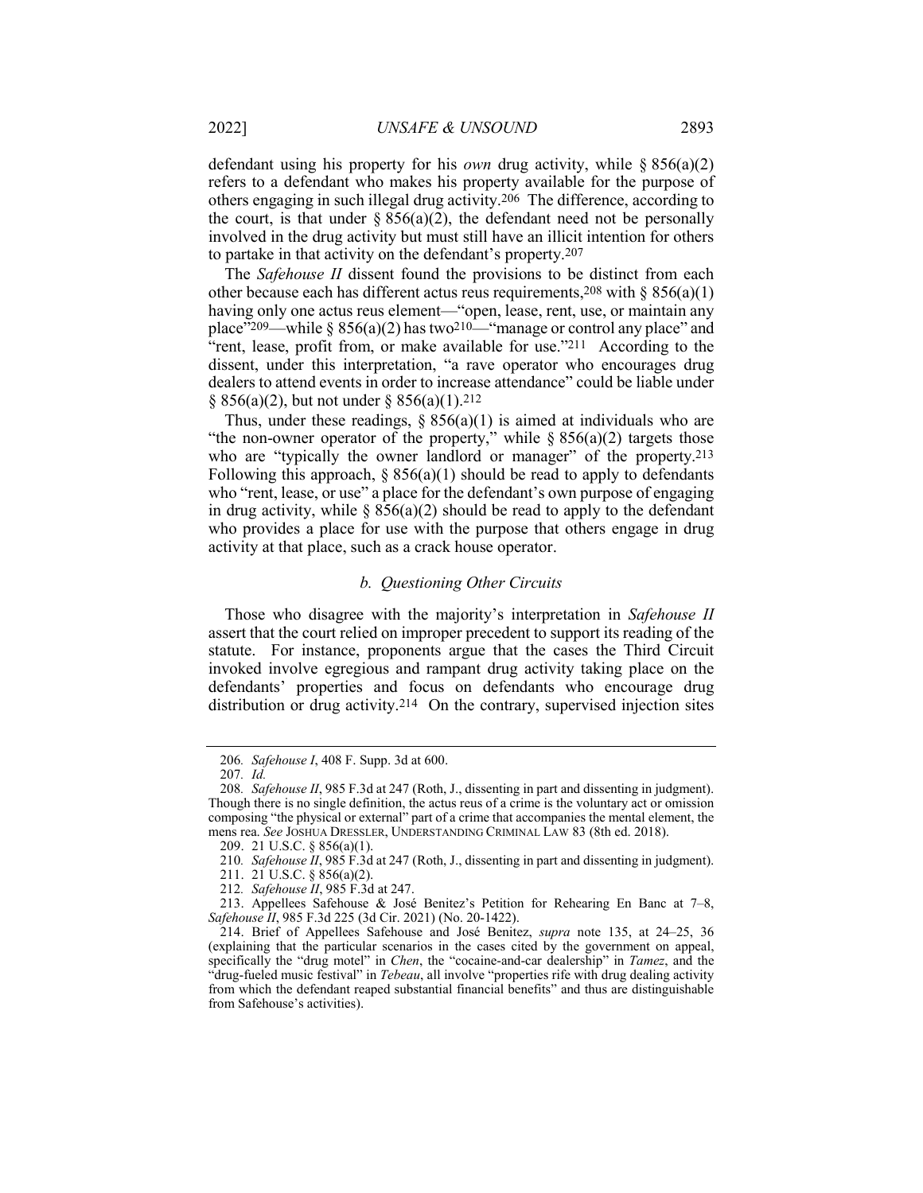defendant using his property for his *own* drug activity, while § 856(a)(2) refers to a defendant who makes his property available for the purpose of others engaging in such illegal drug activity.[206] The difference, according to the court, is that under § 856(a)(2), the defendant need not be personally involved in the drug activity but must still have an illicit intention for others to partake in that activity on the defendant's property.[207]

The *Safehouse II* dissent found the provisions to be distinct from each other because each has different actus reus requirements,[208] with § 856(a)(1) having only one actus reus element—"open, lease, rent, use, or maintain any place"[209]—while § 856(a)(2) has two[210]—"manage or control any place" and "rent, lease, profit from, or make available for use."[211] According to the dissent, under this interpretation, "a rave operator who encourages drug dealers to attend events in order to increase attendance" could be liable under § 856(a)(2), but not under § 856(a)(1).[212]

Thus, under these readings, § 856(a)(1) is aimed at individuals who are "the non-owner operator of the property," while § 856(a)(2) targets those who are "typically the owner landlord or manager" of the property.[213] Following this approach, § 856(a)(1) should be read to apply to defendants who "rent, lease, or use" a place for the defendant's own purpose of engaging in drug activity, while § 856(a)(2) should be read to apply to the defendant who provides a place for use with the purpose that others engage in drug activity at that place, such as a crack house operator.

### *b. Questioning Other Circuits*

Those who disagree with the majority's interpretation in *Safehouse II* assert that the court relied on improper precedent to support its reading of the statute. For instance, proponents argue that the cases the Third Circuit invoked involve egregious and rampant drug activity taking place on the defendants' properties and focus on defendants who encourage drug distribution or drug activity.[214] On the contrary, supervised injection sites

---

206. *Safehouse I*, 408 F. Supp. 3d at 600.

207. *Id.*

208. *Safehouse II*, 985 F.3d at 247 (Roth, J., dissenting in part and dissenting in judgment). Though there is no single definition, the actus reus of a crime is the voluntary act or omission composing "the physical or external" part of a crime that accompanies the mental element, the mens rea. *See* JOSHUA DRESSLER, UNDERSTANDING CRIMINAL LAW 83 (8th ed. 2018).

209. 21 U.S.C. § 856(a)(1).

210. *Safehouse II*, 985 F.3d at 247 (Roth, J., dissenting in part and dissenting in judgment).

211. 21 U.S.C. § 856(a)(2).

212. *Safehouse II*, 985 F.3d at 247.

213. Appellees Safehouse & José Benitez's Petition for Rehearing En Banc at 7–8, *Safehouse II*, 985 F.3d 225 (3d Cir. 2021) (No. 20-1422).

214. Brief of Appellees Safehouse and José Benitez, *supra* note 135, at 24–25, 36 (explaining that the particular scenarios in the cases cited by the government on appeal, specifically the "drug motel" in *Chen*, the "cocaine-and-car dealership" in *Tamez*, and the "drug-fueled music festival" in *Tebeau*, all involve "properties rife with drug dealing activity from which the defendant reaped substantial financial benefits" and thus are distinguishable from Safehouse's activities).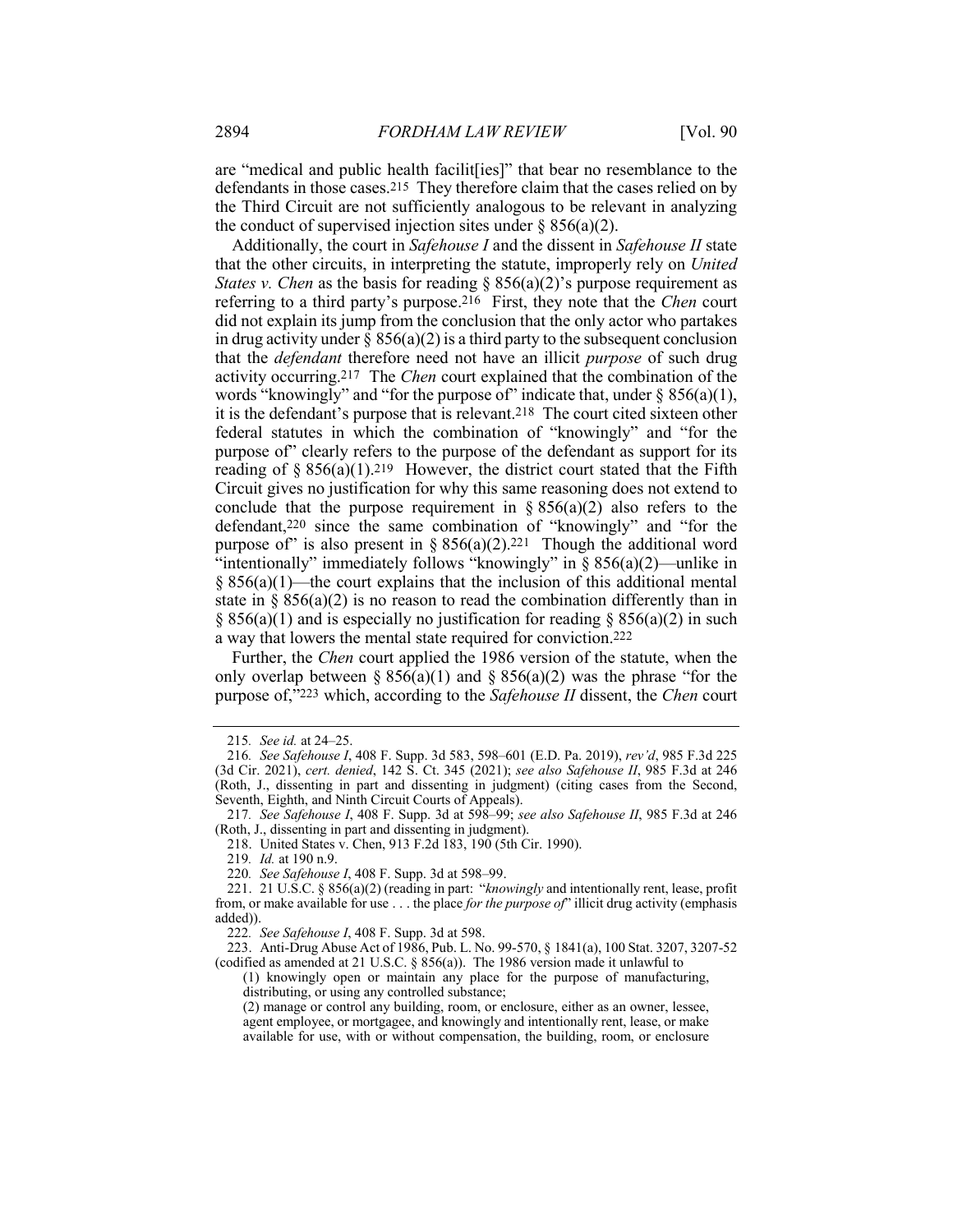are "medical and public health facilit[ies]" that bear no resemblance to the defendants in those cases.[215] They therefore claim that the cases relied on by the Third Circuit are not sufficiently analogous to be relevant in analyzing the conduct of supervised injection sites under § 856(a)(2).

Additionally, the court in *Safehouse I* and the dissent in *Safehouse II* state that the other circuits, in interpreting the statute, improperly rely on *United States v. Chen* as the basis for reading § 856(a)(2)'s purpose requirement as referring to a third party's purpose.[216] First, they note that the *Chen* court did not explain its jump from the conclusion that the only actor who partakes in drug activity under § 856(a)(2) is a third party to the subsequent conclusion that the *defendant* therefore need not have an illicit *purpose* of such drug activity occurring.[217] The *Chen* court explained that the combination of the words "knowingly" and "for the purpose of" indicate that, under § 856(a)(1), it is the defendant's purpose that is relevant.[218] The court cited sixteen other federal statutes in which the combination of "knowingly" and "for the purpose of" clearly refers to the purpose of the defendant as support for its reading of § 856(a)(1).[219] However, the district court stated that the Fifth Circuit gives no justification for why this same reasoning does not extend to conclude that the purpose requirement in § 856(a)(2) also refers to the defendant,[220] since the same combination of "knowingly" and "for the purpose of" is also present in § 856(a)(2).[221] Though the additional word "intentionally" immediately follows "knowingly" in § 856(a)(2)—unlike in § 856(a)(1)—the court explains that the inclusion of this additional mental state in § 856(a)(2) is no reason to read the combination differently than in § 856(a)(1) and is especially no justification for reading § 856(a)(2) in such a way that lowers the mental state required for conviction.[222]

Further, the *Chen* court applied the 1986 version of the statute, when the only overlap between § 856(a)(1) and § 856(a)(2) was the phrase "for the purpose of,"[223] which, according to the *Safehouse II* dissent, the *Chen* court

---

215. *See id.* at 24–25.

216. *See Safehouse I*, 408 F. Supp. 3d 583, 598–601 (E.D. Pa. 2019), *rev'd*, 985 F.3d 225 (3d Cir. 2021), *cert. denied*, 142 S. Ct. 345 (2021); *see also Safehouse II*, 985 F.3d at 246 (Roth, J., dissenting in part and dissenting in judgment) (citing cases from the Second, Seventh, Eighth, and Ninth Circuit Courts of Appeals).

217. *See Safehouse I*, 408 F. Supp. 3d at 598–99; *see also Safehouse II*, 985 F.3d at 246 (Roth, J., dissenting in part and dissenting in judgment).

218. United States v. Chen, 913 F.2d 183, 190 (5th Cir. 1990).

219. *Id.* at 190 n.9.

220. *See Safehouse I*, 408 F. Supp. 3d at 598–99.

221. 21 U.S.C. § 856(a)(2) (reading in part: "*knowingly* and intentionally rent, lease, profit from, or make available for use . . . the place *for the purpose of*" illicit drug activity (emphasis added)).

222. *See Safehouse I*, 408 F. Supp. 3d at 598.

223. Anti-Drug Abuse Act of 1986, Pub. L. No. 99-570, § 1841(a), 100 Stat. 3207, 3207-52 (codified as amended at 21 U.S.C. § 856(a)). The 1986 version made it unlawful to

> (1) knowingly open or maintain any place for the purpose of manufacturing, distributing, or using any controlled substance;
>
> (2) manage or control any building, room, or enclosure, either as an owner, lessee, agent employee, or mortgagee, and knowingly and intentionally rent, lease, or make available for use, with or without compensation, the building, room, or enclosure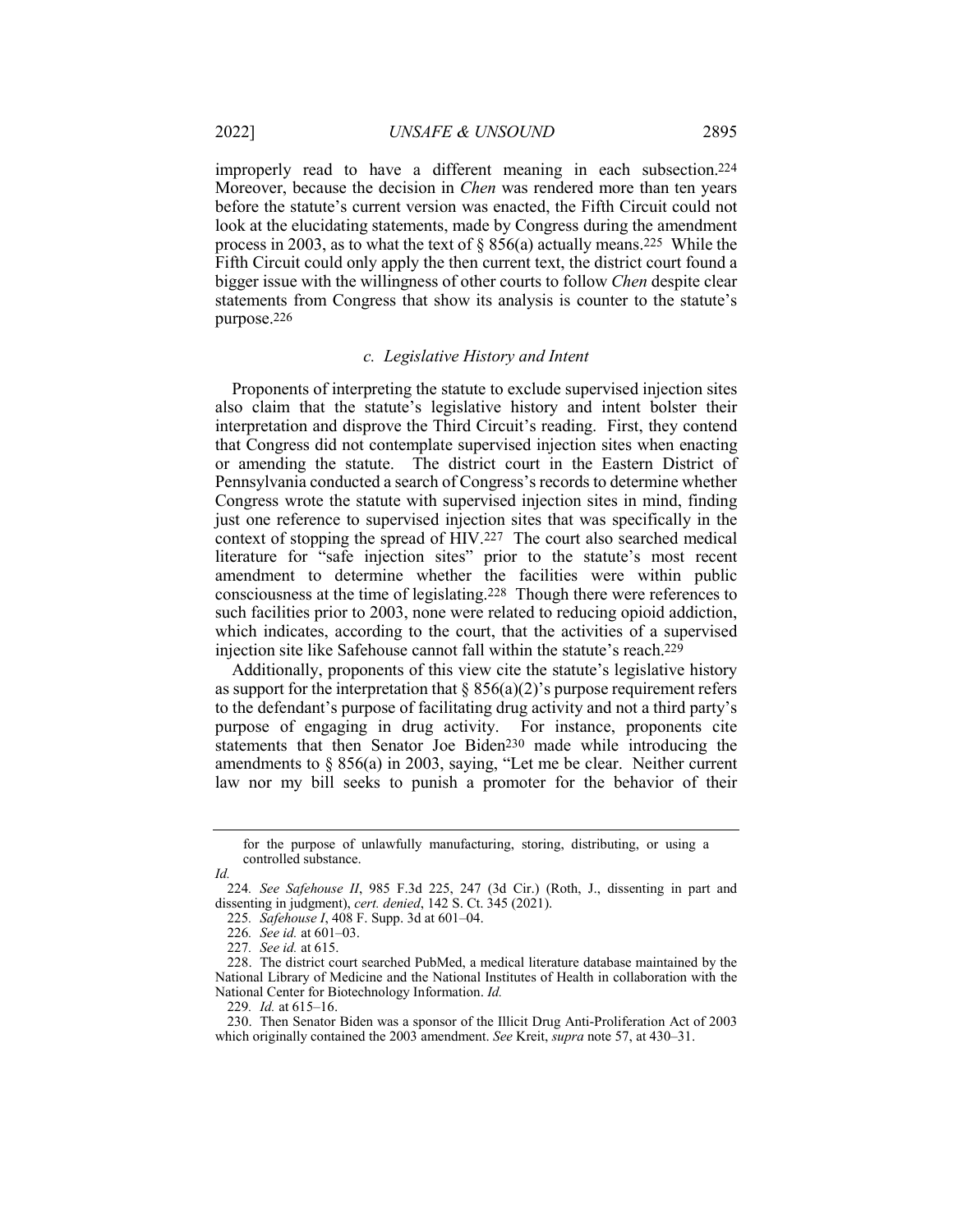improperly read to have a different meaning in each subsection.[224] Moreover, because the decision in *Chen* was rendered more than ten years before the statute's current version was enacted, the Fifth Circuit could not look at the elucidating statements, made by Congress during the amendment process in 2003, as to what the text of § 856(a) actually means.[225] While the Fifth Circuit could only apply the then current text, the district court found a bigger issue with the willingness of other courts to follow *Chen* despite clear statements from Congress that show its analysis is counter to the statute's purpose.[226]

### *c. Legislative History and Intent*

Proponents of interpreting the statute to exclude supervised injection sites also claim that the statute's legislative history and intent bolster their interpretation and disprove the Third Circuit's reading. First, they contend that Congress did not contemplate supervised injection sites when enacting or amending the statute. The district court in the Eastern District of Pennsylvania conducted a search of Congress's records to determine whether Congress wrote the statute with supervised injection sites in mind, finding just one reference to supervised injection sites that was specifically in the context of stopping the spread of HIV.[227] The court also searched medical literature for "safe injection sites" prior to the statute's most recent amendment to determine whether the facilities were within public consciousness at the time of legislating.[228] Though there were references to such facilities prior to 2003, none were related to reducing opioid addiction, which indicates, according to the court, that the activities of a supervised injection site like Safehouse cannot fall within the statute's reach.[229]

Additionally, proponents of this view cite the statute's legislative history as support for the interpretation that § 856(a)(2)'s purpose requirement refers to the defendant's purpose of facilitating drug activity and not a third party's purpose of engaging in drug activity. For instance, proponents cite statements that then Senator Joe Biden[230] made while introducing the amendments to § 856(a) in 2003, saying, "Let me be clear. Neither current law nor my bill seeks to punish a promoter for the behavior of their

---

for the purpose of unlawfully manufacturing, storing, distributing, or using a controlled substance.

*Id.*

224. *See Safehouse II*, 985 F.3d 225, 247 (3d Cir.) (Roth, J., dissenting in part and dissenting in judgment), *cert. denied*, 142 S. Ct. 345 (2021).

225. *Safehouse I*, 408 F. Supp. 3d at 601–04.

226. *See id.* at 601–03.

227. *See id.* at 615.

228. The district court searched PubMed, a medical literature database maintained by the National Library of Medicine and the National Institutes of Health in collaboration with the National Center for Biotechnology Information. *Id.*

229. *Id.* at 615–16.

230. Then Senator Biden was a sponsor of the Illicit Drug Anti-Proliferation Act of 2003 which originally contained the 2003 amendment. *See* Kreit, *supra* note 57, at 430–31.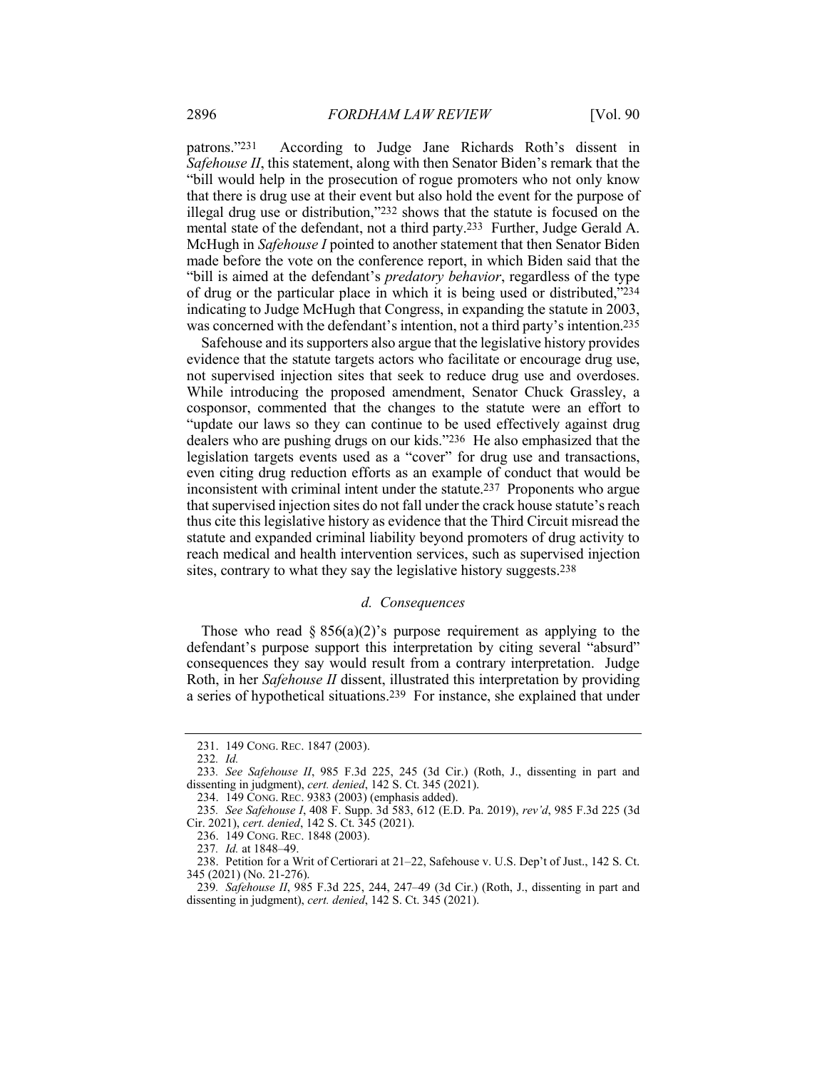patrons."[231] According to Judge Jane Richards Roth's dissent in *Safehouse II*, this statement, along with then Senator Biden's remark that the "bill would help in the prosecution of rogue promoters who not only know that there is drug use at their event but also hold the event for the purpose of illegal drug use or distribution,"[232] shows that the statute is focused on the mental state of the defendant, not a third party.[233] Further, Judge Gerald A. McHugh in *Safehouse I* pointed to another statement that then Senator Biden made before the vote on the conference report, in which Biden said that the "bill is aimed at the defendant's *predatory behavior*, regardless of the type of drug or the particular place in which it is being used or distributed,"[234] indicating to Judge McHugh that Congress, in expanding the statute in 2003, was concerned with the defendant's intention, not a third party's intention.[235]

Safehouse and its supporters also argue that the legislative history provides evidence that the statute targets actors who facilitate or encourage drug use, not supervised injection sites that seek to reduce drug use and overdoses. While introducing the proposed amendment, Senator Chuck Grassley, a cosponsor, commented that the changes to the statute were an effort to "update our laws so they can continue to be used effectively against drug dealers who are pushing drugs on our kids."[236] He also emphasized that the legislation targets events used as a "cover" for drug use and transactions, even citing drug reduction efforts as an example of conduct that would be inconsistent with criminal intent under the statute.[237] Proponents who argue that supervised injection sites do not fall under the crack house statute's reach thus cite this legislative history as evidence that the Third Circuit misread the statute and expanded criminal liability beyond promoters of drug activity to reach medical and health intervention services, such as supervised injection sites, contrary to what they say the legislative history suggests.[238]

#### *d. Consequences*

Those who read § 856(a)(2)'s purpose requirement as applying to the defendant's purpose support this interpretation by citing several "absurd" consequences they say would result from a contrary interpretation. Judge Roth, in her *Safehouse II* dissent, illustrated this interpretation by providing a series of hypothetical situations.[239] For instance, she explained that under

---

231. 149 CONG. REC. 1847 (2003).

232. *Id.*

233. *See Safehouse II*, 985 F.3d 225, 245 (3d Cir.) (Roth, J., dissenting in part and dissenting in judgment), *cert. denied*, 142 S. Ct. 345 (2021).

234. 149 CONG. REC. 9383 (2003) (emphasis added).

235. *See Safehouse I*, 408 F. Supp. 3d 583, 612 (E.D. Pa. 2019), *rev'd*, 985 F.3d 225 (3d Cir. 2021), *cert. denied*, 142 S. Ct. 345 (2021).

236. 149 CONG. REC. 1848 (2003).

237. *Id.* at 1848–49.

238. Petition for a Writ of Certiorari at 21–22, Safehouse v. U.S. Dep't of Just., 142 S. Ct. 345 (2021) (No. 21-276).

239. *Safehouse II*, 985 F.3d 225, 244, 247–49 (3d Cir.) (Roth, J., dissenting in part and dissenting in judgment), *cert. denied*, 142 S. Ct. 345 (2021).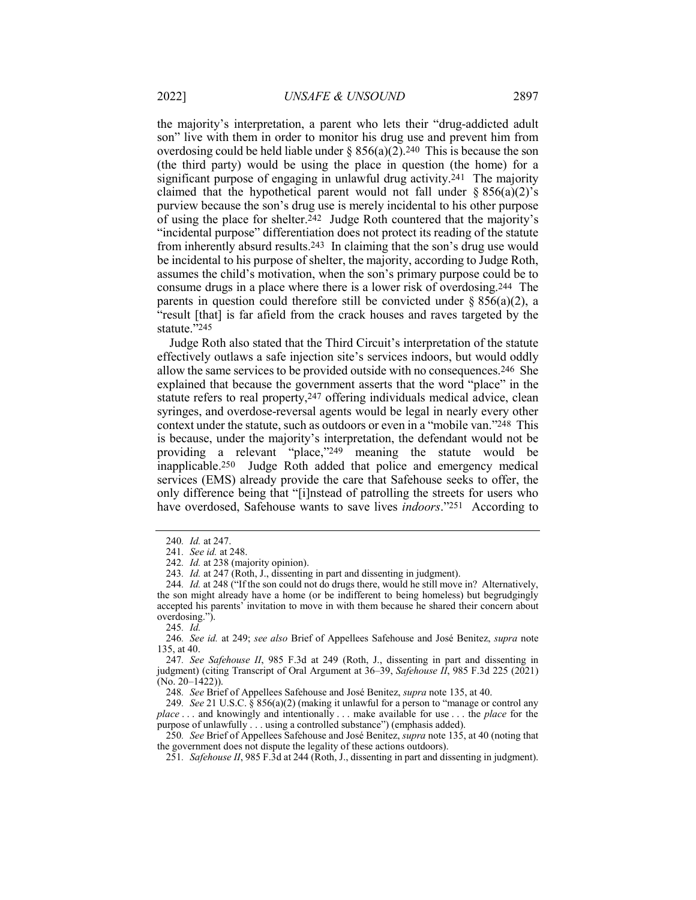the majority's interpretation, a parent who lets their "drug-addicted adult son" live with them in order to monitor his drug use and prevent him from overdosing could be held liable under § 856(a)(2).[240] This is because the son (the third party) would be using the place in question (the home) for a significant purpose of engaging in unlawful drug activity.[241] The majority claimed that the hypothetical parent would not fall under § 856(a)(2)'s purview because the son's drug use is merely incidental to his other purpose of using the place for shelter.[242] Judge Roth countered that the majority's "incidental purpose" differentiation does not protect its reading of the statute from inherently absurd results.[243] In claiming that the son's drug use would be incidental to his purpose of shelter, the majority, according to Judge Roth, assumes the child's motivation, when the son's primary purpose could be to consume drugs in a place where there is a lower risk of overdosing.[244] The parents in question could therefore still be convicted under § 856(a)(2), a "result [that] is far afield from the crack houses and raves targeted by the statute."[245]

Judge Roth also stated that the Third Circuit's interpretation of the statute effectively outlaws a safe injection site's services indoors, but would oddly allow the same services to be provided outside with no consequences.[246] She explained that because the government asserts that the word "place" in the statute refers to real property,[247] offering individuals medical advice, clean syringes, and overdose-reversal agents would be legal in nearly every other context under the statute, such as outdoors or even in a "mobile van."[248] This is because, under the majority's interpretation, the defendant would not be providing a relevant "place,"[249] meaning the statute would be inapplicable.[250] Judge Roth added that police and emergency medical services (EMS) already provide the care that Safehouse seeks to offer, the only difference being that "[i]nstead of patrolling the streets for users who have overdosed, Safehouse wants to save lives *indoors*."[251] According to

---

240. *Id.* at 247.

241. *See id.* at 248.

242. *Id.* at 238 (majority opinion).

243. *Id.* at 247 (Roth, J., dissenting in part and dissenting in judgment).

244. *Id.* at 248 ("If the son could not do drugs there, would he still move in? Alternatively, the son might already have a home (or be indifferent to being homeless) but begrudgingly accepted his parents' invitation to move in with them because he shared their concern about overdosing.").

245. *Id.*

246. *See id.* at 249; *see also* Brief of Appellees Safehouse and José Benitez, *supra* note 135, at 40.

247. *See Safehouse II*, 985 F.3d at 249 (Roth, J., dissenting in part and dissenting in judgment) (citing Transcript of Oral Argument at 36–39, *Safehouse II*, 985 F.3d 225 (2021) (No. 20–1422)).

248. *See* Brief of Appellees Safehouse and José Benitez, *supra* note 135, at 40.

249. *See* 21 U.S.C. § 856(a)(2) (making it unlawful for a person to "manage or control any *place* . . . and knowingly and intentionally . . . make available for use . . . the *place* for the purpose of unlawfully . . . using a controlled substance") (emphasis added).

250. *See* Brief of Appellees Safehouse and José Benitez, *supra* note 135, at 40 (noting that the government does not dispute the legality of these actions outdoors).

251. *Safehouse II*, 985 F.3d at 244 (Roth, J., dissenting in part and dissenting in judgment).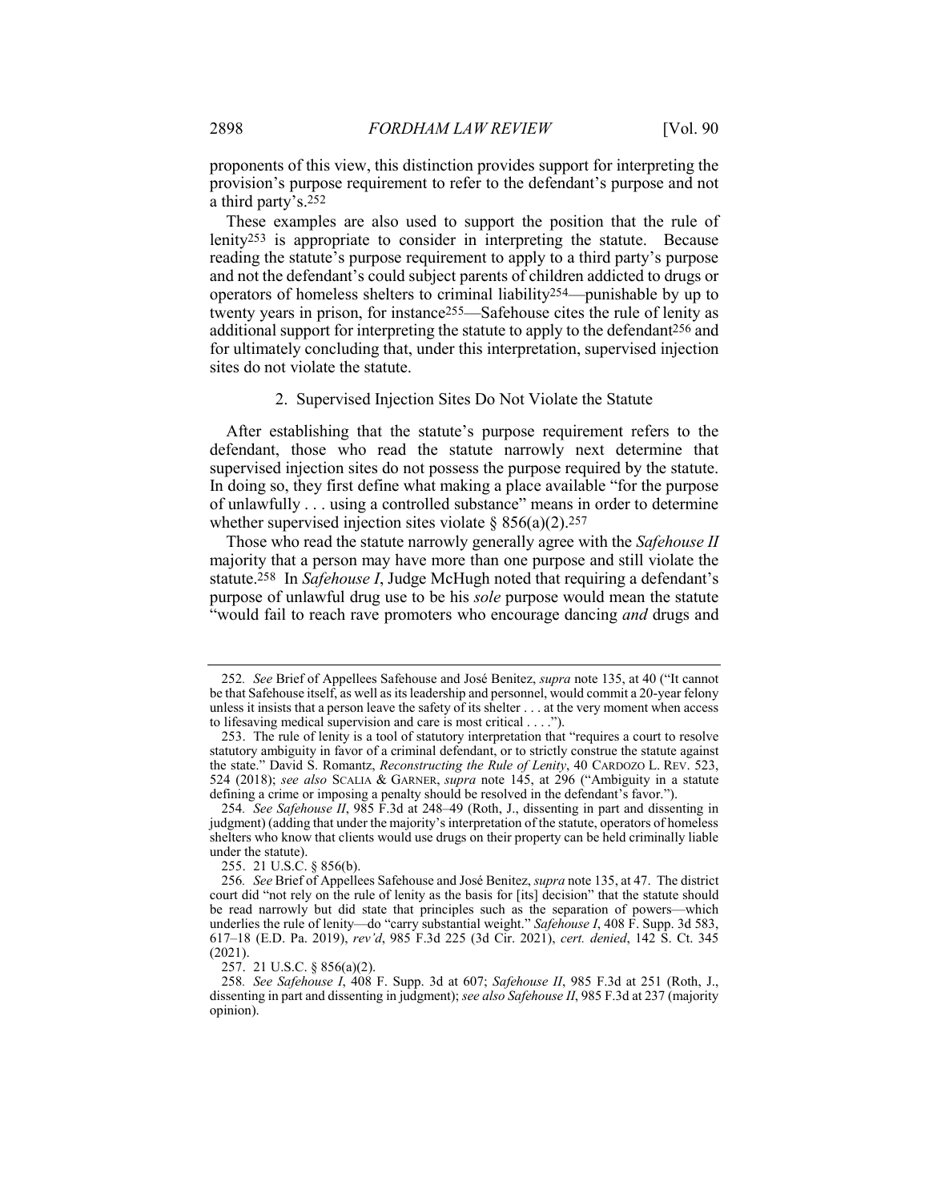proponents of this view, this distinction provides support for interpreting the provision's purpose requirement to refer to the defendant's purpose and not a third party's.[252]

These examples are also used to support the position that the rule of lenity[253] is appropriate to consider in interpreting the statute. Because reading the statute's purpose requirement to apply to a third party's purpose and not the defendant's could subject parents of children addicted to drugs or operators of homeless shelters to criminal liability[254]—punishable by up to twenty years in prison, for instance[255]—Safehouse cites the rule of lenity as additional support for interpreting the statute to apply to the defendant[256] and for ultimately concluding that, under this interpretation, supervised injection sites do not violate the statute.

### 2. Supervised Injection Sites Do Not Violate the Statute

After establishing that the statute's purpose requirement refers to the defendant, those who read the statute narrowly next determine that supervised injection sites do not possess the purpose required by the statute. In doing so, they first define what making a place available "for the purpose of unlawfully . . . using a controlled substance" means in order to determine whether supervised injection sites violate § 856(a)(2).[257]

Those who read the statute narrowly generally agree with the *Safehouse II* majority that a person may have more than one purpose and still violate the statute.[258] In *Safehouse I*, Judge McHugh noted that requiring a defendant's purpose of unlawful drug use to be his *sole* purpose would mean the statute "would fail to reach rave promoters who encourage dancing *and* drugs and

---

252. *See* Brief of Appellees Safehouse and José Benitez, *supra* note 135, at 40 ("It cannot be that Safehouse itself, as well as its leadership and personnel, would commit a 20-year felony unless it insists that a person leave the safety of its shelter . . . at the very moment when access to lifesaving medical supervision and care is most critical . . . .").

253. The rule of lenity is a tool of statutory interpretation that "requires a court to resolve statutory ambiguity in favor of a criminal defendant, or to strictly construe the statute against the state." David S. Romantz, *Reconstructing the Rule of Lenity*, 40 CARDOZO L. REV. 523, 524 (2018); *see also* SCALIA & GARNER, *supra* note 145, at 296 ("Ambiguity in a statute defining a crime or imposing a penalty should be resolved in the defendant's favor.").

254. *See Safehouse II*, 985 F.3d at 248–49 (Roth, J., dissenting in part and dissenting in judgment) (adding that under the majority's interpretation of the statute, operators of homeless shelters who know that clients would use drugs on their property can be held criminally liable under the statute).

255. 21 U.S.C. § 856(b).

256. *See* Brief of Appellees Safehouse and José Benitez, *supra* note 135, at 47. The district court did "not rely on the rule of lenity as the basis for [its] decision" that the statute should be read narrowly but did state that principles such as the separation of powers—which underlies the rule of lenity—do "carry substantial weight." *Safehouse I*, 408 F. Supp. 3d 583, 617–18 (E.D. Pa. 2019), *rev'd*, 985 F.3d 225 (3d Cir. 2021), *cert. denied*, 142 S. Ct. 345 (2021).

257. 21 U.S.C. § 856(a)(2).

258. *See Safehouse I*, 408 F. Supp. 3d at 607; *Safehouse II*, 985 F.3d at 251 (Roth, J., dissenting in part and dissenting in judgment); *see also Safehouse II*, 985 F.3d at 237 (majority opinion).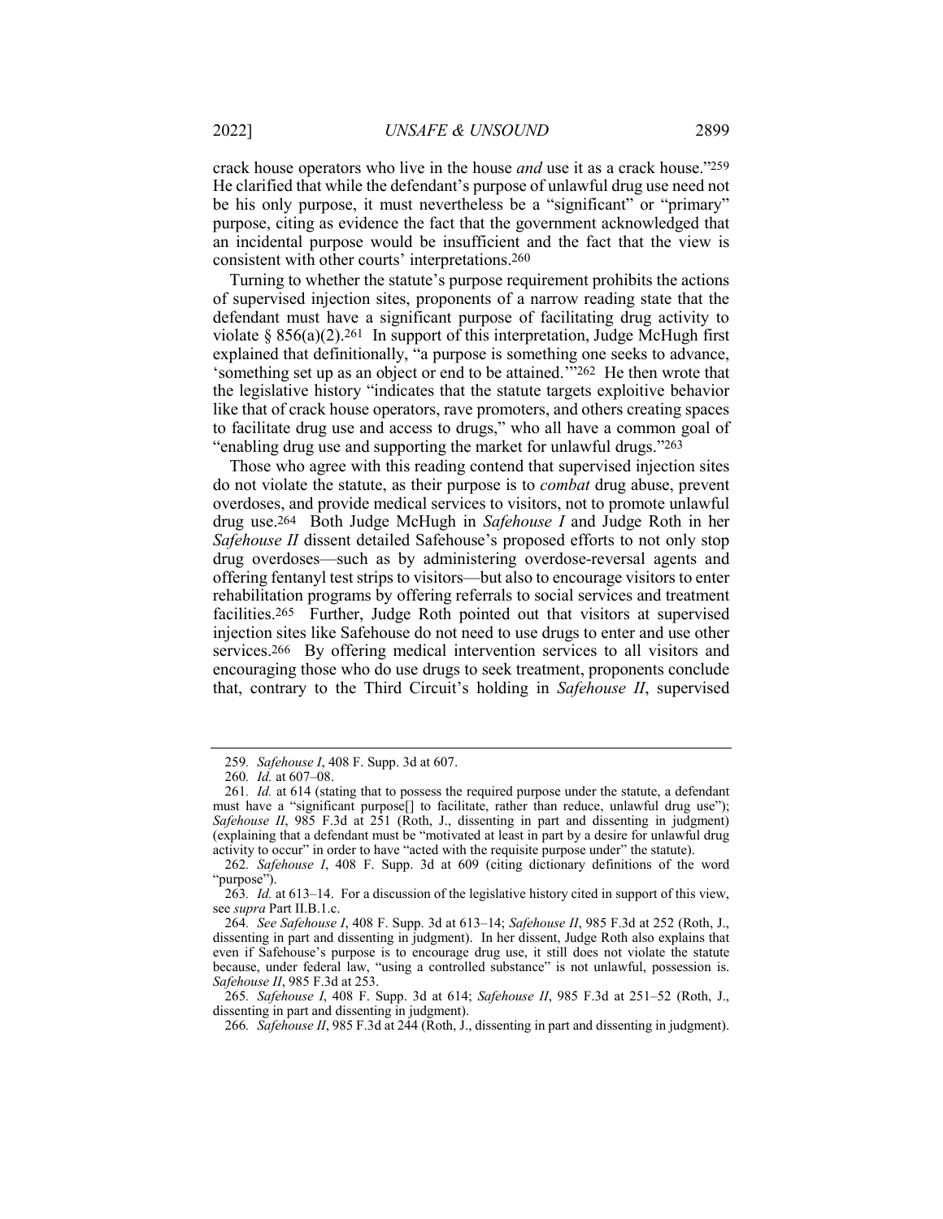crack house operators who live in the house *and* use it as a crack house."[259] He clarified that while the defendant's purpose of unlawful drug use need not be his only purpose, it must nevertheless be a "significant" or "primary" purpose, citing as evidence the fact that the government acknowledged that an incidental purpose would be insufficient and the fact that the view is consistent with other courts' interpretations.[260]

Turning to whether the statute's purpose requirement prohibits the actions of supervised injection sites, proponents of a narrow reading state that the defendant must have a significant purpose of facilitating drug activity to violate § 856(a)(2).[261] In support of this interpretation, Judge McHugh first explained that definitionally, "a purpose is something one seeks to advance, 'something set up as an object or end to be attained.'"[262] He then wrote that the legislative history "indicates that the statute targets exploitive behavior like that of crack house operators, rave promoters, and others creating spaces to facilitate drug use and access to drugs," who all have a common goal of "enabling drug use and supporting the market for unlawful drugs."[263]

Those who agree with this reading contend that supervised injection sites do not violate the statute, as their purpose is to *combat* drug abuse, prevent overdoses, and provide medical services to visitors, not to promote unlawful drug use.[264] Both Judge McHugh in *Safehouse I* and Judge Roth in her *Safehouse II* dissent detailed Safehouse's proposed efforts to not only stop drug overdoses—such as by administering overdose-reversal agents and offering fentanyl test strips to visitors—but also to encourage visitors to enter rehabilitation programs by offering referrals to social services and treatment facilities.[265] Further, Judge Roth pointed out that visitors at supervised injection sites like Safehouse do not need to use drugs to enter and use other services.[266] By offering medical intervention services to all visitors and encouraging those who do use drugs to seek treatment, proponents conclude that, contrary to the Third Circuit's holding in *Safehouse II*, supervised

---

259. *Safehouse I*, 408 F. Supp. 3d at 607.

260. *Id.* at 607–08.

261. *Id.* at 614 (stating that to possess the required purpose under the statute, a defendant must have a "significant purpose[] to facilitate, rather than reduce, unlawful drug use"); *Safehouse II*, 985 F.3d at 251 (Roth, J., dissenting in part and dissenting in judgment) (explaining that a defendant must be "motivated at least in part by a desire for unlawful drug activity to occur" in order to have "acted with the requisite purpose under" the statute).

262. *Safehouse I*, 408 F. Supp. 3d at 609 (citing dictionary definitions of the word "purpose").

263. *Id.* at 613–14. For a discussion of the legislative history cited in support of this view, see *supra* Part II.B.1.c.

264. *See Safehouse I*, 408 F. Supp. 3d at 613–14; *Safehouse II*, 985 F.3d at 252 (Roth, J., dissenting in part and dissenting in judgment). In her dissent, Judge Roth also explains that even if Safehouse's purpose is to encourage drug use, it still does not violate the statute because, under federal law, "using a controlled substance" is not unlawful, possession is. *Safehouse II*, 985 F.3d at 253.

265. *Safehouse I*, 408 F. Supp. 3d at 614; *Safehouse II*, 985 F.3d at 251–52 (Roth, J., dissenting in part and dissenting in judgment).

266. *Safehouse II*, 985 F.3d at 244 (Roth, J., dissenting in part and dissenting in judgment).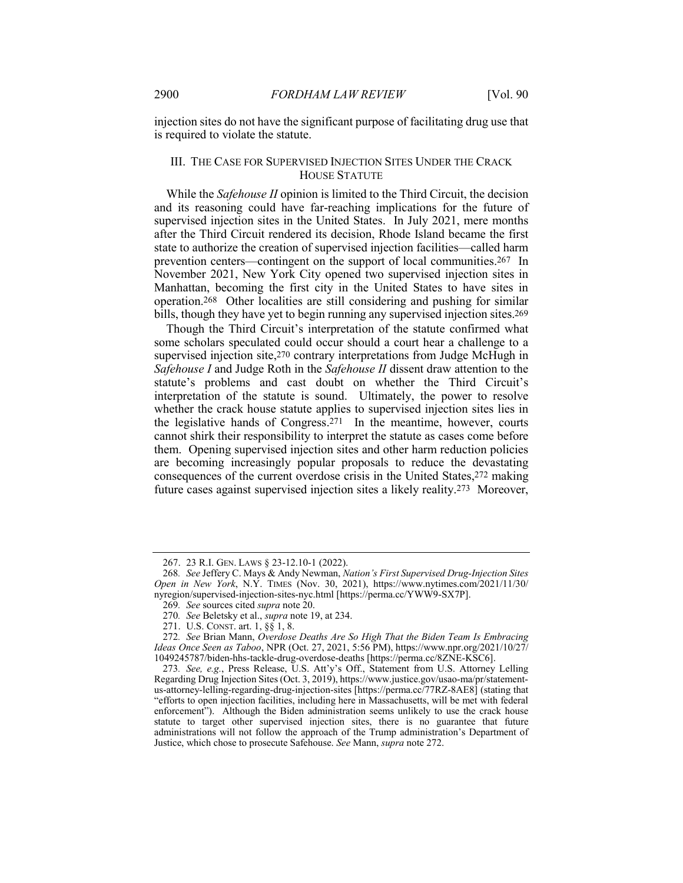injection sites do not have the significant purpose of facilitating drug use that is required to violate the statute.

## III. THE CASE FOR SUPERVISED INJECTION SITES UNDER THE CRACK HOUSE STATUTE

While the *Safehouse II* opinion is limited to the Third Circuit, the decision and its reasoning could have far-reaching implications for the future of supervised injection sites in the United States. In July 2021, mere months after the Third Circuit rendered its decision, Rhode Island became the first state to authorize the creation of supervised injection facilities—called harm prevention centers—contingent on the support of local communities.[267] In November 2021, New York City opened two supervised injection sites in Manhattan, becoming the first city in the United States to have sites in operation.[268] Other localities are still considering and pushing for similar bills, though they have yet to begin running any supervised injection sites.[269]

Though the Third Circuit's interpretation of the statute confirmed what some scholars speculated could occur should a court hear a challenge to a supervised injection site,[270] contrary interpretations from Judge McHugh in *Safehouse I* and Judge Roth in the *Safehouse II* dissent draw attention to the statute's problems and cast doubt on whether the Third Circuit's interpretation of the statute is sound. Ultimately, the power to resolve whether the crack house statute applies to supervised injection sites lies in the legislative hands of Congress.[271] In the meantime, however, courts cannot shirk their responsibility to interpret the statute as cases come before them. Opening supervised injection sites and other harm reduction policies are becoming increasingly popular proposals to reduce the devastating consequences of the current overdose crisis in the United States,[272] making future cases against supervised injection sites a likely reality.[273] Moreover,

---

267. 23 R.I. GEN. LAWS § 23-12.10-1 (2022).

268. *See* Jeffery C. Mays & Andy Newman, *Nation's First Supervised Drug-Injection Sites Open in New York*, N.Y. TIMES (Nov. 30, 2021), https://www.nytimes.com/2021/11/30/nyregion/supervised-injection-sites-nyc.html [https://perma.cc/YWW9-SX7P].

269. *See* sources cited *supra* note 20.

270. *See* Beletsky et al., *supra* note 19, at 234.

271. U.S. CONST. art. 1, §§ 1, 8.

272. *See* Brian Mann, *Overdose Deaths Are So High That the Biden Team Is Embracing Ideas Once Seen as Taboo*, NPR (Oct. 27, 2021, 5:56 PM), https://www.npr.org/2021/10/27/1049245787/biden-hhs-tackle-drug-overdose-deaths [https://perma.cc/8ZNE-KSC6].

273. *See, e.g.*, Press Release, U.S. Att'y's Off., Statement from U.S. Attorney Lelling Regarding Drug Injection Sites (Oct. 3, 2019), https://www.justice.gov/usao-ma/pr/statement-us-attorney-lelling-regarding-drug-injection-sites [https://perma.cc/77RZ-8AE8] (stating that "efforts to open injection facilities, including here in Massachusetts, will be met with federal enforcement"). Although the Biden administration seems unlikely to use the crack house statute to target other supervised injection sites, there is no guarantee that future administrations will not follow the approach of the Trump administration's Department of Justice, which chose to prosecute Safehouse. *See* Mann, *supra* note 272.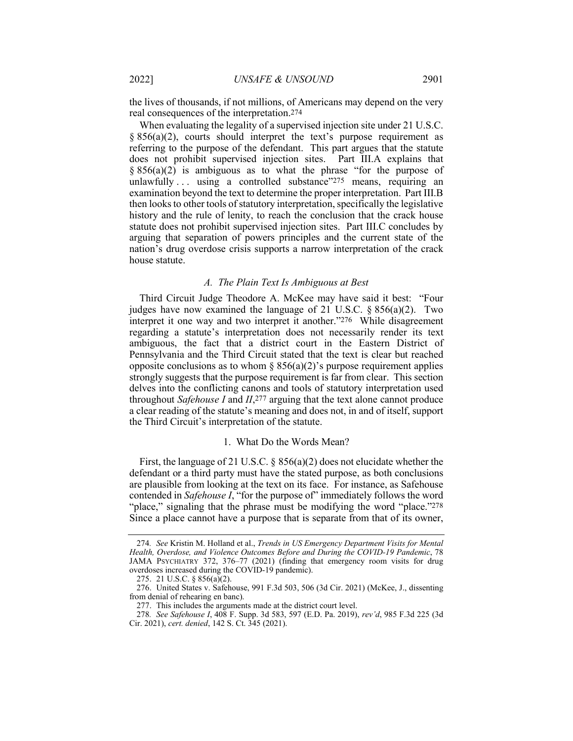the lives of thousands, if not millions, of Americans may depend on the very real consequences of the interpretation.[274]

When evaluating the legality of a supervised injection site under 21 U.S.C. § 856(a)(2), courts should interpret the text's purpose requirement as referring to the purpose of the defendant. This part argues that the statute does not prohibit supervised injection sites. Part III.A explains that § 856(a)(2) is ambiguous as to what the phrase "for the purpose of unlawfully . . . using a controlled substance"[275] means, requiring an examination beyond the text to determine the proper interpretation. Part III.B then looks to other tools of statutory interpretation, specifically the legislative history and the rule of lenity, to reach the conclusion that the crack house statute does not prohibit supervised injection sites. Part III.C concludes by arguing that separation of powers principles and the current state of the nation's drug overdose crisis supports a narrow interpretation of the crack house statute.

### *A. The Plain Text Is Ambiguous at Best*

Third Circuit Judge Theodore A. McKee may have said it best: "Four judges have now examined the language of 21 U.S.C. § 856(a)(2). Two interpret it one way and two interpret it another."[276] While disagreement regarding a statute's interpretation does not necessarily render its text ambiguous, the fact that a district court in the Eastern District of Pennsylvania and the Third Circuit stated that the text is clear but reached opposite conclusions as to whom § 856(a)(2)'s purpose requirement applies strongly suggests that the purpose requirement is far from clear. This section delves into the conflicting canons and tools of statutory interpretation used throughout *Safehouse I* and *II*,[277] arguing that the text alone cannot produce a clear reading of the statute's meaning and does not, in and of itself, support the Third Circuit's interpretation of the statute.

#### 1. What Do the Words Mean?

First, the language of 21 U.S.C. § 856(a)(2) does not elucidate whether the defendant or a third party must have the stated purpose, as both conclusions are plausible from looking at the text on its face. For instance, as Safehouse contended in *Safehouse I*, "for the purpose of" immediately follows the word "place," signaling that the phrase must be modifying the word "place."[278] Since a place cannot have a purpose that is separate from that of its owner,

---

274. *See* Kristin M. Holland et al., *Trends in US Emergency Department Visits for Mental Health, Overdose, and Violence Outcomes Before and During the COVID-19 Pandemic*, 78 JAMA PSYCHIATRY 372, 376–77 (2021) (finding that emergency room visits for drug overdoses increased during the COVID-19 pandemic).

275. 21 U.S.C. § 856(a)(2).

276. United States v. Safehouse, 991 F.3d 503, 506 (3d Cir. 2021) (McKee, J., dissenting from denial of rehearing en banc).

277. This includes the arguments made at the district court level.

278. *See Safehouse I*, 408 F. Supp. 3d 583, 597 (E.D. Pa. 2019), *rev'd*, 985 F.3d 225 (3d Cir. 2021), *cert. denied*, 142 S. Ct. 345 (2021).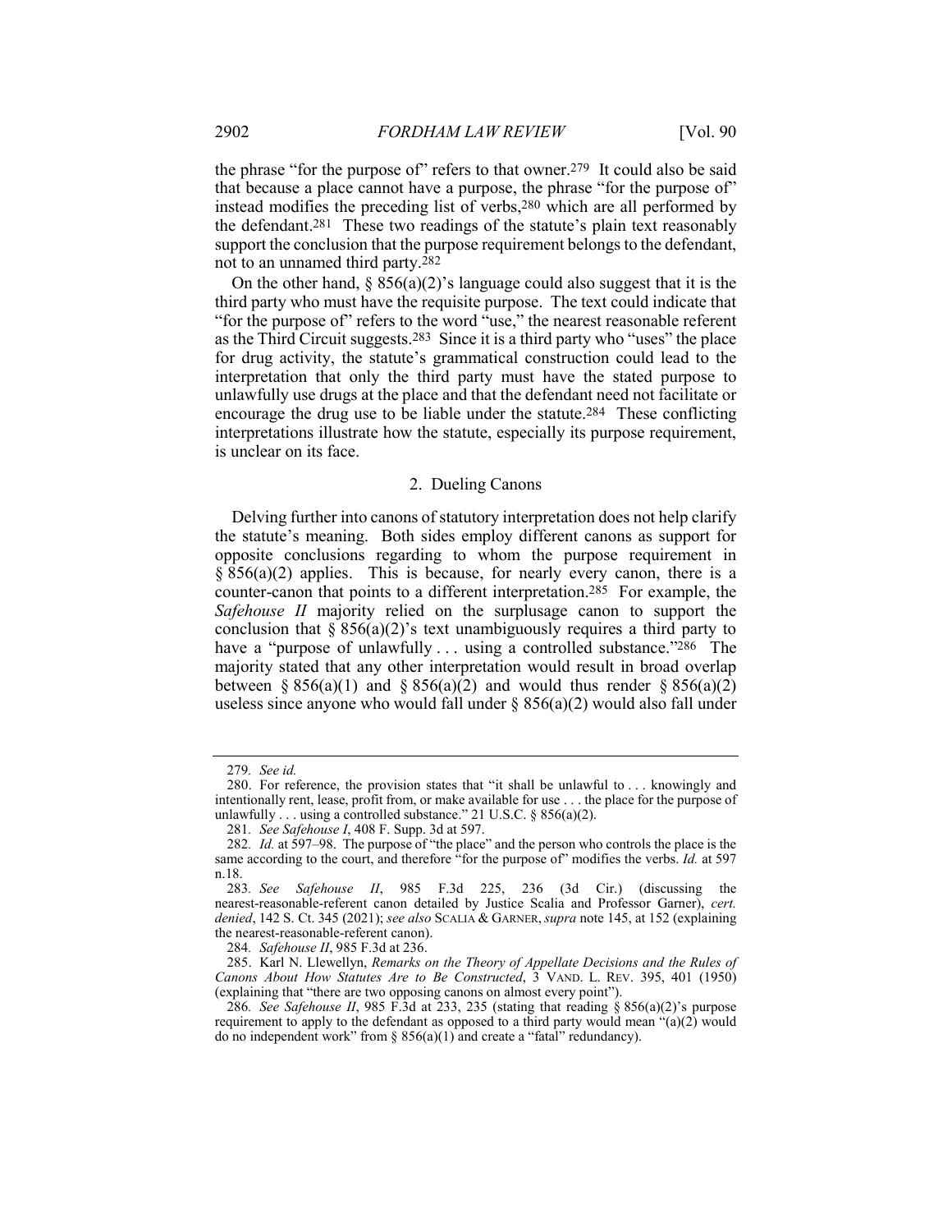the phrase "for the purpose of" refers to that owner.[279] It could also be said that because a place cannot have a purpose, the phrase "for the purpose of" instead modifies the preceding list of verbs,[280] which are all performed by the defendant.[281] These two readings of the statute's plain text reasonably support the conclusion that the purpose requirement belongs to the defendant, not to an unnamed third party.[282]

On the other hand, § 856(a)(2)'s language could also suggest that it is the third party who must have the requisite purpose. The text could indicate that "for the purpose of" refers to the word "use," the nearest reasonable referent as the Third Circuit suggests.[283] Since it is a third party who "uses" the place for drug activity, the statute's grammatical construction could lead to the interpretation that only the third party must have the stated purpose to unlawfully use drugs at the place and that the defendant need not facilitate or encourage the drug use to be liable under the statute.[284] These conflicting interpretations illustrate how the statute, especially its purpose requirement, is unclear on its face.

### 2. Dueling Canons

Delving further into canons of statutory interpretation does not help clarify the statute's meaning. Both sides employ different canons as support for opposite conclusions regarding to whom the purpose requirement in § 856(a)(2) applies. This is because, for nearly every canon, there is a counter-canon that points to a different interpretation.[285] For example, the *Safehouse II* majority relied on the surplusage canon to support the conclusion that § 856(a)(2)'s text unambiguously requires a third party to have a "purpose of unlawfully . . . using a controlled substance."[286] The majority stated that any other interpretation would result in broad overlap between § 856(a)(1) and § 856(a)(2) and would thus render § 856(a)(2) useless since anyone who would fall under § 856(a)(2) would also fall under

---

279. *See id.*

280. For reference, the provision states that "it shall be unlawful to . . . knowingly and intentionally rent, lease, profit from, or make available for use . . . the place for the purpose of unlawfully . . . using a controlled substance." 21 U.S.C. § 856(a)(2).

281. *See Safehouse I*, 408 F. Supp. 3d at 597.

282. *Id.* at 597–98. The purpose of "the place" and the person who controls the place is the same according to the court, and therefore "for the purpose of" modifies the verbs. *Id.* at 597 n.18.

283. *See Safehouse II*, 985 F.3d 225, 236 (3d Cir.) (discussing the nearest-reasonable-referent canon detailed by Justice Scalia and Professor Garner), *cert. denied*, 142 S. Ct. 345 (2021); *see also* SCALIA & GARNER, *supra* note 145, at 152 (explaining the nearest-reasonable-referent canon).

284. *Safehouse II*, 985 F.3d at 236.

285. Karl N. Llewellyn, *Remarks on the Theory of Appellate Decisions and the Rules of Canons About How Statutes Are to Be Constructed*, 3 VAND. L. REV. 395, 401 (1950) (explaining that "there are two opposing canons on almost every point").

286. *See Safehouse II*, 985 F.3d at 233, 235 (stating that reading § 856(a)(2)'s purpose requirement to apply to the defendant as opposed to a third party would mean "(a)(2) would do no independent work" from § 856(a)(1) and create a "fatal" redundancy).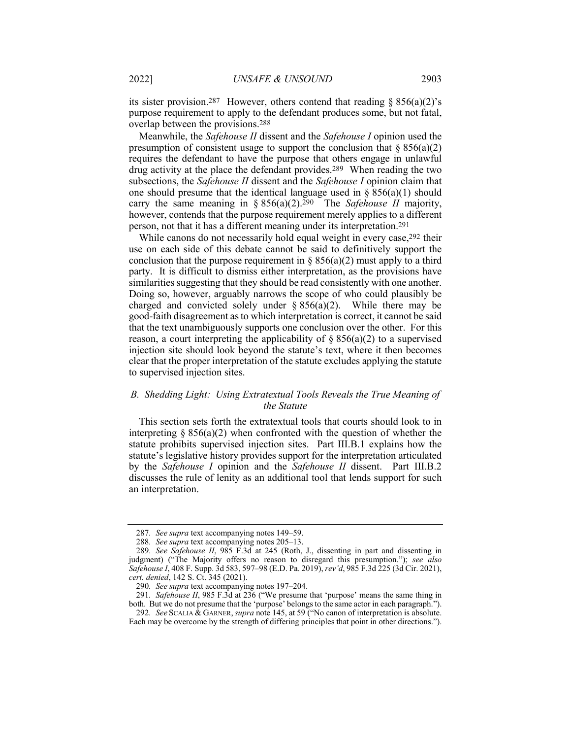its sister provision.[287] However, others contend that reading § 856(a)(2)'s purpose requirement to apply to the defendant produces some, but not fatal, overlap between the provisions.[288]

Meanwhile, the *Safehouse II* dissent and the *Safehouse I* opinion used the presumption of consistent usage to support the conclusion that § 856(a)(2) requires the defendant to have the purpose that others engage in unlawful drug activity at the place the defendant provides.[289] When reading the two subsections, the *Safehouse II* dissent and the *Safehouse I* opinion claim that one should presume that the identical language used in § 856(a)(1) should carry the same meaning in § 856(a)(2).[290] The *Safehouse II* majority, however, contends that the purpose requirement merely applies to a different person, not that it has a different meaning under its interpretation.[291]

While canons do not necessarily hold equal weight in every case,[292] their use on each side of this debate cannot be said to definitively support the conclusion that the purpose requirement in § 856(a)(2) must apply to a third party. It is difficult to dismiss either interpretation, as the provisions have similarities suggesting that they should be read consistently with one another. Doing so, however, arguably narrows the scope of who could plausibly be charged and convicted solely under § 856(a)(2). While there may be good-faith disagreement as to which interpretation is correct, it cannot be said that the text unambiguously supports one conclusion over the other. For this reason, a court interpreting the applicability of § 856(a)(2) to a supervised injection site should look beyond the statute's text, where it then becomes clear that the proper interpretation of the statute excludes applying the statute to supervised injection sites.

## *B. Shedding Light: Using Extratextual Tools Reveals the True Meaning of the Statute*

This section sets forth the extratextual tools that courts should look to in interpreting § 856(a)(2) when confronted with the question of whether the statute prohibits supervised injection sites. Part III.B.1 explains how the statute's legislative history provides support for the interpretation articulated by the *Safehouse I* opinion and the *Safehouse II* dissent. Part III.B.2 discusses the rule of lenity as an additional tool that lends support for such an interpretation.

---

287. *See supra* text accompanying notes 149–59.

288. *See supra* text accompanying notes 205–13.

289. *See Safehouse II*, 985 F.3d at 245 (Roth, J., dissenting in part and dissenting in judgment) ("The Majority offers no reason to disregard this presumption."); *see also Safehouse I*, 408 F. Supp. 3d 583, 597–98 (E.D. Pa. 2019), *rev'd*, 985 F.3d 225 (3d Cir. 2021), *cert. denied*, 142 S. Ct. 345 (2021).

290. *See supra* text accompanying notes 197–204.

291. *Safehouse II*, 985 F.3d at 236 ("We presume that 'purpose' means the same thing in both. But we do not presume that the 'purpose' belongs to the same actor in each paragraph.").

292. *See* SCALIA & GARNER, *supra* note 145, at 59 ("No canon of interpretation is absolute. Each may be overcome by the strength of differing principles that point in other directions.").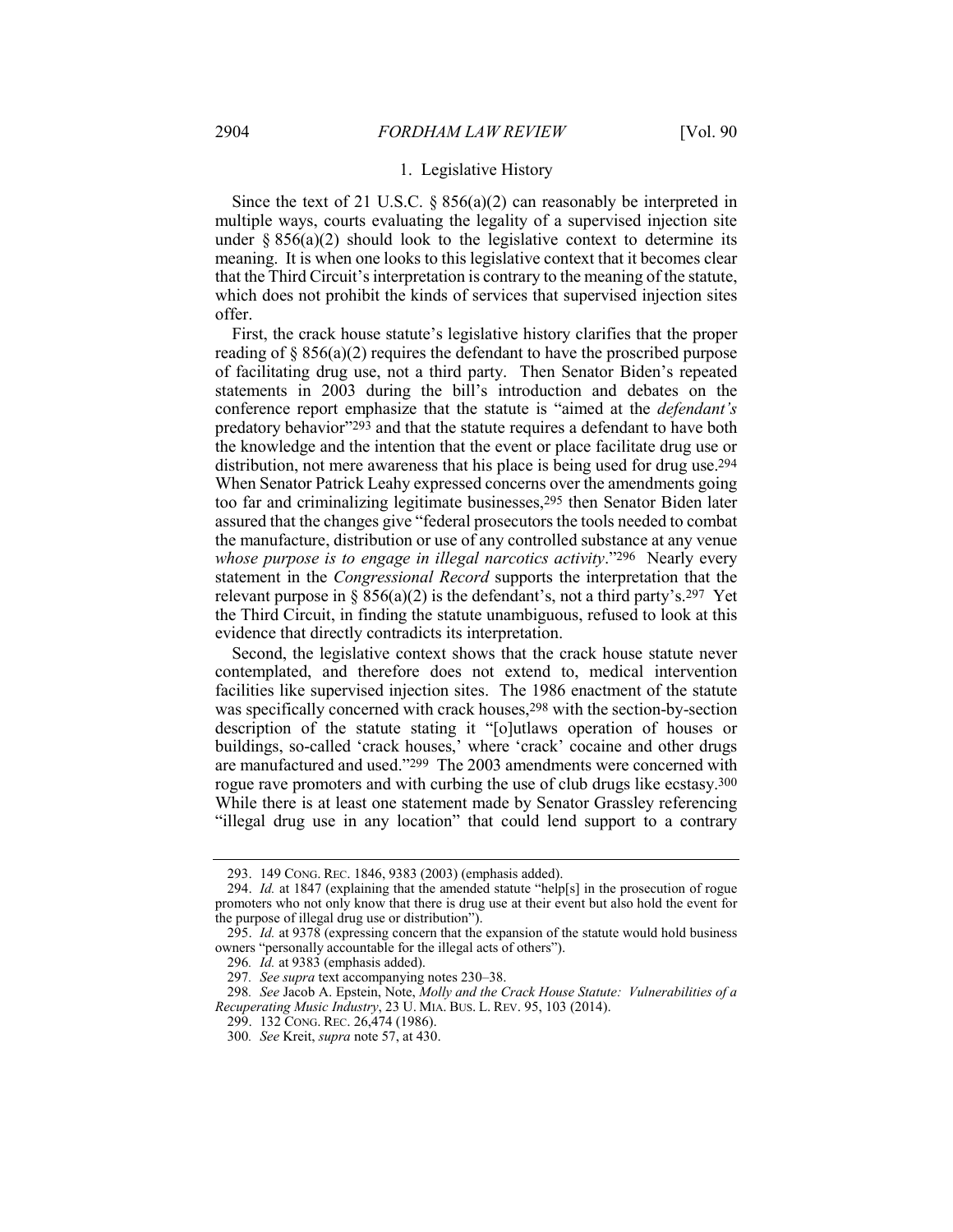### 1. Legislative History

Since the text of 21 U.S.C. § 856(a)(2) can reasonably be interpreted in multiple ways, courts evaluating the legality of a supervised injection site under § 856(a)(2) should look to the legislative context to determine its meaning. It is when one looks to this legislative context that it becomes clear that the Third Circuit's interpretation is contrary to the meaning of the statute, which does not prohibit the kinds of services that supervised injection sites offer.

First, the crack house statute's legislative history clarifies that the proper reading of § 856(a)(2) requires the defendant to have the proscribed purpose of facilitating drug use, not a third party. Then Senator Biden's repeated statements in 2003 during the bill's introduction and debates on the conference report emphasize that the statute is "aimed at the *defendant's* predatory behavior"[293] and that the statute requires a defendant to have both the knowledge and the intention that the event or place facilitate drug use or distribution, not mere awareness that his place is being used for drug use.[294] When Senator Patrick Leahy expressed concerns over the amendments going too far and criminalizing legitimate businesses,[295] then Senator Biden later assured that the changes give "federal prosecutors the tools needed to combat the manufacture, distribution or use of any controlled substance at any venue *whose purpose is to engage in illegal narcotics activity*."[296] Nearly every statement in the *Congressional Record* supports the interpretation that the relevant purpose in § 856(a)(2) is the defendant's, not a third party's.[297] Yet the Third Circuit, in finding the statute unambiguous, refused to look at this evidence that directly contradicts its interpretation.

Second, the legislative context shows that the crack house statute never contemplated, and therefore does not extend to, medical intervention facilities like supervised injection sites. The 1986 enactment of the statute was specifically concerned with crack houses,[298] with the section-by-section description of the statute stating it "[o]utlaws operation of houses or buildings, so-called 'crack houses,' where 'crack' cocaine and other drugs are manufactured and used."[299] The 2003 amendments were concerned with rogue rave promoters and with curbing the use of club drugs like ecstasy.[300] While there is at least one statement made by Senator Grassley referencing "illegal drug use in any location" that could lend support to a contrary

---

293. 149 CONG. REC. 1846, 9383 (2003) (emphasis added).

294. *Id.* at 1847 (explaining that the amended statute "help[s] in the prosecution of rogue promoters who not only know that there is drug use at their event but also hold the event for the purpose of illegal drug use or distribution").

295. *Id.* at 9378 (expressing concern that the expansion of the statute would hold business owners "personally accountable for the illegal acts of others").

296. *Id.* at 9383 (emphasis added).

297. *See supra* text accompanying notes 230–38.

298. *See* Jacob A. Epstein, Note, *Molly and the Crack House Statute: Vulnerabilities of a Recuperating Music Industry*, 23 U. MIA. BUS. L. REV. 95, 103 (2014).

299. 132 CONG. REC. 26,474 (1986).

300. *See* Kreit, *supra* note 57, at 430.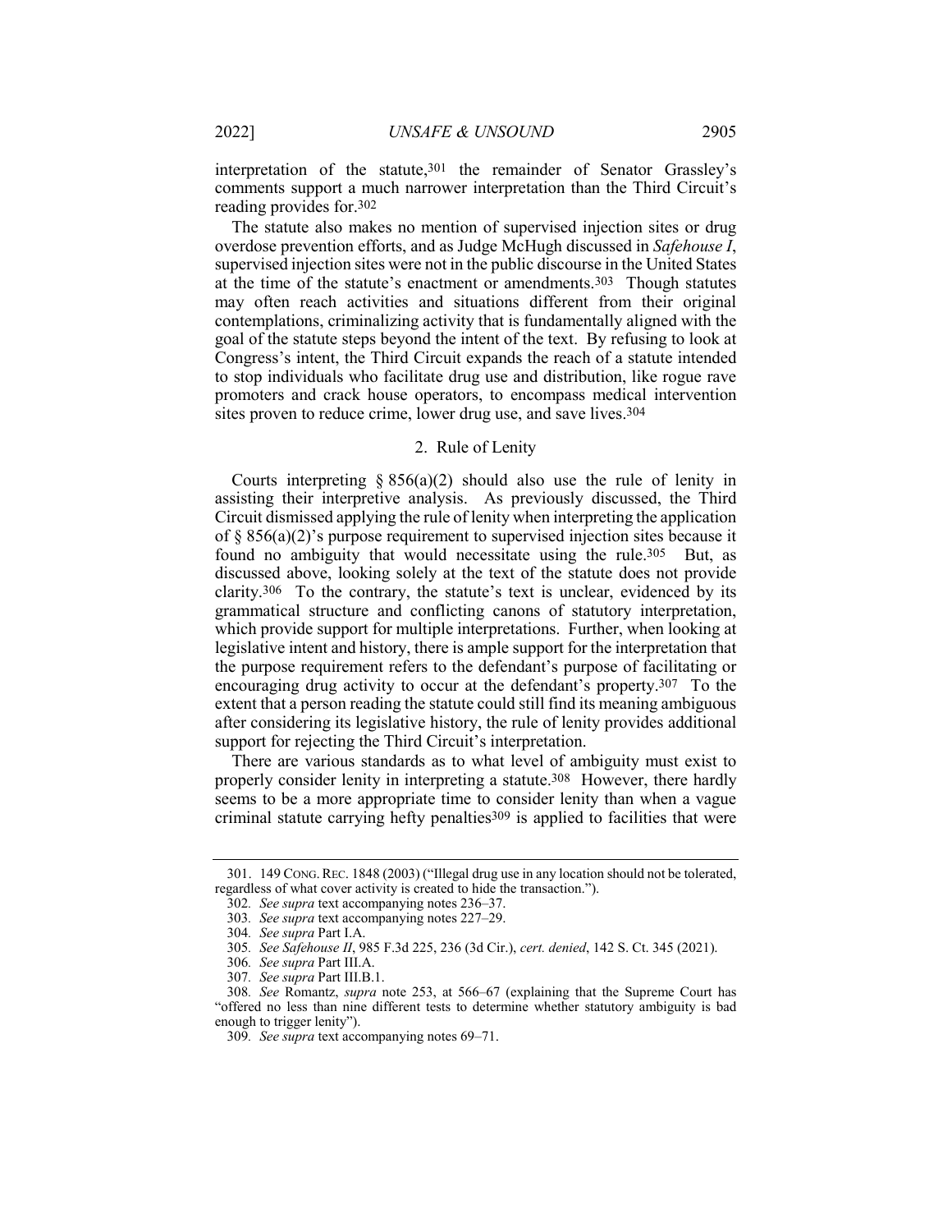interpretation of the statute,[301] the remainder of Senator Grassley's comments support a much narrower interpretation than the Third Circuit's reading provides for.[302]

The statute also makes no mention of supervised injection sites or drug overdose prevention efforts, and as Judge McHugh discussed in *Safehouse I*, supervised injection sites were not in the public discourse in the United States at the time of the statute's enactment or amendments.[303] Though statutes may often reach activities and situations different from their original contemplations, criminalizing activity that is fundamentally aligned with the goal of the statute steps beyond the intent of the text. By refusing to look at Congress's intent, the Third Circuit expands the reach of a statute intended to stop individuals who facilitate drug use and distribution, like rogue rave promoters and crack house operators, to encompass medical intervention sites proven to reduce crime, lower drug use, and save lives.[304]

### 2. Rule of Lenity

Courts interpreting § 856(a)(2) should also use the rule of lenity in assisting their interpretive analysis. As previously discussed, the Third Circuit dismissed applying the rule of lenity when interpreting the application of § 856(a)(2)'s purpose requirement to supervised injection sites because it found no ambiguity that would necessitate using the rule.[305] But, as discussed above, looking solely at the text of the statute does not provide clarity.[306] To the contrary, the statute's text is unclear, evidenced by its grammatical structure and conflicting canons of statutory interpretation, which provide support for multiple interpretations. Further, when looking at legislative intent and history, there is ample support for the interpretation that the purpose requirement refers to the defendant's purpose of facilitating or encouraging drug activity to occur at the defendant's property.[307] To the extent that a person reading the statute could still find its meaning ambiguous after considering its legislative history, the rule of lenity provides additional support for rejecting the Third Circuit's interpretation.

There are various standards as to what level of ambiguity must exist to properly consider lenity in interpreting a statute.[308] However, there hardly seems to be a more appropriate time to consider lenity than when a vague criminal statute carrying hefty penalties[309] is applied to facilities that were

---

301. 149 CONG. REC. 1848 (2003) ("Illegal drug use in any location should not be tolerated, regardless of what cover activity is created to hide the transaction.").

302. *See supra* text accompanying notes 236–37.

303. *See supra* text accompanying notes 227–29.

304. *See supra* Part I.A.

305. *See Safehouse II*, 985 F.3d 225, 236 (3d Cir.), *cert. denied*, 142 S. Ct. 345 (2021).

306. *See supra* Part III.A.

307. *See supra* Part III.B.1.

308. *See* Romantz, *supra* note 253, at 566–67 (explaining that the Supreme Court has "offered no less than nine different tests to determine whether statutory ambiguity is bad enough to trigger lenity").

309. *See supra* text accompanying notes 69–71.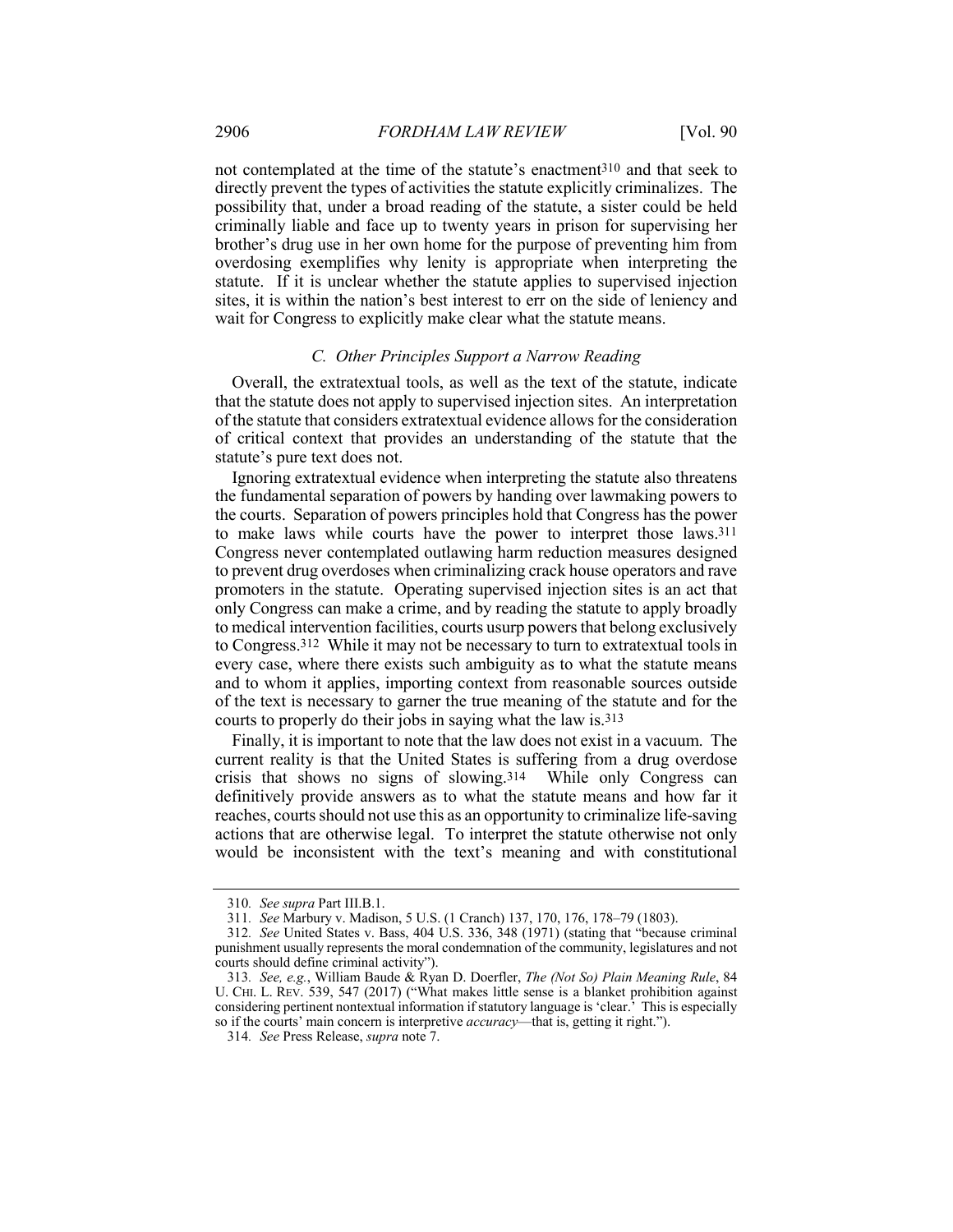not contemplated at the time of the statute's enactment[310] and that seek to directly prevent the types of activities the statute explicitly criminalizes. The possibility that, under a broad reading of the statute, a sister could be held criminally liable and face up to twenty years in prison for supervising her brother's drug use in her own home for the purpose of preventing him from overdosing exemplifies why lenity is appropriate when interpreting the statute. If it is unclear whether the statute applies to supervised injection sites, it is within the nation's best interest to err on the side of leniency and wait for Congress to explicitly make clear what the statute means.

### *C. Other Principles Support a Narrow Reading*

Overall, the extratextual tools, as well as the text of the statute, indicate that the statute does not apply to supervised injection sites. An interpretation of the statute that considers extratextual evidence allows for the consideration of critical context that provides an understanding of the statute that the statute's pure text does not.

Ignoring extratextual evidence when interpreting the statute also threatens the fundamental separation of powers by handing over lawmaking powers to the courts. Separation of powers principles hold that Congress has the power to make laws while courts have the power to interpret those laws.[311] Congress never contemplated outlawing harm reduction measures designed to prevent drug overdoses when criminalizing crack house operators and rave promoters in the statute. Operating supervised injection sites is an act that only Congress can make a crime, and by reading the statute to apply broadly to medical intervention facilities, courts usurp powers that belong exclusively to Congress.[312] While it may not be necessary to turn to extratextual tools in every case, where there exists such ambiguity as to what the statute means and to whom it applies, importing context from reasonable sources outside of the text is necessary to garner the true meaning of the statute and for the courts to properly do their jobs in saying what the law is.[313]

Finally, it is important to note that the law does not exist in a vacuum. The current reality is that the United States is suffering from a drug overdose crisis that shows no signs of slowing.[314] While only Congress can definitively provide answers as to what the statute means and how far it reaches, courts should not use this as an opportunity to criminalize life-saving actions that are otherwise legal. To interpret the statute otherwise not only would be inconsistent with the text's meaning and with constitutional

---

310. *See supra* Part III.B.1.

311. *See* Marbury v. Madison, 5 U.S. (1 Cranch) 137, 170, 176, 178–79 (1803).

312. *See* United States v. Bass, 404 U.S. 336, 348 (1971) (stating that "because criminal punishment usually represents the moral condemnation of the community, legislatures and not courts should define criminal activity").

313. *See, e.g.*, William Baude & Ryan D. Doerfler, *The (Not So) Plain Meaning Rule*, 84 U. CHI. L. REV. 539, 547 (2017) ("What makes little sense is a blanket prohibition against considering pertinent nontextual information if statutory language is 'clear.' This is especially so if the courts' main concern is interpretive *accuracy*—that is, getting it right.").

314. *See* Press Release, *supra* note 7.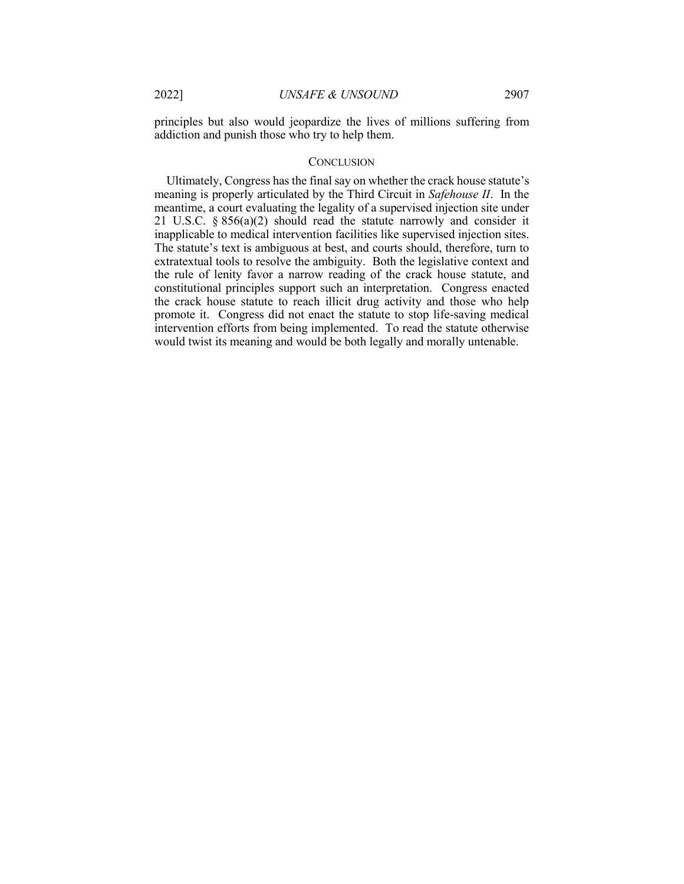principles but also would jeopardize the lives of millions suffering from addiction and punish those who try to help them.

## CONCLUSION

Ultimately, Congress has the final say on whether the crack house statute's meaning is properly articulated by the Third Circuit in *Safehouse II*. In the meantime, a court evaluating the legality of a supervised injection site under 21 U.S.C. § 856(a)(2) should read the statute narrowly and consider it inapplicable to medical intervention facilities like supervised injection sites. The statute's text is ambiguous at best, and courts should, therefore, turn to extratextual tools to resolve the ambiguity. Both the legislative context and the rule of lenity favor a narrow reading of the crack house statute, and constitutional principles support such an interpretation. Congress enacted the crack house statute to reach illicit drug activity and those who help promote it. Congress did not enact the statute to stop life-saving medical intervention efforts from being implemented. To read the statute otherwise would twist its meaning and would be both legally and morally untenable.